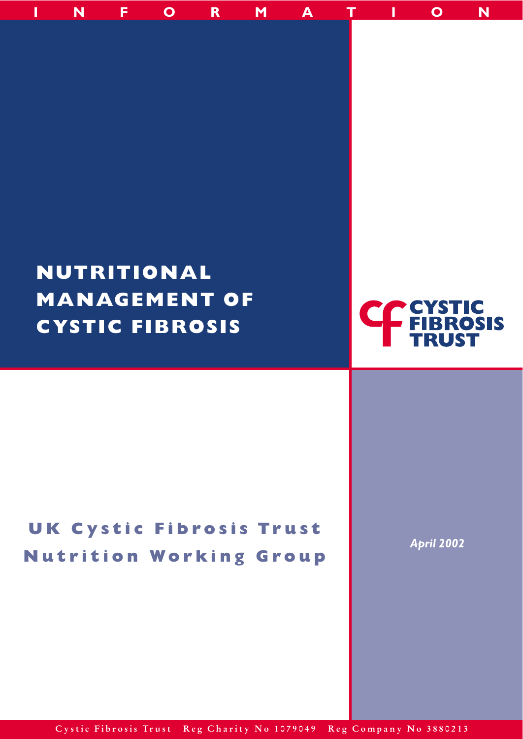INFORMATION

# NUTRITIONAL MANAGEMENT OF CYSTIC FIBROSIS

CYSTIC FIBROSIS TRUST

## UK Cystic Fibrosis Trust Nutrition Working Group

*April 2002*

Cystic Fibrosis Trust Reg Charity No 1079049 Reg Company No 3880213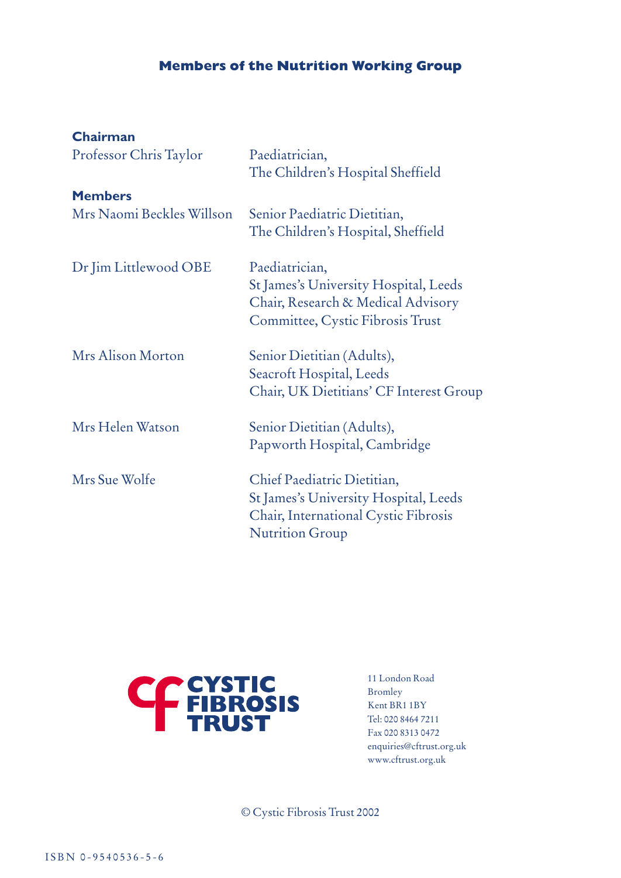## Members of the Nutrition Working Group

**Chairman**

| | |
|---|---|
| Professor Chris Taylor | Paediatrician, The Children's Hospital Sheffield |

**Members**

| | |
|---|---|
| Mrs Naomi Beckles Willson | Senior Paediatric Dietitian, The Children's Hospital, Sheffield |
| Dr Jim Littlewood OBE | Paediatrician, St James's University Hospital, Leeds<br>Chair, Research & Medical Advisory Committee, Cystic Fibrosis Trust |
| Mrs Alison Morton | Senior Dietitian (Adults), Seacroft Hospital, Leeds<br>Chair, UK Dietitians' CF Interest Group |
| Mrs Helen Watson | Senior Dietitian (Adults), Papworth Hospital, Cambridge |
| Mrs Sue Wolfe | Chief Paediatric Dietitian, St James's University Hospital, Leeds<br>Chair, International Cystic Fibrosis Nutrition Group |

CF CYSTIC FIBROSIS TRUST

11 London Road
Bromley
Kent BR1 1BY
Tel: 020 8464 7211
Fax 020 8313 0472
enquiries@cftrust.org.uk
www.cftrust.org.uk

© Cystic Fibrosis Trust 2002

ISBN 0-9540536-5-6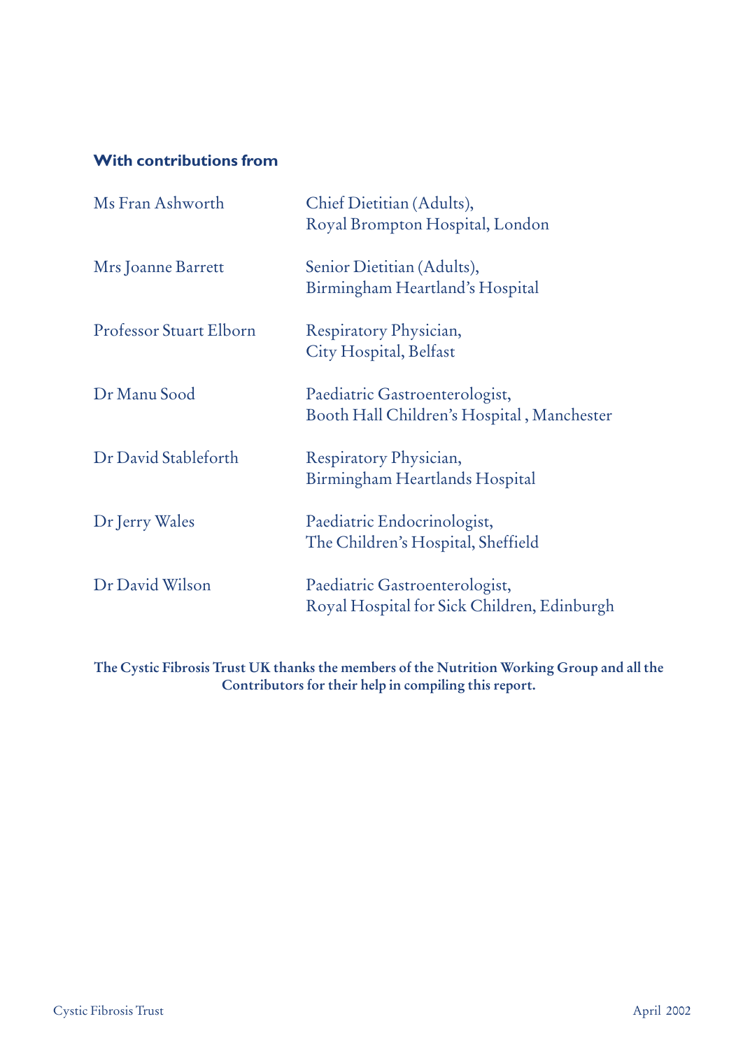**With contributions from**

| | |
|---|---|
| Ms Fran Ashworth | Chief Dietitian (Adults), Royal Brompton Hospital, London |
| Mrs Joanne Barrett | Senior Dietitian (Adults), Birmingham Heartland's Hospital |
| Professor Stuart Elborn | Respiratory Physician, City Hospital, Belfast |
| Dr Manu Sood | Paediatric Gastroenterologist, Booth Hall Children's Hospital , Manchester |
| Dr David Stableforth | Respiratory Physician, Birmingham Heartlands Hospital |
| Dr Jerry Wales | Paediatric Endocrinologist, The Children's Hospital, Sheffield |
| Dr David Wilson | Paediatric Gastroenterologist, Royal Hospital for Sick Children, Edinburgh |

**The Cystic Fibrosis Trust UK thanks the members of the Nutrition Working Group and all the Contributors for their help in compiling this report.**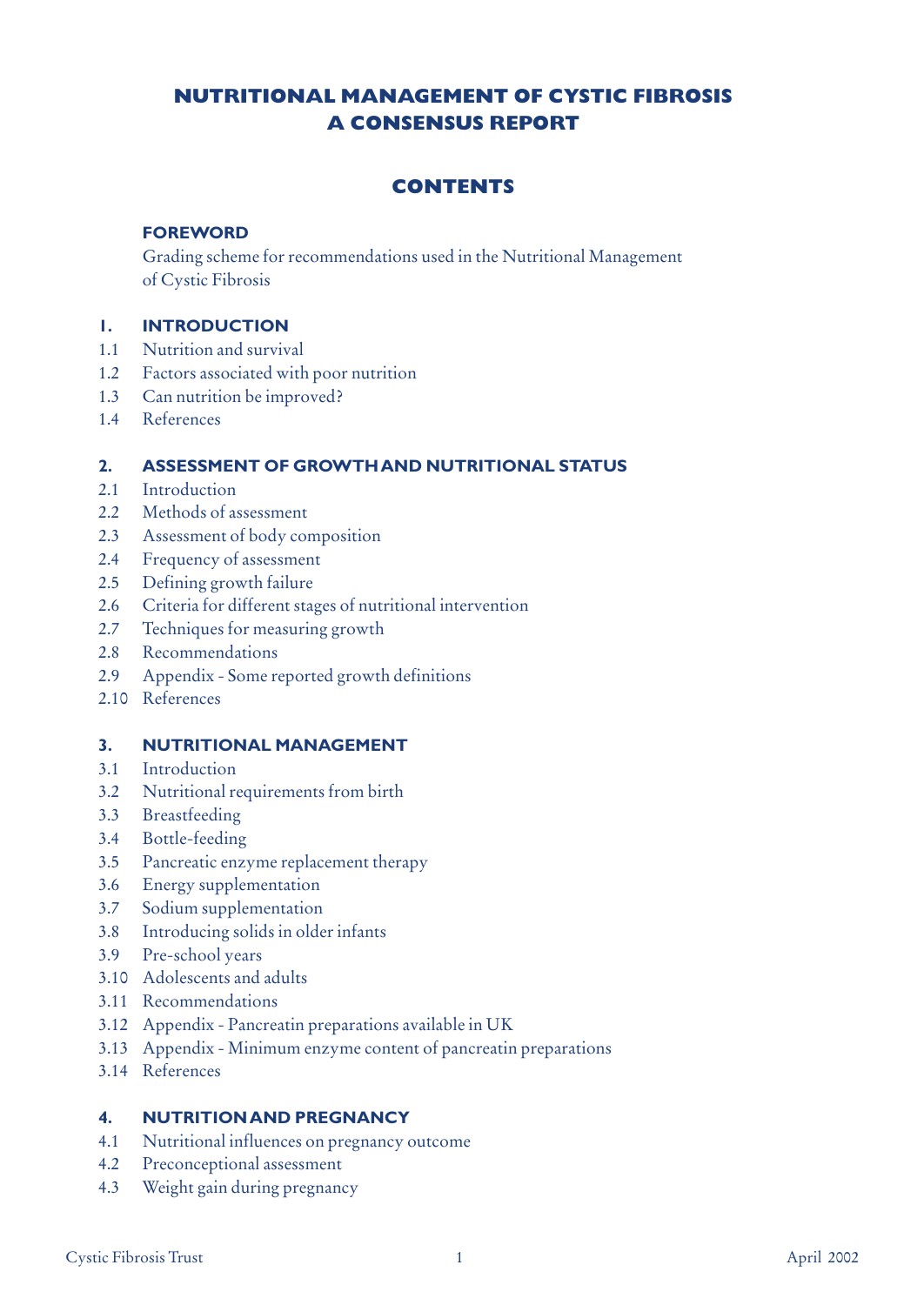# NUTRITIONAL MANAGEMENT OF CYSTIC FIBROSIS A CONSENSUS REPORT

## CONTENTS

**FOREWORD**

Grading scheme for recommendations used in the Nutritional Management of Cystic Fibrosis

**1. INTRODUCTION**

1.1 Nutrition and survival
1.2 Factors associated with poor nutrition
1.3 Can nutrition be improved?
1.4 References

**2. ASSESSMENT OF GROWTH AND NUTRITIONAL STATUS**

2.1 Introduction
2.2 Methods of assessment
2.3 Assessment of body composition
2.4 Frequency of assessment
2.5 Defining growth failure
2.6 Criteria for different stages of nutritional intervention
2.7 Techniques for measuring growth
2.8 Recommendations
2.9 Appendix - Some reported growth definitions
2.10 References

**3. NUTRITIONAL MANAGEMENT**

3.1 Introduction
3.2 Nutritional requirements from birth
3.3 Breastfeeding
3.4 Bottle-feeding
3.5 Pancreatic enzyme replacement therapy
3.6 Energy supplementation
3.7 Sodium supplementation
3.8 Introducing solids in older infants
3.9 Pre-school years
3.10 Adolescents and adults
3.11 Recommendations
3.12 Appendix - Pancreatin preparations available in UK
3.13 Appendix - Minimum enzyme content of pancreatin preparations
3.14 References

**4. NUTRITION AND PREGNANCY**

4.1 Nutritional influences on pregnancy outcome
4.2 Preconceptional assessment
4.3 Weight gain during pregnancy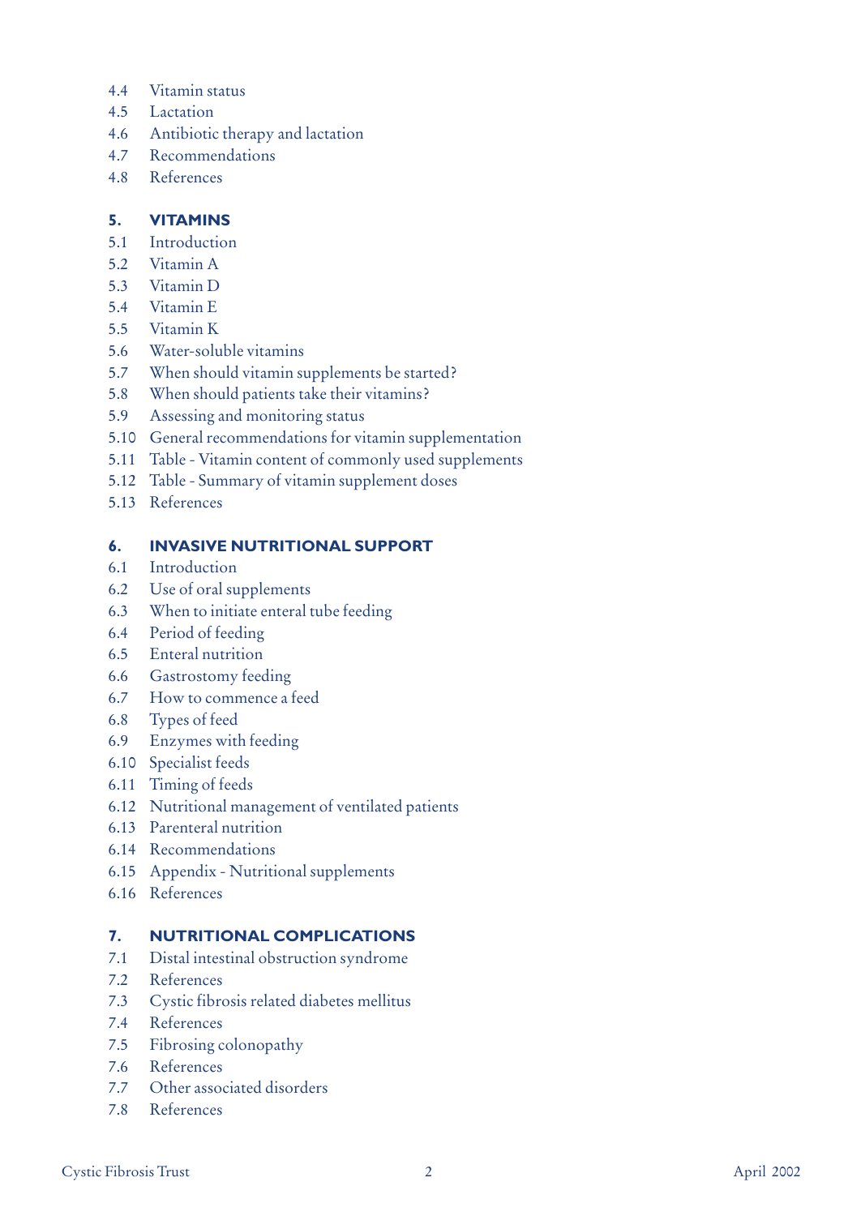4.4 Vitamin status
4.5 Lactation
4.6 Antibiotic therapy and lactation
4.7 Recommendations
4.8 References

## 5. VITAMINS

5.1 Introduction
5.2 Vitamin A
5.3 Vitamin D
5.4 Vitamin E
5.5 Vitamin K
5.6 Water-soluble vitamins
5.7 When should vitamin supplements be started?
5.8 When should patients take their vitamins?
5.9 Assessing and monitoring status
5.10 General recommendations for vitamin supplementation
5.11 Table - Vitamin content of commonly used supplements
5.12 Table - Summary of vitamin supplement doses
5.13 References

## 6. INVASIVE NUTRITIONAL SUPPORT

6.1 Introduction
6.2 Use of oral supplements
6.3 When to initiate enteral tube feeding
6.4 Period of feeding
6.5 Enteral nutrition
6.6 Gastrostomy feeding
6.7 How to commence a feed
6.8 Types of feed
6.9 Enzymes with feeding
6.10 Specialist feeds
6.11 Timing of feeds
6.12 Nutritional management of ventilated patients
6.13 Parenteral nutrition
6.14 Recommendations
6.15 Appendix - Nutritional supplements
6.16 References

## 7. NUTRITIONAL COMPLICATIONS

7.1 Distal intestinal obstruction syndrome
7.2 References
7.3 Cystic fibrosis related diabetes mellitus
7.4 References
7.5 Fibrosing colonopathy
7.6 References
7.7 Other associated disorders
7.8 References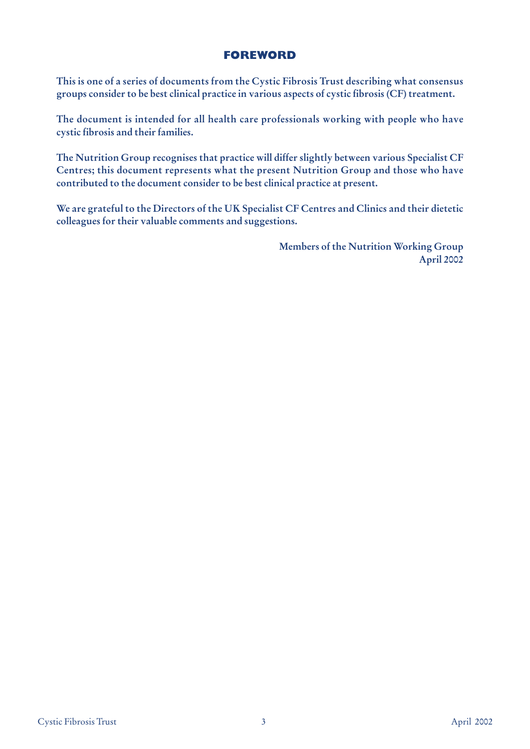## FOREWORD

**This is one of a series of documents from the Cystic Fibrosis Trust describing what consensus groups consider to be best clinical practice in various aspects of cystic fibrosis (CF) treatment.**

**The document is intended for all health care professionals working with people who have cystic fibrosis and their families.**

**The Nutrition Group recognises that practice will differ slightly between various Specialist CF Centres; this document represents what the present Nutrition Group and those who have contributed to the document consider to be best clinical practice at present.**

**We are grateful to the Directors of the UK Specialist CF Centres and Clinics and their dietetic colleagues for their valuable comments and suggestions.**

**Members of the Nutrition Working Group**
**April 2002**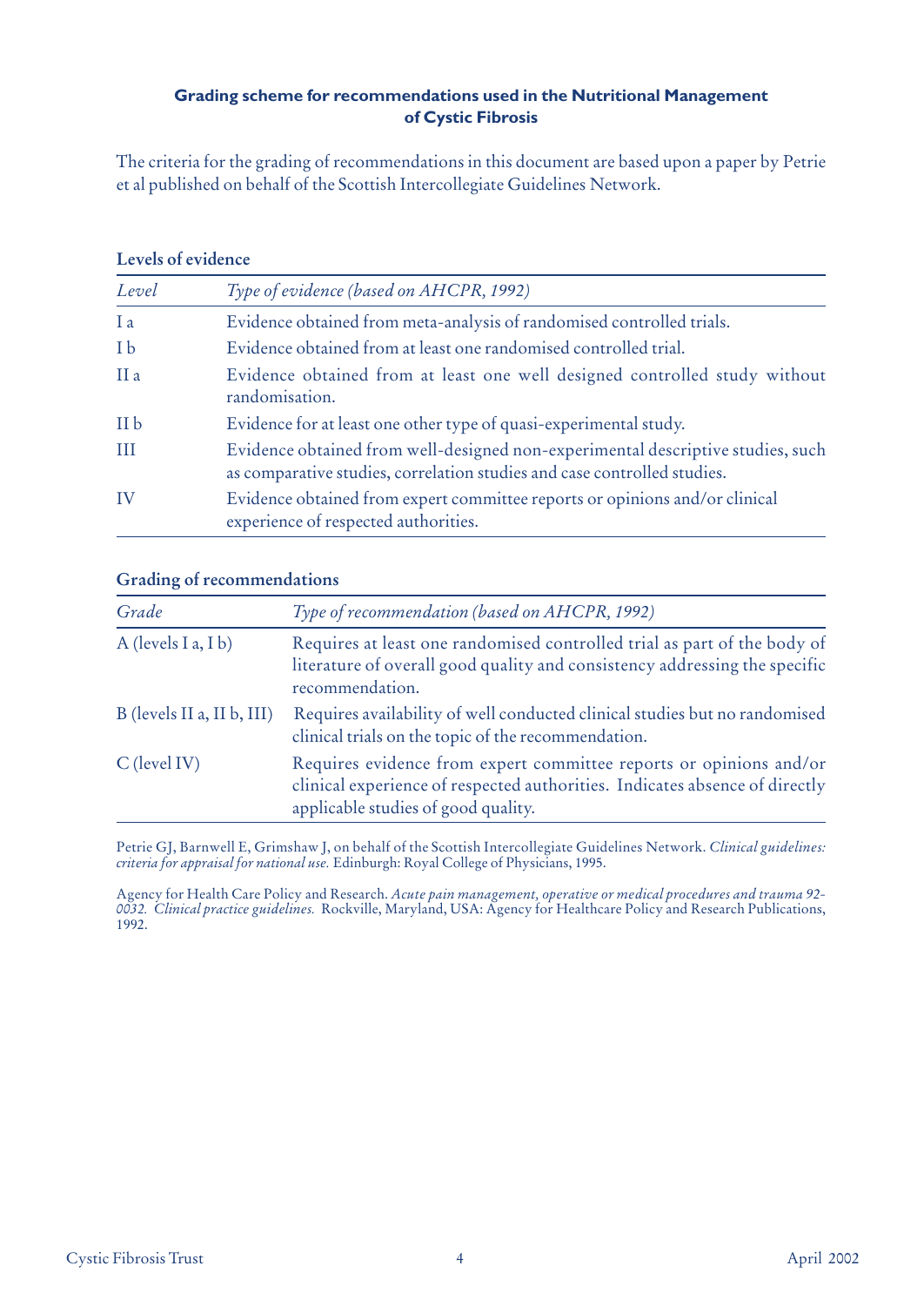## Grading scheme for recommendations used in the Nutritional Management of Cystic Fibrosis

The criteria for the grading of recommendations in this document are based upon a paper by Petrie et al published on behalf of the Scottish Intercollegiate Guidelines Network.

### Levels of evidence

| *Level* | *Type of evidence (based on AHCPR, 1992)* |
|---|---|
| I a | Evidence obtained from meta-analysis of randomised controlled trials. |
| I b | Evidence obtained from at least one randomised controlled trial. |
| II a | Evidence obtained from at least one well designed controlled study without randomisation. |
| II b | Evidence for at least one other type of quasi-experimental study. |
| III | Evidence obtained from well-designed non-experimental descriptive studies, such as comparative studies, correlation studies and case controlled studies. |
| IV | Evidence obtained from expert committee reports or opinions and/or clinical experience of respected authorities. |

### Grading of recommendations

| *Grade* | *Type of recommendation (based on AHCPR, 1992)* |
|---|---|
| A (levels I a, I b) | Requires at least one randomised controlled trial as part of the body of literature of overall good quality and consistency addressing the specific recommendation. |
| B (levels II a, II b, III) | Requires availability of well conducted clinical studies but no randomised clinical trials on the topic of the recommendation. |
| C (level IV) | Requires evidence from expert committee reports or opinions and/or clinical experience of respected authorities. Indicates absence of directly applicable studies of good quality. |

Petrie GJ, Barnwell E, Grimshaw J, on behalf of the Scottish Intercollegiate Guidelines Network. *Clinical guidelines: criteria for appraisal for national use.* Edinburgh: Royal College of Physicians, 1995.

Agency for Health Care Policy and Research. *Acute pain management, operative or medical procedures and trauma 92-0032. Clinical practice guidelines.* Rockville, Maryland, USA: Agency for Healthcare Policy and Research Publications, 1992.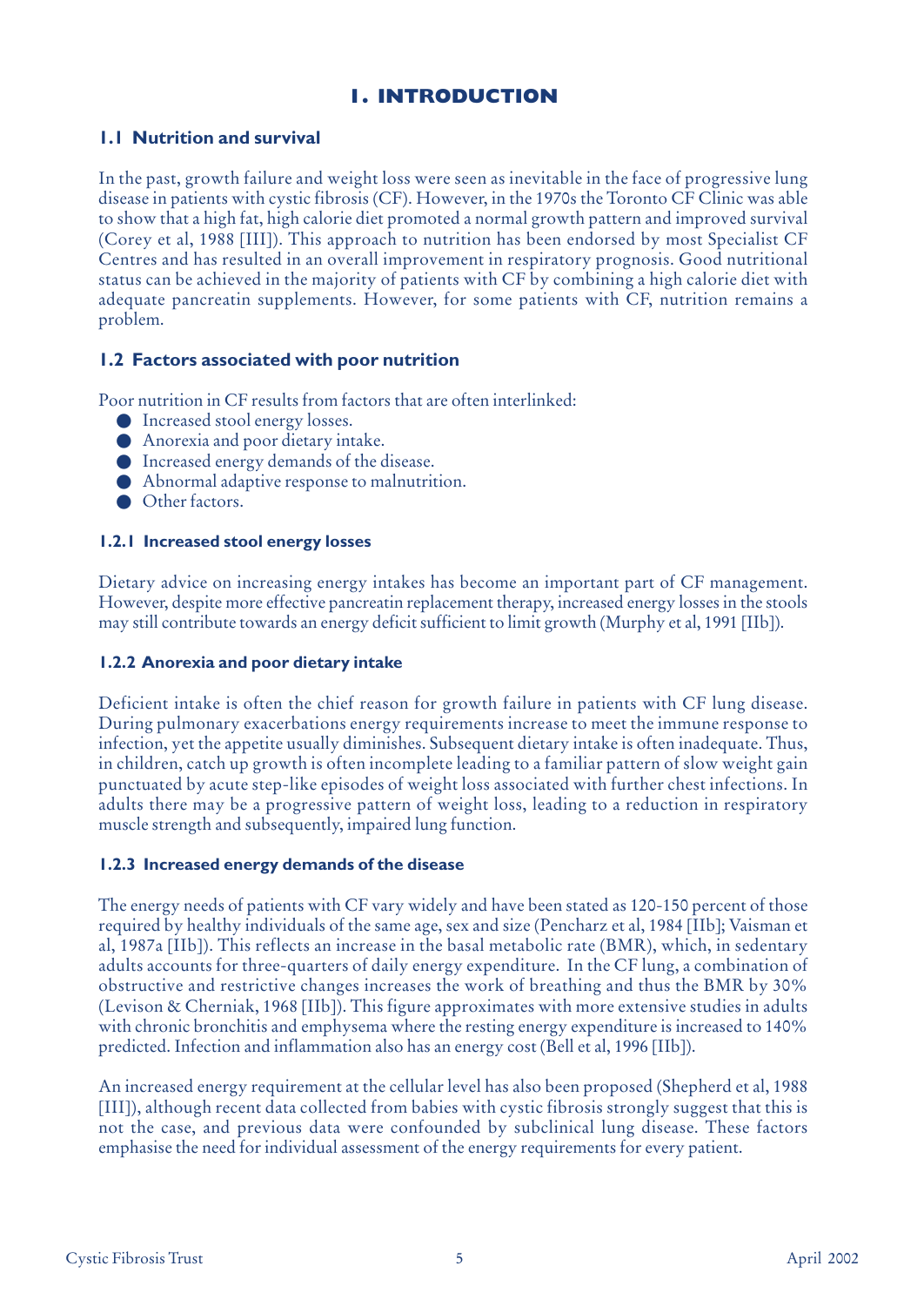# 1. INTRODUCTION

## 1.1 Nutrition and survival

In the past, growth failure and weight loss were seen as inevitable in the face of progressive lung disease in patients with cystic fibrosis (CF). However, in the 1970s the Toronto CF Clinic was able to show that a high fat, high calorie diet promoted a normal growth pattern and improved survival (Corey et al, 1988 [III]). This approach to nutrition has been endorsed by most Specialist CF Centres and has resulted in an overall improvement in respiratory prognosis. Good nutritional status can be achieved in the majority of patients with CF by combining a high calorie diet with adequate pancreatin supplements. However, for some patients with CF, nutrition remains a problem.

## 1.2 Factors associated with poor nutrition

Poor nutrition in CF results from factors that are often interlinked:

- Increased stool energy losses.
- Anorexia and poor dietary intake.
- Increased energy demands of the disease.
- Abnormal adaptive response to malnutrition.
- Other factors.

### 1.2.1 Increased stool energy losses

Dietary advice on increasing energy intakes has become an important part of CF management. However, despite more effective pancreatin replacement therapy, increased energy losses in the stools may still contribute towards an energy deficit sufficient to limit growth (Murphy et al, 1991 [IIb]).

### 1.2.2 Anorexia and poor dietary intake

Deficient intake is often the chief reason for growth failure in patients with CF lung disease. During pulmonary exacerbations energy requirements increase to meet the immune response to infection, yet the appetite usually diminishes. Subsequent dietary intake is often inadequate. Thus, in children, catch up growth is often incomplete leading to a familiar pattern of slow weight gain punctuated by acute step-like episodes of weight loss associated with further chest infections. In adults there may be a progressive pattern of weight loss, leading to a reduction in respiratory muscle strength and subsequently, impaired lung function.

### 1.2.3 Increased energy demands of the disease

The energy needs of patients with CF vary widely and have been stated as 120-150 percent of those required by healthy individuals of the same age, sex and size (Pencharz et al, 1984 [IIb]; Vaisman et al, 1987a [IIb]). This reflects an increase in the basal metabolic rate (BMR), which, in sedentary adults accounts for three-quarters of daily energy expenditure. In the CF lung, a combination of obstructive and restrictive changes increases the work of breathing and thus the BMR by 30% (Levison & Cherniak, 1968 [IIb]). This figure approximates with more extensive studies in adults with chronic bronchitis and emphysema where the resting energy expenditure is increased to 140% predicted. Infection and inflammation also has an energy cost (Bell et al, 1996 [IIb]).

An increased energy requirement at the cellular level has also been proposed (Shepherd et al, 1988 [III]), although recent data collected from babies with cystic fibrosis strongly suggest that this is not the case, and previous data were confounded by subclinical lung disease. These factors emphasise the need for individual assessment of the energy requirements for every patient.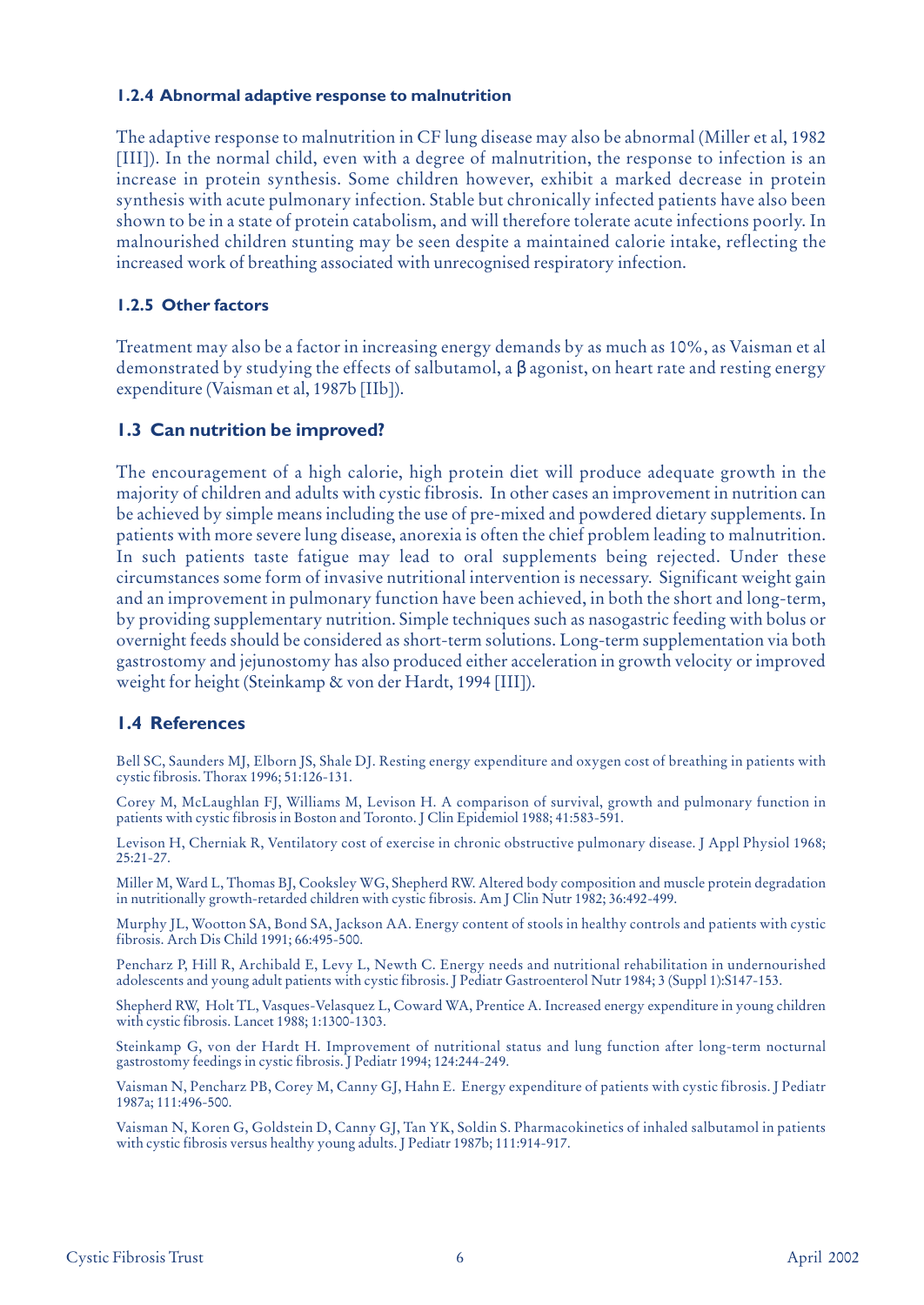### 1.2.4 Abnormal adaptive response to malnutrition

The adaptive response to malnutrition in CF lung disease may also be abnormal (Miller et al, 1982 [III]). In the normal child, even with a degree of malnutrition, the response to infection is an increase in protein synthesis. Some children however, exhibit a marked decrease in protein synthesis with acute pulmonary infection. Stable but chronically infected patients have also been shown to be in a state of protein catabolism, and will therefore tolerate acute infections poorly. In malnourished children stunting may be seen despite a maintained calorie intake, reflecting the increased work of breathing associated with unrecognised respiratory infection.

### 1.2.5 Other factors

Treatment may also be a factor in increasing energy demands by as much as 10%, as Vaisman et al demonstrated by studying the effects of salbutamol, a β agonist, on heart rate and resting energy expenditure (Vaisman et al, 1987b [IIb]).

## 1.3 Can nutrition be improved?

The encouragement of a high calorie, high protein diet will produce adequate growth in the majority of children and adults with cystic fibrosis. In other cases an improvement in nutrition can be achieved by simple means including the use of pre-mixed and powdered dietary supplements. In patients with more severe lung disease, anorexia is often the chief problem leading to malnutrition. In such patients taste fatigue may lead to oral supplements being rejected. Under these circumstances some form of invasive nutritional intervention is necessary. Significant weight gain and an improvement in pulmonary function have been achieved, in both the short and long-term, by providing supplementary nutrition. Simple techniques such as nasogastric feeding with bolus or overnight feeds should be considered as short-term solutions. Long-term supplementation via both gastrostomy and jejunostomy has also produced either acceleration in growth velocity or improved weight for height (Steinkamp & von der Hardt, 1994 [III]).

## 1.4 References

Bell SC, Saunders MJ, Elborn JS, Shale DJ. Resting energy expenditure and oxygen cost of breathing in patients with cystic fibrosis. Thorax 1996; 51:126-131.

Corey M, McLaughlan FJ, Williams M, Levison H. A comparison of survival, growth and pulmonary function in patients with cystic fibrosis in Boston and Toronto. J Clin Epidemiol 1988; 41:583-591.

Levison H, Cherniak R, Ventilatory cost of exercise in chronic obstructive pulmonary disease. J Appl Physiol 1968; 25:21-27.

Miller M, Ward L, Thomas BJ, Cooksley WG, Shepherd RW. Altered body composition and muscle protein degradation in nutritionally growth-retarded children with cystic fibrosis. Am J Clin Nutr 1982; 36:492-499.

Murphy JL, Wootton SA, Bond SA, Jackson AA. Energy content of stools in healthy controls and patients with cystic fibrosis. Arch Dis Child 1991; 66:495-500.

Pencharz P, Hill R, Archibald E, Levy L, Newth C. Energy needs and nutritional rehabilitation in undernourished adolescents and young adult patients with cystic fibrosis. J Pediatr Gastroenterol Nutr 1984; 3 (Suppl 1):S147-153.

Shepherd RW, Holt TL, Vasques-Velasquez L, Coward WA, Prentice A. Increased energy expenditure in young children with cystic fibrosis. Lancet 1988; 1:1300-1303.

Steinkamp G, von der Hardt H. Improvement of nutritional status and lung function after long-term nocturnal gastrostomy feedings in cystic fibrosis. J Pediatr 1994; 124:244-249.

Vaisman N, Pencharz PB, Corey M, Canny GJ, Hahn E. Energy expenditure of patients with cystic fibrosis. J Pediatr 1987a; 111:496-500.

Vaisman N, Koren G, Goldstein D, Canny GJ, Tan YK, Soldin S. Pharmacokinetics of inhaled salbutamol in patients with cystic fibrosis versus healthy young adults. J Pediatr 1987b; 111:914-917.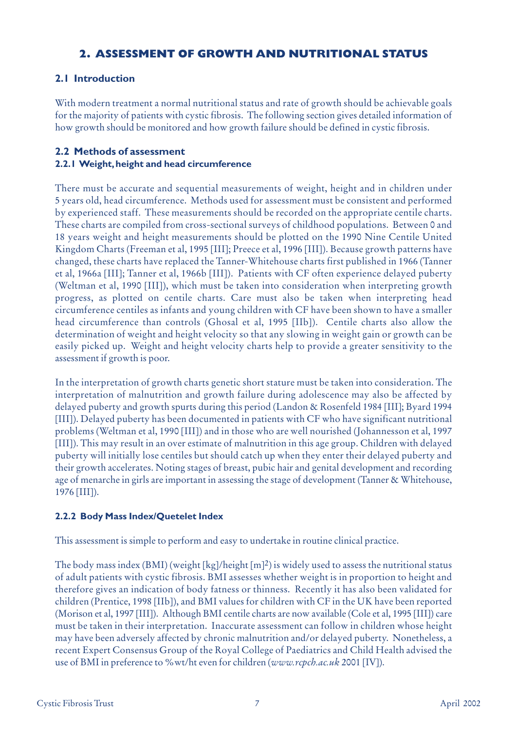## 2. ASSESSMENT OF GROWTH AND NUTRITIONAL STATUS

### 2.1 Introduction

With modern treatment a normal nutritional status and rate of growth should be achievable goals for the majority of patients with cystic fibrosis. The following section gives detailed information of how growth should be monitored and how growth failure should be defined in cystic fibrosis.

### 2.2 Methods of assessment

#### 2.2.1 Weight, height and head circumference

There must be accurate and sequential measurements of weight, height and in children under 5 years old, head circumference. Methods used for assessment must be consistent and performed by experienced staff. These measurements should be recorded on the appropriate centile charts. These charts are compiled from cross-sectional surveys of childhood populations. Between 0 and 18 years weight and height measurements should be plotted on the 1990 Nine Centile United Kingdom Charts (Freeman et al, 1995 [III]; Preece et al, 1996 [III]). Because growth patterns have changed, these charts have replaced the Tanner-Whitehouse charts first published in 1966 (Tanner et al, 1966a [III]; Tanner et al, 1966b [III]). Patients with CF often experience delayed puberty (Weltman et al, 1990 [III]), which must be taken into consideration when interpreting growth progress, as plotted on centile charts. Care must also be taken when interpreting head circumference centiles as infants and young children with CF have been shown to have a smaller head circumference than controls (Ghosal et al, 1995 [IIb]). Centile charts also allow the determination of weight and height velocity so that any slowing in weight gain or growth can be easily picked up. Weight and height velocity charts help to provide a greater sensitivity to the assessment if growth is poor.

In the interpretation of growth charts genetic short stature must be taken into consideration. The interpretation of malnutrition and growth failure during adolescence may also be affected by delayed puberty and growth spurts during this period (Landon & Rosenfeld 1984 [III]; Byard 1994 [III]). Delayed puberty has been documented in patients with CF who have significant nutritional problems (Weltman et al, 1990 [III]) and in those who are well nourished (Johannesson et al, 1997 [III]). This may result in an over estimate of malnutrition in this age group. Children with delayed puberty will initially lose centiles but should catch up when they enter their delayed puberty and their growth accelerates. Noting stages of breast, pubic hair and genital development and recording age of menarche in girls are important in assessing the stage of development (Tanner & Whitehouse, 1976 [III]).

#### 2.2.2 Body Mass Index/Quetelet Index

This assessment is simple to perform and easy to undertake in routine clinical practice.

The body mass index (BMI) (weight [kg]/height [m]$^2$) is widely used to assess the nutritional status of adult patients with cystic fibrosis. BMI assesses whether weight is in proportion to height and therefore gives an indication of body fatness or thinness. Recently it has also been validated for children (Prentice, 1998 [IIb]), and BMI values for children with CF in the UK have been reported (Morison et al, 1997 [III]). Although BMI centile charts are now available (Cole et al, 1995 [III]) care must be taken in their interpretation. Inaccurate assessment can follow in children whose height may have been adversely affected by chronic malnutrition and/or delayed puberty. Nonetheless, a recent Expert Consensus Group of the Royal College of Paediatrics and Child Health advised the use of BMI in preference to %wt/ht even for children (*www.rcpch.ac.uk* 2001 [IV]).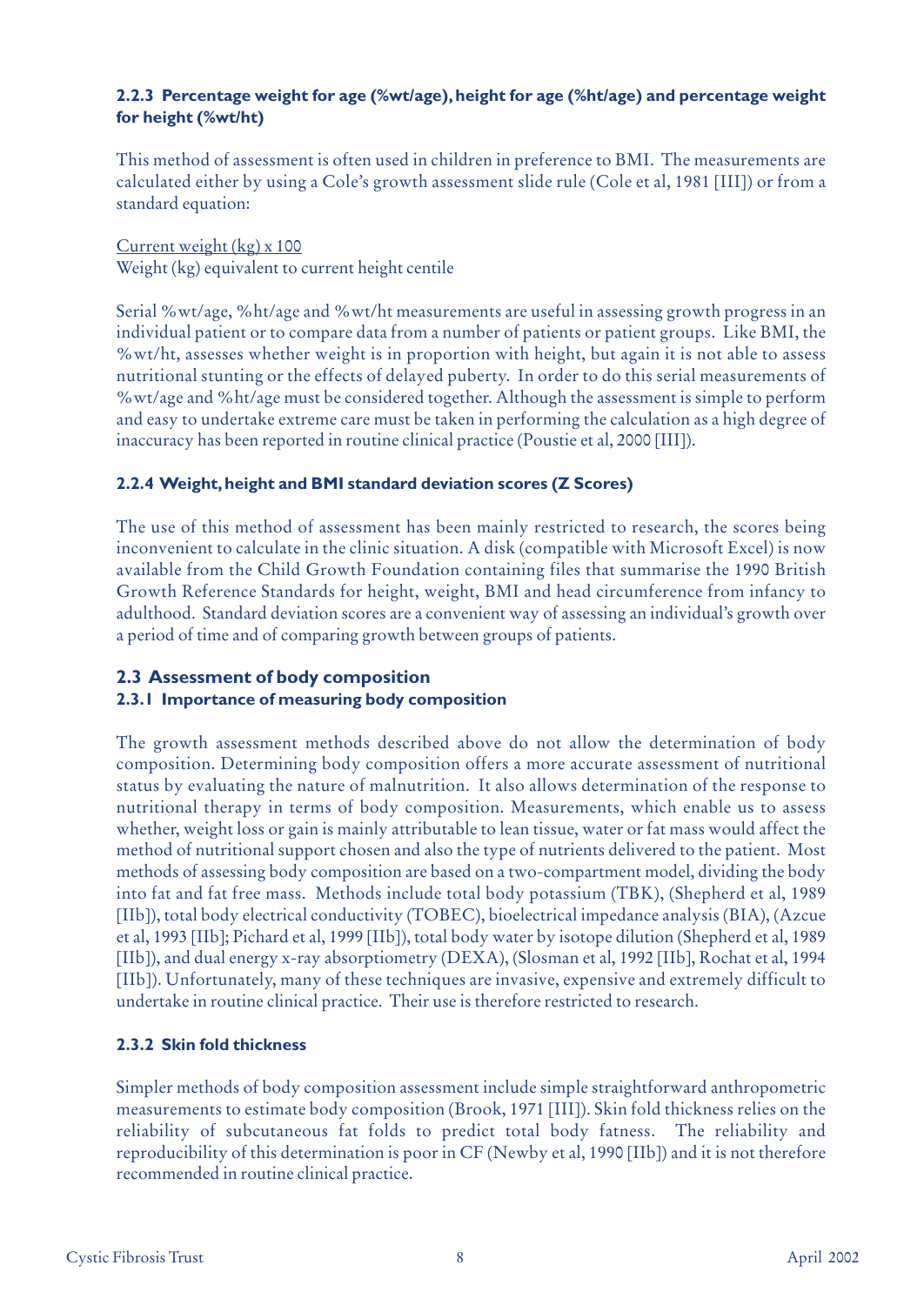#### 2.2.3 Percentage weight for age (%wt/age), height for age (%ht/age) and percentage weight for height (%wt/ht)

This method of assessment is often used in children in preference to BMI. The measurements are calculated either by using a Cole's growth assessment slide rule (Cole et al, 1981 [III]) or from a standard equation:

$$\frac{\text{Current weight (kg)} \times 100}{\text{Weight (kg) equivalent to current height centile}}$$

Serial %wt/age, %ht/age and %wt/ht measurements are useful in assessing growth progress in an individual patient or to compare data from a number of patients or patient groups. Like BMI, the %wt/ht, assesses whether weight is in proportion with height, but again it is not able to assess nutritional stunting or the effects of delayed puberty. In order to do this serial measurements of %wt/age and %ht/age must be considered together. Although the assessment is simple to perform and easy to undertake extreme care must be taken in performing the calculation as a high degree of inaccuracy has been reported in routine clinical practice (Poustie et al, 2000 [III]).

#### 2.2.4 Weight, height and BMI standard deviation scores (Z Scores)

The use of this method of assessment has been mainly restricted to research, the scores being inconvenient to calculate in the clinic situation. A disk (compatible with Microsoft Excel) is now available from the Child Growth Foundation containing files that summarise the 1990 British Growth Reference Standards for height, weight, BMI and head circumference from infancy to adulthood. Standard deviation scores are a convenient way of assessing an individual's growth over a period of time and of comparing growth between groups of patients.

### 2.3 Assessment of body composition

#### 2.3.1 Importance of measuring body composition

The growth assessment methods described above do not allow the determination of body composition. Determining body composition offers a more accurate assessment of nutritional status by evaluating the nature of malnutrition. It also allows determination of the response to nutritional therapy in terms of body composition. Measurements, which enable us to assess whether, weight loss or gain is mainly attributable to lean tissue, water or fat mass would affect the method of nutritional support chosen and also the type of nutrients delivered to the patient. Most methods of assessing body composition are based on a two-compartment model, dividing the body into fat and fat free mass. Methods include total body potassium (TBK), (Shepherd et al, 1989 [IIb]), total body electrical conductivity (TOBEC), bioelectrical impedance analysis (BIA), (Azcue et al, 1993 [IIb]; Pichard et al, 1999 [IIb]), total body water by isotope dilution (Shepherd et al, 1989 [IIb]), and dual energy x-ray absorptiometry (DEXA), (Slosman et al, 1992 [IIb], Rochat et al, 1994 [IIb]). Unfortunately, many of these techniques are invasive, expensive and extremely difficult to undertake in routine clinical practice. Their use is therefore restricted to research.

#### 2.3.2 Skin fold thickness

Simpler methods of body composition assessment include simple straightforward anthropometric measurements to estimate body composition (Brook, 1971 [III]). Skin fold thickness relies on the reliability of subcutaneous fat folds to predict total body fatness. The reliability and reproducibility of this determination is poor in CF (Newby et al, 1990 [IIb]) and it is not therefore recommended in routine clinical practice.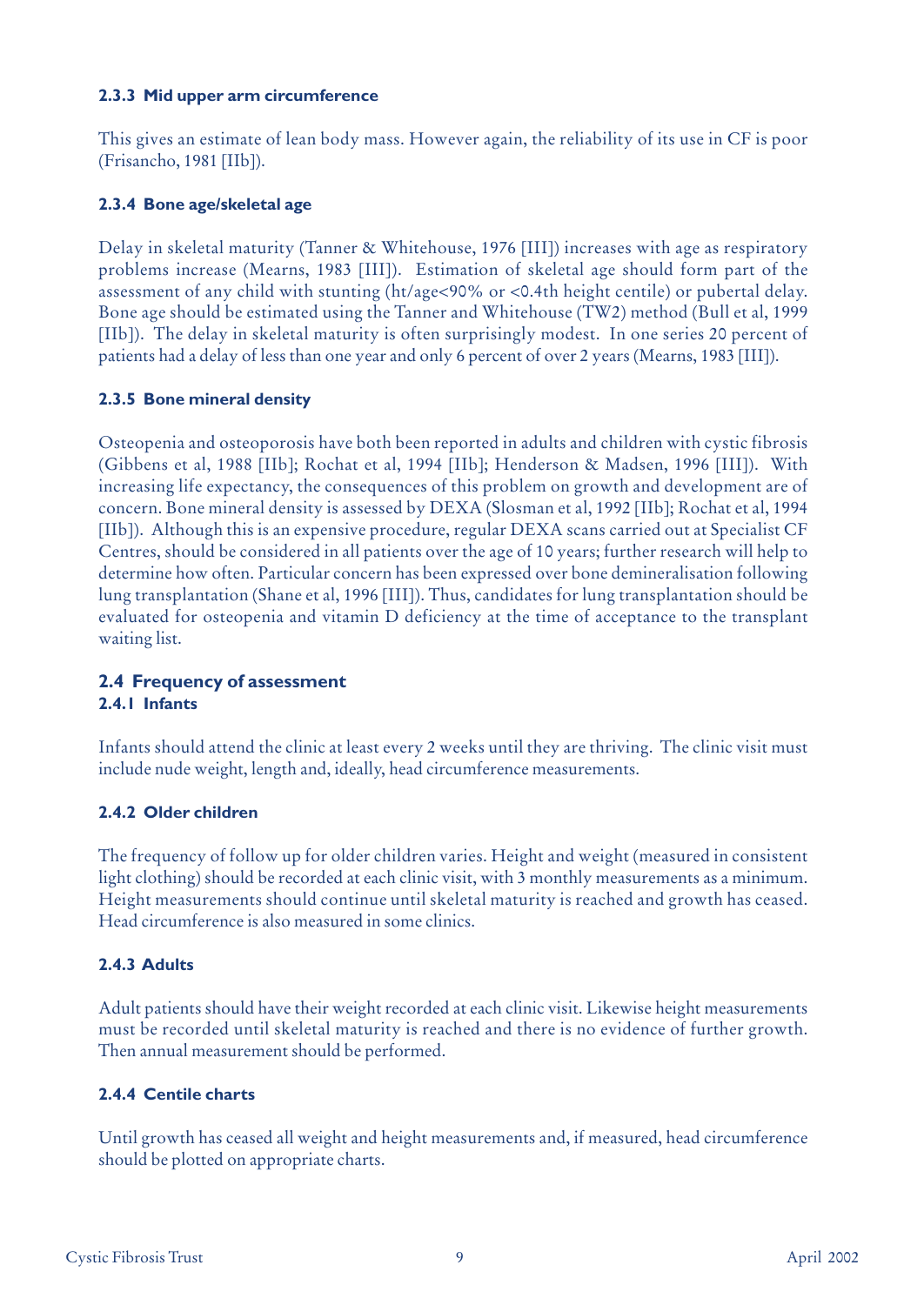#### 2.3.3 Mid upper arm circumference

This gives an estimate of lean body mass. However again, the reliability of its use in CF is poor (Frisancho, 1981 [IIb]).

#### 2.3.4 Bone age/skeletal age

Delay in skeletal maturity (Tanner & Whitehouse, 1976 [III]) increases with age as respiratory problems increase (Mearns, 1983 [III]). Estimation of skeletal age should form part of the assessment of any child with stunting (ht/age<90% or <0.4th height centile) or pubertal delay. Bone age should be estimated using the Tanner and Whitehouse (TW2) method (Bull et al, 1999 [IIb]). The delay in skeletal maturity is often surprisingly modest. In one series 20 percent of patients had a delay of less than one year and only 6 percent of over 2 years (Mearns, 1983 [III]).

#### 2.3.5 Bone mineral density

Osteopenia and osteoporosis have both been reported in adults and children with cystic fibrosis (Gibbens et al, 1988 [IIb]; Rochat et al, 1994 [IIb]; Henderson & Madsen, 1996 [III]). With increasing life expectancy, the consequences of this problem on growth and development are of concern. Bone mineral density is assessed by DEXA (Slosman et al, 1992 [IIb]; Rochat et al, 1994 [IIb]). Although this is an expensive procedure, regular DEXA scans carried out at Specialist CF Centres, should be considered in all patients over the age of 10 years; further research will help to determine how often. Particular concern has been expressed over bone demineralisation following lung transplantation (Shane et al, 1996 [III]). Thus, candidates for lung transplantation should be evaluated for osteopenia and vitamin D deficiency at the time of acceptance to the transplant waiting list.

### 2.4 Frequency of assessment

#### 2.4.1 Infants

Infants should attend the clinic at least every 2 weeks until they are thriving. The clinic visit must include nude weight, length and, ideally, head circumference measurements.

#### 2.4.2 Older children

The frequency of follow up for older children varies. Height and weight (measured in consistent light clothing) should be recorded at each clinic visit, with 3 monthly measurements as a minimum. Height measurements should continue until skeletal maturity is reached and growth has ceased. Head circumference is also measured in some clinics.

#### 2.4.3 Adults

Adult patients should have their weight recorded at each clinic visit. Likewise height measurements must be recorded until skeletal maturity is reached and there is no evidence of further growth. Then annual measurement should be performed.

#### 2.4.4 Centile charts

Until growth has ceased all weight and height measurements and, if measured, head circumference should be plotted on appropriate charts.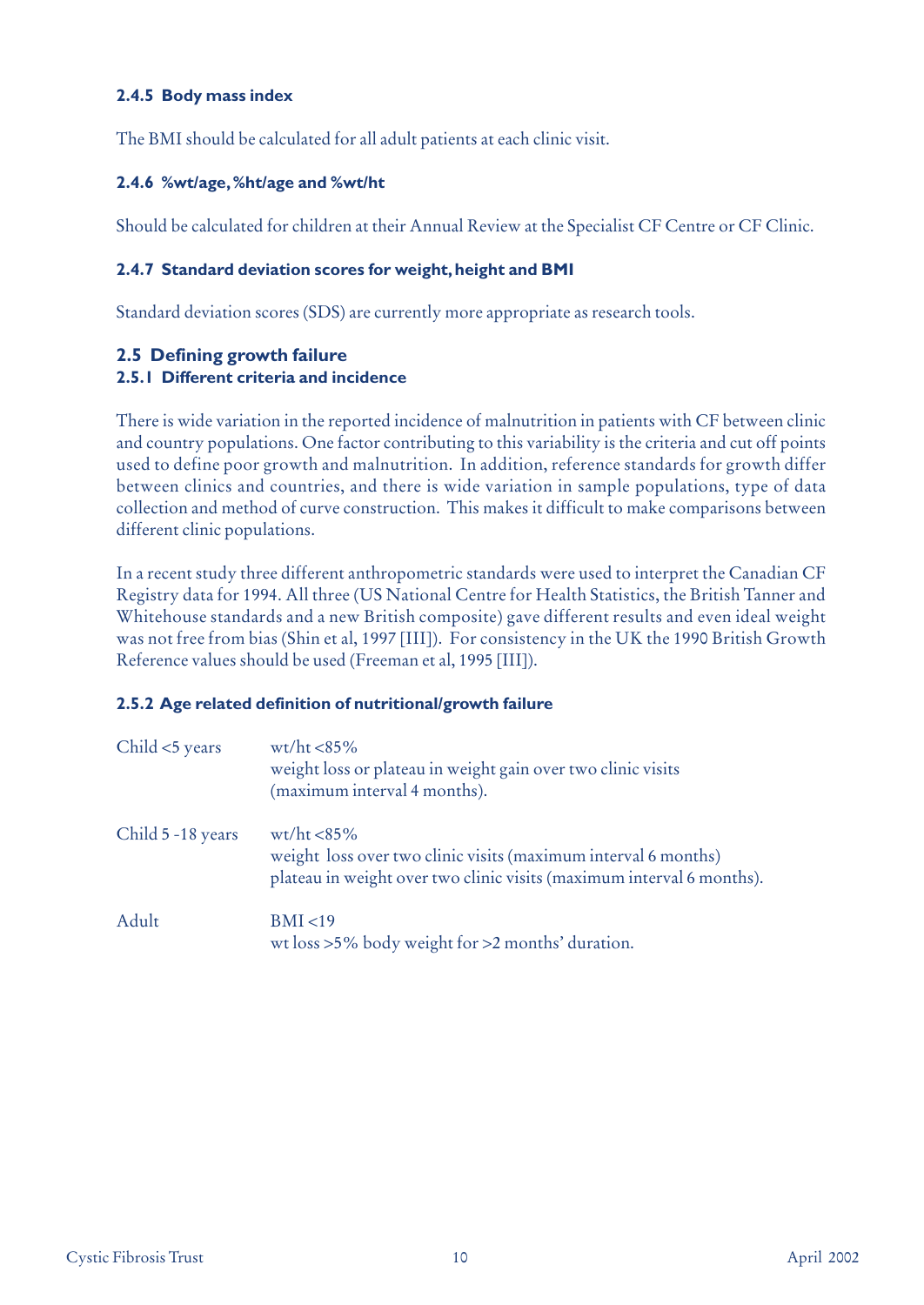### 2.4.5 Body mass index

The BMI should be calculated for all adult patients at each clinic visit.

### 2.4.6 %wt/age, %ht/age and %wt/ht

Should be calculated for children at their Annual Review at the Specialist CF Centre or CF Clinic.

### 2.4.7 Standard deviation scores for weight, height and BMI

Standard deviation scores (SDS) are currently more appropriate as research tools.

## 2.5 Defining growth failure

### 2.5.1 Different criteria and incidence

There is wide variation in the reported incidence of malnutrition in patients with CF between clinic and country populations. One factor contributing to this variability is the criteria and cut off points used to define poor growth and malnutrition. In addition, reference standards for growth differ between clinics and countries, and there is wide variation in sample populations, type of data collection and method of curve construction. This makes it difficult to make comparisons between different clinic populations.

In a recent study three different anthropometric standards were used to interpret the Canadian CF Registry data for 1994. All three (US National Centre for Health Statistics, the British Tanner and Whitehouse standards and a new British composite) gave different results and even ideal weight was not free from bias (Shin et al, 1997 [III]). For consistency in the UK the 1990 British Growth Reference values should be used (Freeman et al, 1995 [III]).

### 2.5.2 Age related definition of nutritional/growth failure

| | |
|---|---|
| Child <5 years | wt/ht <85%<br>weight loss or plateau in weight gain over two clinic visits (maximum interval 4 months). |
| Child 5 -18 years | wt/ht <85%<br>weight loss over two clinic visits (maximum interval 6 months)<br>plateau in weight over two clinic visits (maximum interval 6 months). |
| Adult | BMI <19<br>wt loss >5% body weight for >2 months' duration. |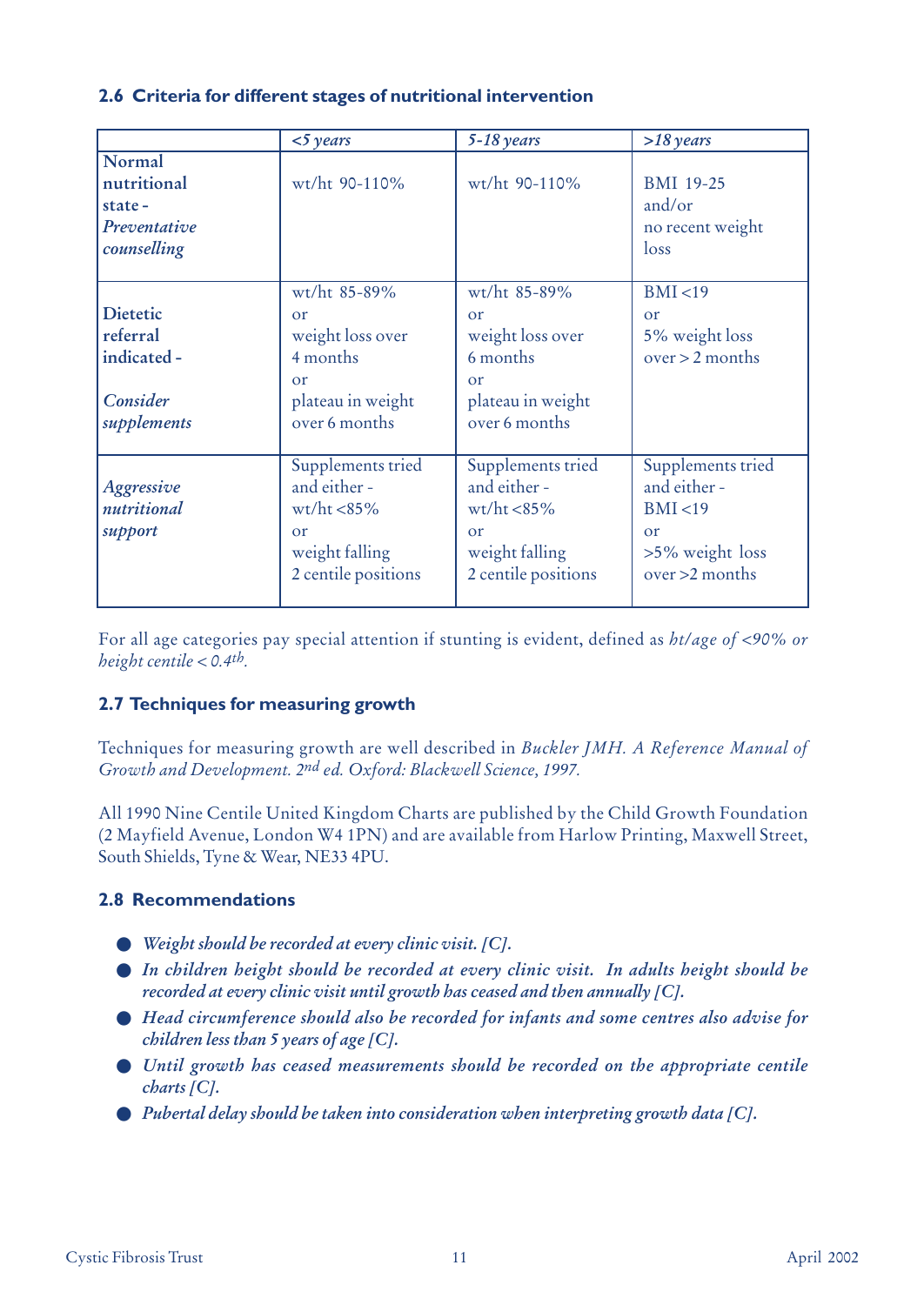### 2.6 Criteria for different stages of nutritional intervention

| | *<5 years* | *5-18 years* | *>18 years* |
|---|---|---|---|
| Normal nutritional state - *Preventative counselling* | wt/ht 90-110% | wt/ht 90-110% | BMI 19-25 and/or no recent weight loss |
| Dietetic referral indicated - *Consider supplements* | wt/ht 85-89% or weight loss over 4 months or plateau in weight over 6 months | wt/ht 85-89% or weight loss over 6 months or plateau in weight over 6 months | BMI <19 or 5% weight loss over > 2 months |
| *Aggressive nutritional support* | Supplements tried and either - wt/ht <85% or weight falling 2 centile positions | Supplements tried and either - wt/ht <85% or weight falling 2 centile positions | Supplements tried and either - BMI <19 or >5% weight loss over >2 months |

For all age categories pay special attention if stunting is evident, defined as *ht/age of <90% or height centile < 0.4th*.

### 2.7 Techniques for measuring growth

Techniques for measuring growth are well described in *Buckler JMH. A Reference Manual of Growth and Development. 2nd ed. Oxford: Blackwell Science, 1997.*

All 1990 Nine Centile United Kingdom Charts are published by the Child Growth Foundation (2 Mayfield Avenue, London W4 1PN) and are available from Harlow Printing, Maxwell Street, South Shields, Tyne & Wear, NE33 4PU.

### 2.8 Recommendations

- *Weight should be recorded at every clinic visit. [C].*
- *In children height should be recorded at every clinic visit. In adults height should be recorded at every clinic visit until growth has ceased and then annually [C].*
- *Head circumference should also be recorded for infants and some centres also advise for children less than 5 years of age [C].*
- *Until growth has ceased measurements should be recorded on the appropriate centile charts [C].*
- *Pubertal delay should be taken into consideration when interpreting growth data [C].*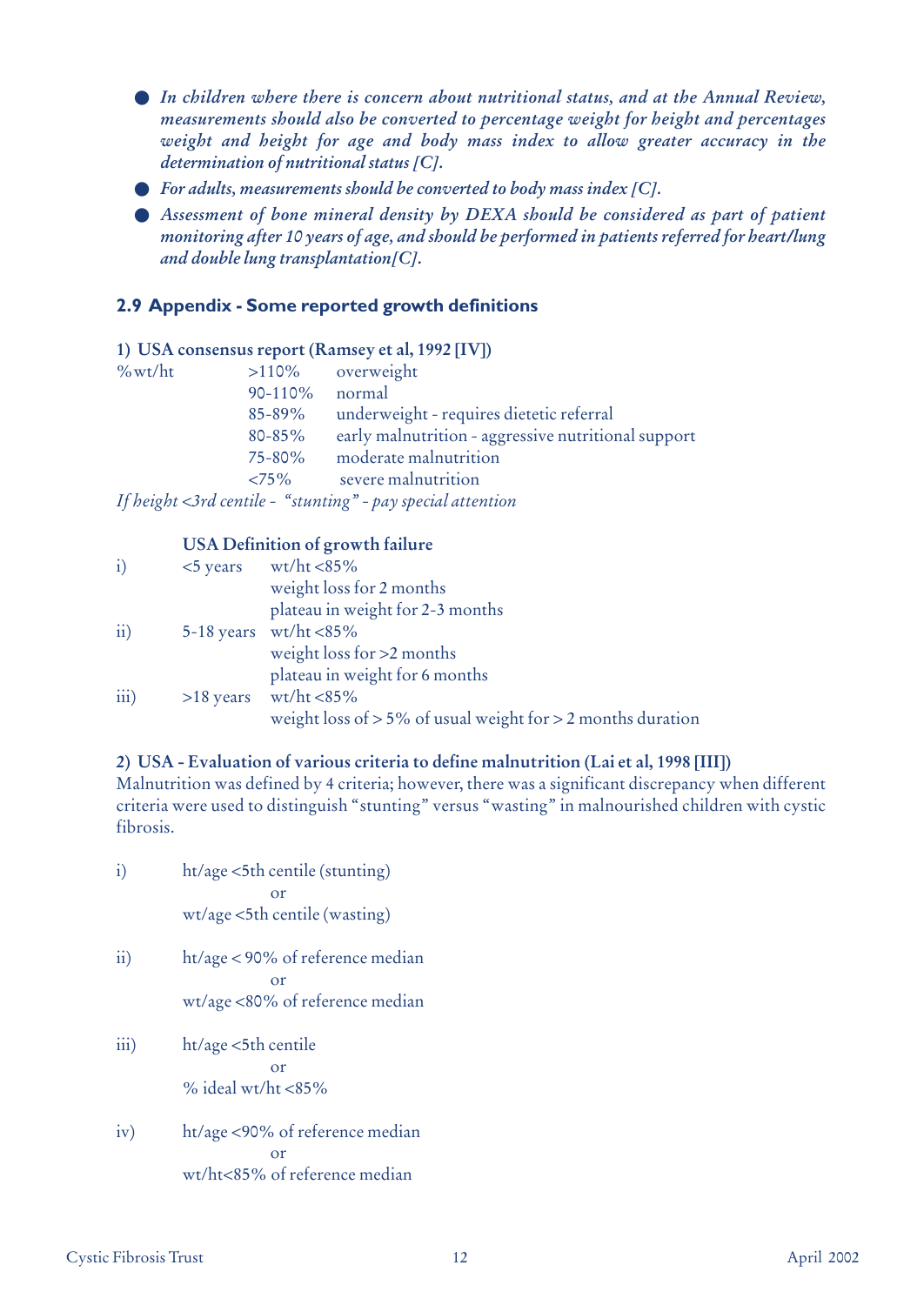- *In children where there is concern about nutritional status, and at the Annual Review, measurements should also be converted to percentage weight for height and percentages weight and height for age and body mass index to allow greater accuracy in the determination of nutritional status [C].*
- *For adults, measurements should be converted to body mass index [C].*
- *Assessment of bone mineral density by DEXA should be considered as part of patient monitoring after 10 years of age, and should be performed in patients referred for heart/lung and double lung transplantation[C].*

## 2.9 Appendix - Some reported growth definitions

**1) USA consensus report (Ramsey et al, 1992 [IV])**

| %wt/ht | >110% | overweight |
|---|---|---|
| | 90-110% | normal |
| | 85-89% | underweight - requires dietetic referral |
| | 80-85% | early malnutrition - aggressive nutritional support |
| | 75-80% | moderate malnutrition |
| | <75% | severe malnutrition |

*If height <3rd centile - "stunting" - pay special attention*

**USA Definition of growth failure**

| | | |
|---|---|---|
| i) | <5 years | wt/ht <85% |
| | | weight loss for 2 months |
| | | plateau in weight for 2-3 months |
| ii) | 5-18 years | wt/ht <85% |
| | | weight loss for >2 months |
| | | plateau in weight for 6 months |
| iii) | >18 years | wt/ht <85% |
| | | weight loss of > 5% of usual weight for > 2 months duration |

**2) USA - Evaluation of various criteria to define malnutrition (Lai et al, 1998 [III])**

Malnutrition was defined by 4 criteria; however, there was a significant discrepancy when different criteria were used to distinguish "stunting" versus "wasting" in malnourished children with cystic fibrosis.

i) ht/age <5th centile (stunting)
or
wt/age <5th centile (wasting)

ii) ht/age < 90% of reference median
or
wt/age <80% of reference median

iii) ht/age <5th centile
or
% ideal wt/ht <85%

iv) ht/age <90% of reference median
or
wt/ht<85% of reference median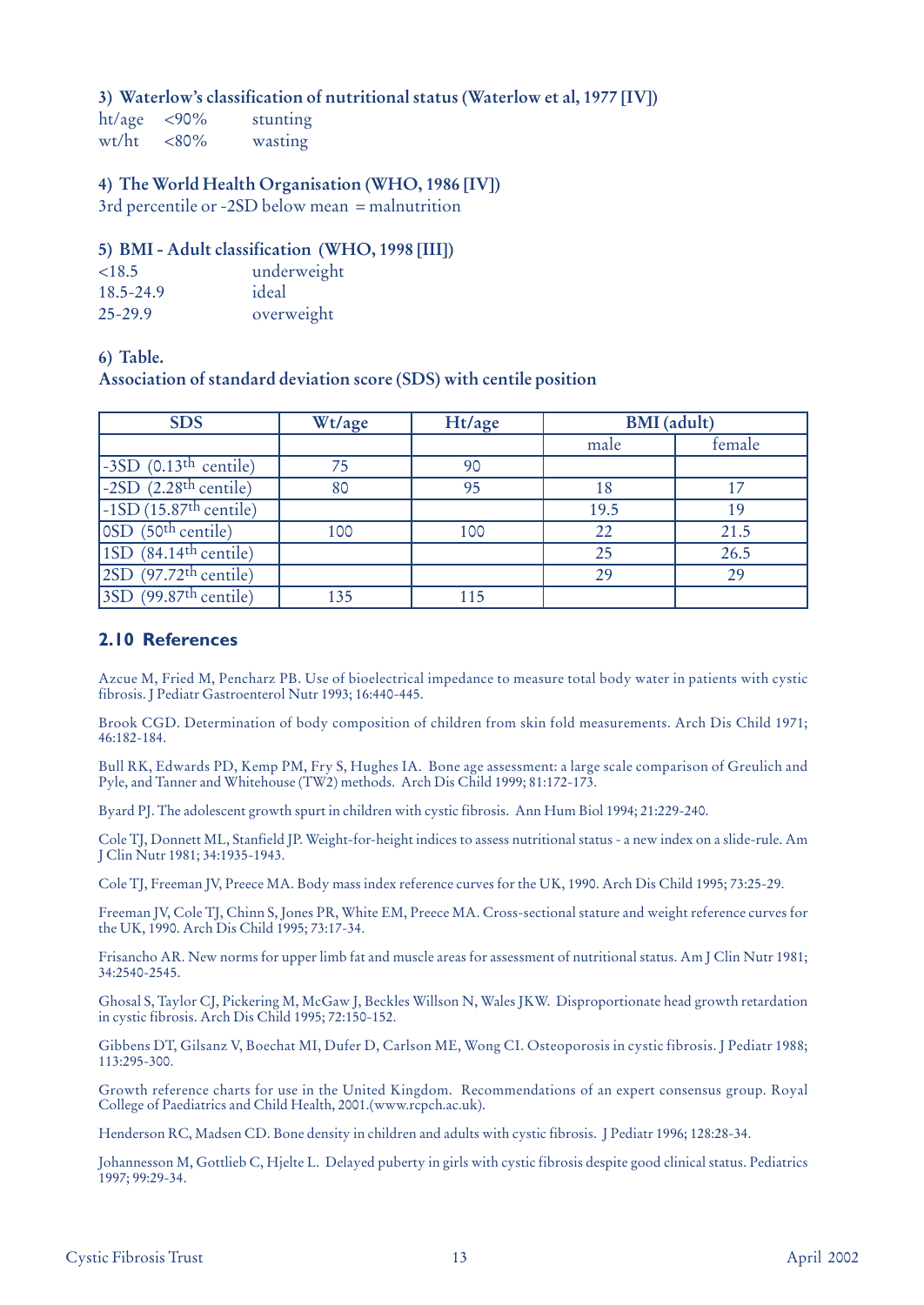### 3) Waterlow's classification of nutritional status (Waterlow et al, 1977 [IV])

ht/age <90% stunting
wt/ht <80% wasting

### 4) The World Health Organisation (WHO, 1986 [IV])

3rd percentile or -2SD below mean = malnutrition

### 5) BMI - Adult classification (WHO, 1998 [III])

<18.5 underweight
18.5-24.9 ideal
25-29.9 overweight

### 6) Table.

### Association of standard deviation score (SDS) with centile position

| SDS | Wt/age | Ht/age | BMI (adult) | |
|---|---|---|---|---|
| | | | male | female |
| -3SD (0.13th centile) | 75 | 90 | | |
| -2SD (2.28th centile) | 80 | 95 | 18 | 17 |
| -1SD (15.87th centile) | | | 19.5 | 19 |
| 0SD (50th centile) | 100 | 100 | 22 | 21.5 |
| 1SD (84.14th centile) | | | 25 | 26.5 |
| 2SD (97.72th centile) | | | 29 | 29 |
| 3SD (99.87th centile) | 135 | 115 | | |

## 2.10 References

Azcue M, Fried M, Pencharz PB. Use of bioelectrical impedance to measure total body water in patients with cystic fibrosis. J Pediatr Gastroenterol Nutr 1993; 16:440-445.

Brook CGD. Determination of body composition of children from skin fold measurements. Arch Dis Child 1971; 46:182-184.

Bull RK, Edwards PD, Kemp PM, Fry S, Hughes IA. Bone age assessment: a large scale comparison of Greulich and Pyle, and Tanner and Whitehouse (TW2) methods. Arch Dis Child 1999; 81:172-173.

Byard PJ. The adolescent growth spurt in children with cystic fibrosis. Ann Hum Biol 1994; 21:229-240.

Cole TJ, Donnett ML, Stanfield JP. Weight-for-height indices to assess nutritional status - a new index on a slide-rule. Am J Clin Nutr 1981; 34:1935-1943.

Cole TJ, Freeman JV, Preece MA. Body mass index reference curves for the UK, 1990. Arch Dis Child 1995; 73:25-29.

Freeman JV, Cole TJ, Chinn S, Jones PR, White EM, Preece MA. Cross-sectional stature and weight reference curves for the UK, 1990. Arch Dis Child 1995; 73:17-34.

Frisancho AR. New norms for upper limb fat and muscle areas for assessment of nutritional status. Am J Clin Nutr 1981; 34:2540-2545.

Ghosal S, Taylor CJ, Pickering M, McGaw J, Beckles Willson N, Wales JKW. Disproportionate head growth retardation in cystic fibrosis. Arch Dis Child 1995; 72:150-152.

Gibbens DT, Gilsanz V, Boechat MI, Dufer D, Carlson ME, Wong CI. Osteoporosis in cystic fibrosis. J Pediatr 1988; 113:295-300.

Growth reference charts for use in the United Kingdom. Recommendations of an expert consensus group. Royal College of Paediatrics and Child Health, 2001.(www.rcpch.ac.uk).

Henderson RC, Madsen CD. Bone density in children and adults with cystic fibrosis. J Pediatr 1996; 128:28-34.

Johannesson M, Gottlieb C, Hjelte L. Delayed puberty in girls with cystic fibrosis despite good clinical status. Pediatrics 1997; 99:29-34.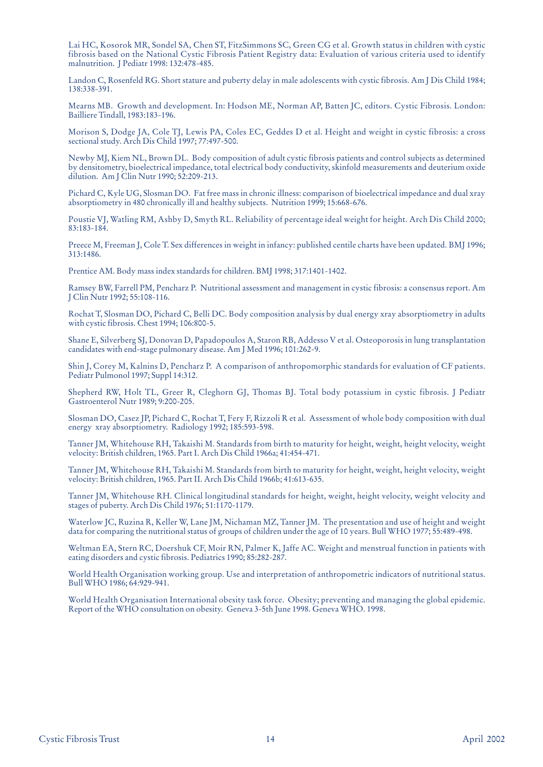Lai HC, Kosorok MR, Sondel SA, Chen ST, FitzSimmons SC, Green CG et al. Growth status in children with cystic fibrosis based on the National Cystic Fibrosis Patient Registry data: Evaluation of various criteria used to identify malnutrition. J Pediatr 1998: 132:478-485.

Landon C, Rosenfeld RG. Short stature and puberty delay in male adolescents with cystic fibrosis. Am J Dis Child 1984; 138:338-391.

Mearns MB. Growth and development. In: Hodson ME, Norman AP, Batten JC, editors. Cystic Fibrosis. London: Bailliere Tindall, 1983:183-196.

Morison S, Dodge JA, Cole TJ, Lewis PA, Coles EC, Geddes D et al. Height and weight in cystic fibrosis: a cross sectional study. Arch Dis Child 1997; 77:497-500.

Newby MJ, Kiem NL, Brown DL. Body composition of adult cystic fibrosis patients and control subjects as determined by densitometry, bioelectrical impedance, total electrical body conductivity, skinfold measurements and deuterium oxide dilution. Am J Clin Nutr 1990; 52:209-213.

Pichard C, Kyle UG, Slosman DO. Fat free mass in chronic illness: comparison of bioelectrical impedance and dual xray absorptiometry in 480 chronically ill and healthy subjects. Nutrition 1999; 15:668-676.

Poustie VJ, Watling RM, Ashby D, Smyth RL. Reliability of percentage ideal weight for height. Arch Dis Child 2000; 83:183-184.

Preece M, Freeman J, Cole T. Sex differences in weight in infancy: published centile charts have been updated. BMJ 1996; 313:1486.

Prentice AM. Body mass index standards for children. BMJ 1998; 317:1401-1402.

Ramsey BW, Farrell PM, Pencharz P. Nutritional assessment and management in cystic fibrosis: a consensus report. Am J Clin Nutr 1992; 55:108-116.

Rochat T, Slosman DO, Pichard C, Belli DC. Body composition analysis by dual energy xray absorptiometry in adults with cystic fibrosis. Chest 1994; 106:800-5.

Shane E, Silverberg SJ, Donovan D, Papadopoulos A, Staron RB, Addesso V et al. Osteoporosis in lung transplantation candidates with end-stage pulmonary disease. Am J Med 1996; 101:262-9.

Shin J, Corey M, Kalnins D, Pencharz P. A comparison of anthropomorphic standards for evaluation of CF patients. Pediatr Pulmonol 1997; Suppl 14:312.

Shepherd RW, Holt TL, Greer R, Cleghorn GJ, Thomas BJ. Total body potassium in cystic fibrosis. J Pediatr Gastroenterol Nutr 1989; 9:200-205.

Slosman DO, Casez JP, Pichard C, Rochat T, Fery F, Rizzoli R et al. Assessment of whole body composition with dual energy xray absorptiometry. Radiology 1992; 185:593-598.

Tanner JM, Whitehouse RH, Takaishi M. Standards from birth to maturity for height, weight, height velocity, weight velocity: British children, 1965. Part I. Arch Dis Child 1966a; 41:454-471.

Tanner JM, Whitehouse RH, Takaishi M. Standards from birth to maturity for height, weight, height velocity, weight velocity: British children, 1965. Part II. Arch Dis Child 1966b; 41:613-635.

Tanner JM, Whitehouse RH. Clinical longitudinal standards for height, weight, height velocity, weight velocity and stages of puberty. Arch Dis Child 1976; 51:1170-1179.

Waterlow JC, Ruzina R, Keller W, Lane JM, Nichaman MZ, Tanner JM. The presentation and use of height and weight data for comparing the nutritional status of groups of children under the age of 10 years. Bull WHO 1977; 55:489-498.

Weltman EA, Stern RC, Doershuk CF, Moir RN, Palmer K, Jaffe AC. Weight and menstrual function in patients with eating disorders and cystic fibrosis. Pediatrics 1990; 85:282-287.

World Health Organisation working group. Use and interpretation of anthropometric indicators of nutritional status. Bull WHO 1986; 64:929-941.

World Health Organisation International obesity task force. Obesity; preventing and managing the global epidemic. Report of the WHO consultation on obesity. Geneva 3-5th June 1998. Geneva WHO. 1998.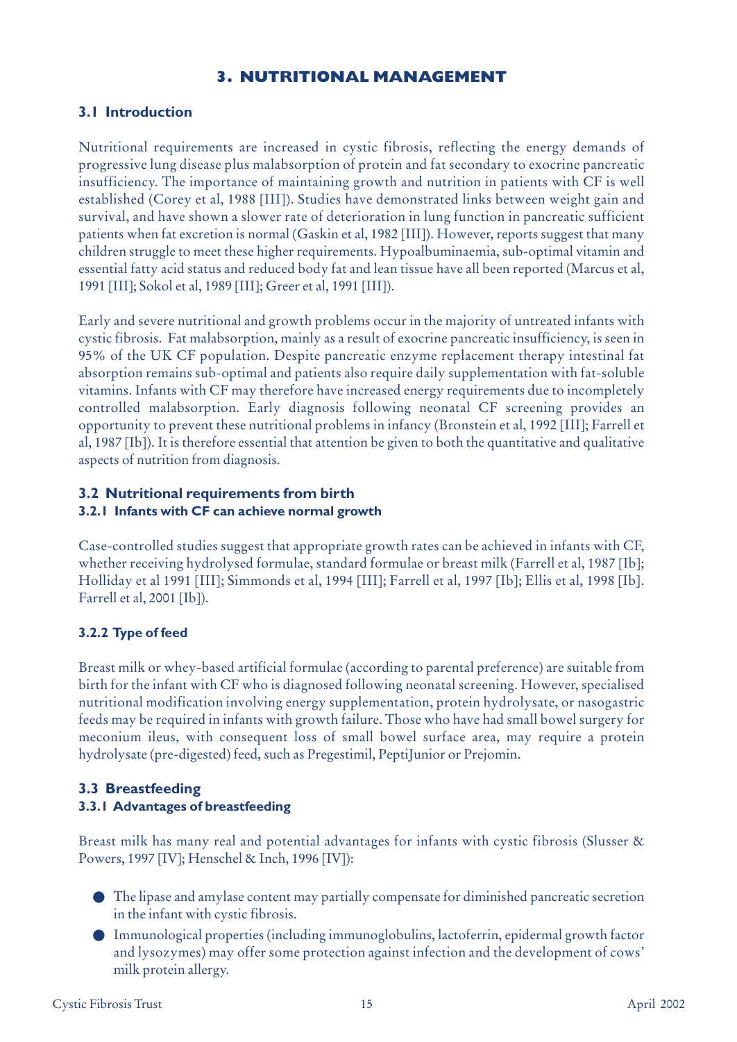# 3. NUTRITIONAL MANAGEMENT

## 3.1 Introduction

Nutritional requirements are increased in cystic fibrosis, reflecting the energy demands of progressive lung disease plus malabsorption of protein and fat secondary to exocrine pancreatic insufficiency. The importance of maintaining growth and nutrition in patients with CF is well established (Corey et al, 1988 [III]). Studies have demonstrated links between weight gain and survival, and have shown a slower rate of deterioration in lung function in pancreatic sufficient patients when fat excretion is normal (Gaskin et al, 1982 [III]). However, reports suggest that many children struggle to meet these higher requirements. Hypoalbuminaemia, sub-optimal vitamin and essential fatty acid status and reduced body fat and lean tissue have all been reported (Marcus et al, 1991 [III]; Sokol et al, 1989 [III]; Greer et al, 1991 [III]).

Early and severe nutritional and growth problems occur in the majority of untreated infants with cystic fibrosis. Fat malabsorption, mainly as a result of exocrine pancreatic insufficiency, is seen in 95% of the UK CF population. Despite pancreatic enzyme replacement therapy intestinal fat absorption remains sub-optimal and patients also require daily supplementation with fat-soluble vitamins. Infants with CF may therefore have increased energy requirements due to incompletely controlled malabsorption. Early diagnosis following neonatal CF screening provides an opportunity to prevent these nutritional problems in infancy (Bronstein et al, 1992 [III]; Farrell et al, 1987 [Ib]). It is therefore essential that attention be given to both the quantitative and qualitative aspects of nutrition from diagnosis.

## 3.2 Nutritional requirements from birth

### 3.2.1 Infants with CF can achieve normal growth

Case-controlled studies suggest that appropriate growth rates can be achieved in infants with CF, whether receiving hydrolysed formulae, standard formulae or breast milk (Farrell et al, 1987 [Ib]; Holliday et al 1991 [III]; Simmonds et al, 1994 [III]; Farrell et al, 1997 [Ib]; Ellis et al, 1998 [Ib]. Farrell et al, 2001 [Ib]).

### 3.2.2 Type of feed

Breast milk or whey-based artificial formulae (according to parental preference) are suitable from birth for the infant with CF who is diagnosed following neonatal screening. However, specialised nutritional modification involving energy supplementation, protein hydrolysate, or nasogastric feeds may be required in infants with growth failure. Those who have had small bowel surgery for meconium ileus, with consequent loss of small bowel surface area, may require a protein hydrolysate (pre-digested) feed, such as Pregestimil, PeptiJunior or Prejomin.

## 3.3 Breastfeeding

### 3.3.1 Advantages of breastfeeding

Breast milk has many real and potential advantages for infants with cystic fibrosis (Slusser & Powers, 1997 [IV]; Henschel & Inch, 1996 [IV]):

- The lipase and amylase content may partially compensate for diminished pancreatic secretion in the infant with cystic fibrosis.
- Immunological properties (including immunoglobulins, lactoferrin, epidermal growth factor and lysozymes) may offer some protection against infection and the development of cows' milk protein allergy.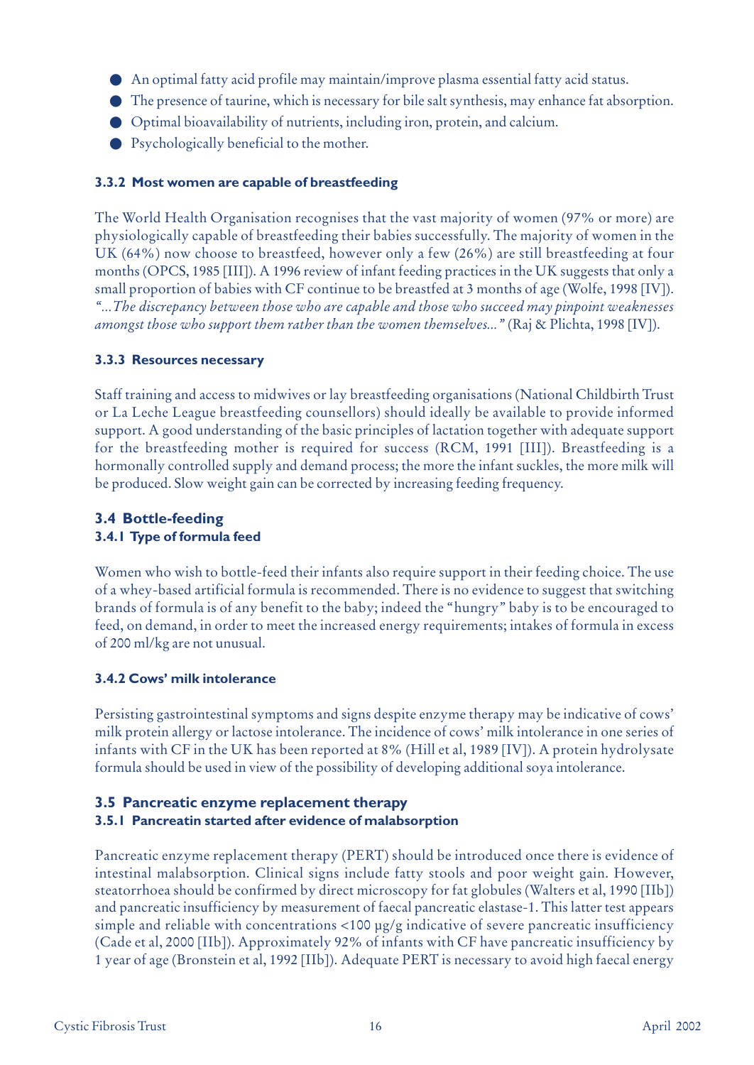- An optimal fatty acid profile may maintain/improve plasma essential fatty acid status.
- The presence of taurine, which is necessary for bile salt synthesis, may enhance fat absorption.
- Optimal bioavailability of nutrients, including iron, protein, and calcium.
- Psychologically beneficial to the mother.

#### 3.3.2 Most women are capable of breastfeeding

The World Health Organisation recognises that the vast majority of women (97% or more) are physiologically capable of breastfeeding their babies successfully. The majority of women in the UK (64%) now choose to breastfeed, however only a few (26%) are still breastfeeding at four months (OPCS, 1985 [III]). A 1996 review of infant feeding practices in the UK suggests that only a small proportion of babies with CF continue to be breastfed at 3 months of age (Wolfe, 1998 [IV]). *"...The discrepancy between those who are capable and those who succeed may pinpoint weaknesses amongst those who support them rather than the women themselves..."* (Raj & Plichta, 1998 [IV]).

#### 3.3.3 Resources necessary

Staff training and access to midwives or lay breastfeeding organisations (National Childbirth Trust or La Leche League breastfeeding counsellors) should ideally be available to provide informed support. A good understanding of the basic principles of lactation together with adequate support for the breastfeeding mother is required for success (RCM, 1991 [III]). Breastfeeding is a hormonally controlled supply and demand process; the more the infant suckles, the more milk will be produced. Slow weight gain can be corrected by increasing feeding frequency.

### 3.4 Bottle-feeding

#### 3.4.1 Type of formula feed

Women who wish to bottle-feed their infants also require support in their feeding choice. The use of a whey-based artificial formula is recommended. There is no evidence to suggest that switching brands of formula is of any benefit to the baby; indeed the "hungry" baby is to be encouraged to feed, on demand, in order to meet the increased energy requirements; intakes of formula in excess of 200 ml/kg are not unusual.

#### 3.4.2 Cows' milk intolerance

Persisting gastrointestinal symptoms and signs despite enzyme therapy may be indicative of cows' milk protein allergy or lactose intolerance. The incidence of cows' milk intolerance in one series of infants with CF in the UK has been reported at 8% (Hill et al, 1989 [IV]). A protein hydrolysate formula should be used in view of the possibility of developing additional soya intolerance.

### 3.5 Pancreatic enzyme replacement therapy

#### 3.5.1 Pancreatin started after evidence of malabsorption

Pancreatic enzyme replacement therapy (PERT) should be introduced once there is evidence of intestinal malabsorption. Clinical signs include fatty stools and poor weight gain. However, steatorrhoea should be confirmed by direct microscopy for fat globules (Walters et al, 1990 [IIb]) and pancreatic insufficiency by measurement of faecal pancreatic elastase-1. This latter test appears simple and reliable with concentrations <100 µg/g indicative of severe pancreatic insufficiency (Cade et al, 2000 [IIb]). Approximately 92% of infants with CF have pancreatic insufficiency by 1 year of age (Bronstein et al, 1992 [IIb]). Adequate PERT is necessary to avoid high faecal energy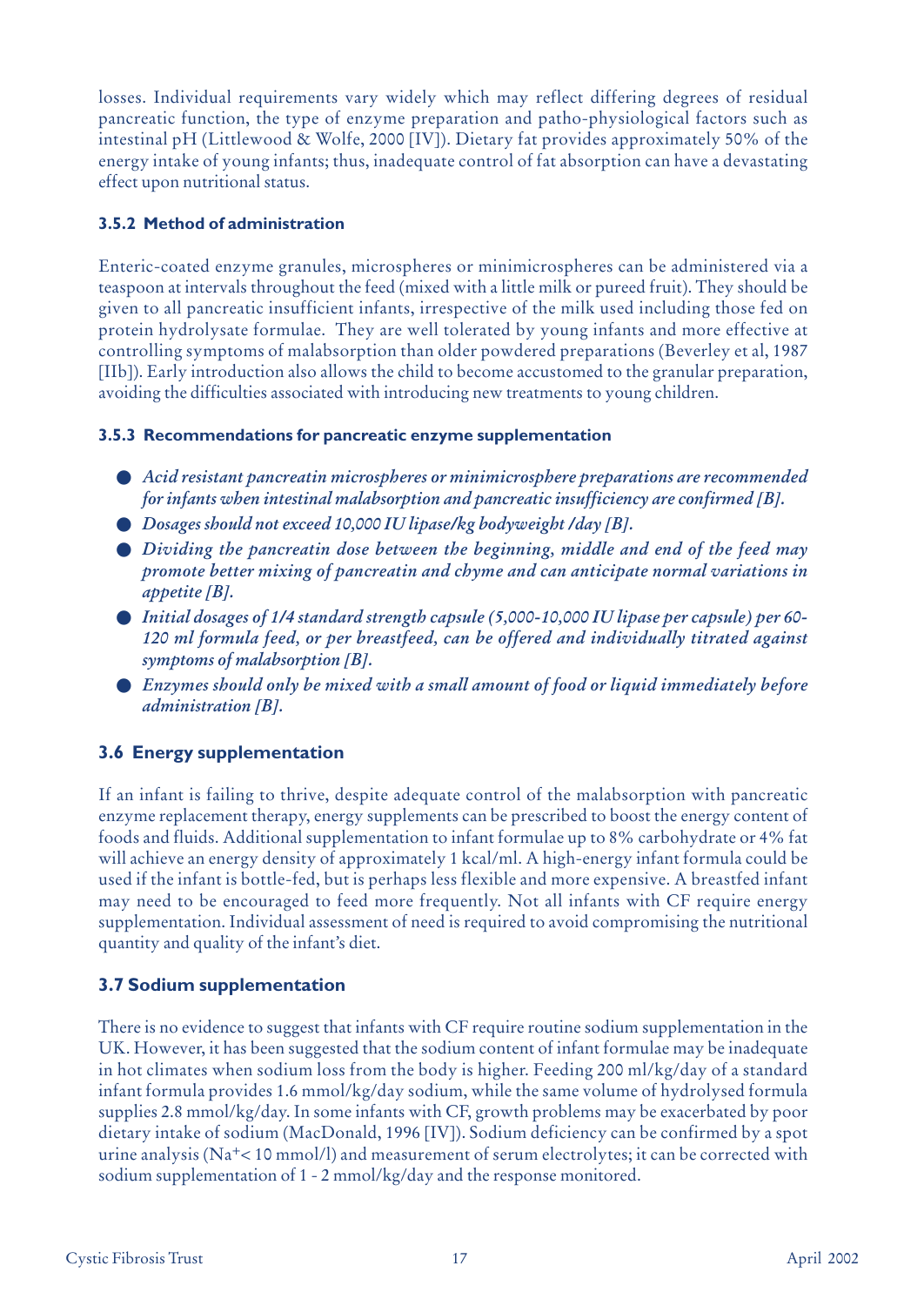losses. Individual requirements vary widely which may reflect differing degrees of residual pancreatic function, the type of enzyme preparation and patho-physiological factors such as intestinal pH (Littlewood & Wolfe, 2000 [IV]). Dietary fat provides approximately 50% of the energy intake of young infants; thus, inadequate control of fat absorption can have a devastating effect upon nutritional status.

#### 3.5.2 Method of administration

Enteric-coated enzyme granules, microspheres or minimicrospheres can be administered via a teaspoon at intervals throughout the feed (mixed with a little milk or pureed fruit). They should be given to all pancreatic insufficient infants, irrespective of the milk used including those fed on protein hydrolysate formulae. They are well tolerated by young infants and more effective at controlling symptoms of malabsorption than older powdered preparations (Beverley et al, 1987 [IIb]). Early introduction also allows the child to become accustomed to the granular preparation, avoiding the difficulties associated with introducing new treatments to young children.

#### 3.5.3 Recommendations for pancreatic enzyme supplementation

- *Acid resistant pancreatin microspheres or minimicrosphere preparations are recommended for infants when intestinal malabsorption and pancreatic insufficiency are confirmed [B].*
- *Dosages should not exceed 10,000 IU lipase/kg bodyweight /day [B].*
- *Dividing the pancreatin dose between the beginning, middle and end of the feed may promote better mixing of pancreatin and chyme and can anticipate normal variations in appetite [B].*
- *Initial dosages of 1/4 standard strength capsule (5,000-10,000 IU lipase per capsule) per 60-120 ml formula feed, or per breastfeed, can be offered and individually titrated against symptoms of malabsorption [B].*
- *Enzymes should only be mixed with a small amount of food or liquid immediately before administration [B].*

### 3.6 Energy supplementation

If an infant is failing to thrive, despite adequate control of the malabsorption with pancreatic enzyme replacement therapy, energy supplements can be prescribed to boost the energy content of foods and fluids. Additional supplementation to infant formulae up to 8% carbohydrate or 4% fat will achieve an energy density of approximately 1 kcal/ml. A high-energy infant formula could be used if the infant is bottle-fed, but is perhaps less flexible and more expensive. A breastfed infant may need to be encouraged to feed more frequently. Not all infants with CF require energy supplementation. Individual assessment of need is required to avoid compromising the nutritional quantity and quality of the infant's diet.

### 3.7 Sodium supplementation

There is no evidence to suggest that infants with CF require routine sodium supplementation in the UK. However, it has been suggested that the sodium content of infant formulae may be inadequate in hot climates when sodium loss from the body is higher. Feeding 200 ml/kg/day of a standard infant formula provides 1.6 mmol/kg/day sodium, while the same volume of hydrolysed formula supplies 2.8 mmol/kg/day. In some infants with CF, growth problems may be exacerbated by poor dietary intake of sodium (MacDonald, 1996 [IV]). Sodium deficiency can be confirmed by a spot urine analysis ($Na^{+}$< 10 mmol/l) and measurement of serum electrolytes; it can be corrected with sodium supplementation of 1 - 2 mmol/kg/day and the response monitored.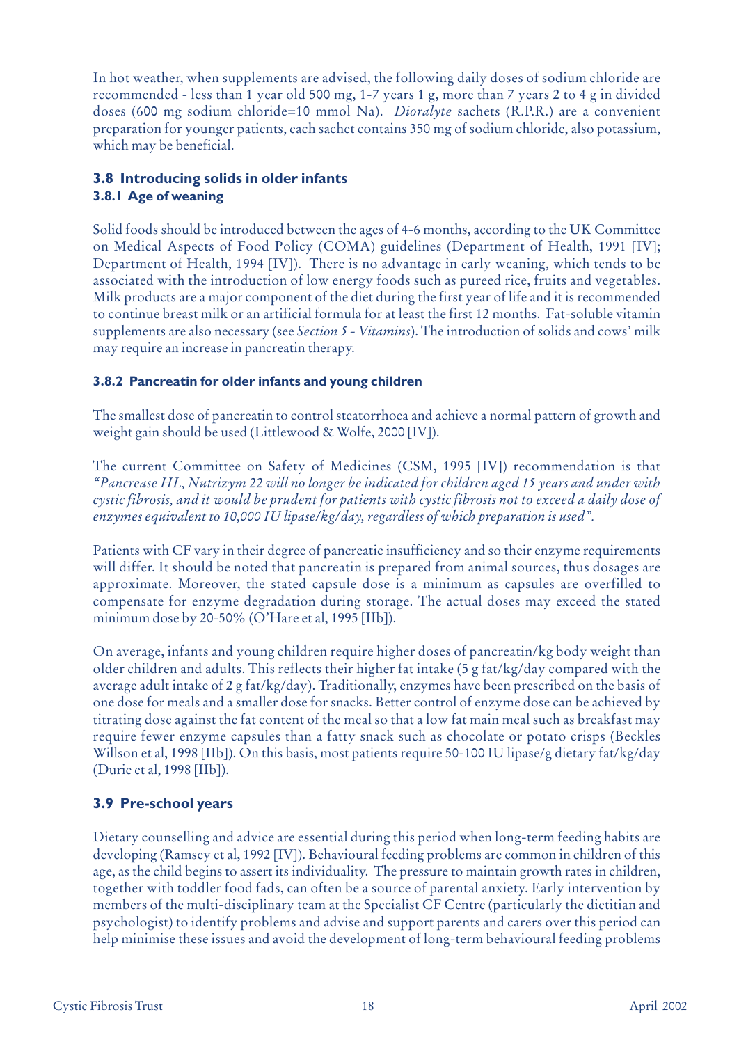In hot weather, when supplements are advised, the following daily doses of sodium chloride are recommended - less than 1 year old 500 mg, 1-7 years 1 g, more than 7 years 2 to 4 g in divided doses (600 mg sodium chloride=10 mmol Na). *Dioralyte* sachets (R.P.R.) are a convenient preparation for younger patients, each sachet contains 350 mg of sodium chloride, also potassium, which may be beneficial.

## 3.8 Introducing solids in older infants

### 3.8.1 Age of weaning

Solid foods should be introduced between the ages of 4-6 months, according to the UK Committee on Medical Aspects of Food Policy (COMA) guidelines (Department of Health, 1991 [IV]; Department of Health, 1994 [IV]). There is no advantage in early weaning, which tends to be associated with the introduction of low energy foods such as pureed rice, fruits and vegetables. Milk products are a major component of the diet during the first year of life and it is recommended to continue breast milk or an artificial formula for at least the first 12 months. Fat-soluble vitamin supplements are also necessary (see *Section 5 - Vitamins*). The introduction of solids and cows' milk may require an increase in pancreatin therapy.

### 3.8.2 Pancreatin for older infants and young children

The smallest dose of pancreatin to control steatorrhoea and achieve a normal pattern of growth and weight gain should be used (Littlewood & Wolfe, 2000 [IV]).

The current Committee on Safety of Medicines (CSM, 1995 [IV]) recommendation is that *"Pancrease HL, Nutrizym 22 will no longer be indicated for children aged 15 years and under with cystic fibrosis, and it would be prudent for patients with cystic fibrosis not to exceed a daily dose of enzymes equivalent to 10,000 IU lipase/kg/day, regardless of which preparation is used".*

Patients with CF vary in their degree of pancreatic insufficiency and so their enzyme requirements will differ. It should be noted that pancreatin is prepared from animal sources, thus dosages are approximate. Moreover, the stated capsule dose is a minimum as capsules are overfilled to compensate for enzyme degradation during storage. The actual doses may exceed the stated minimum dose by 20-50% (O'Hare et al, 1995 [IIb]).

On average, infants and young children require higher doses of pancreatin/kg body weight than older children and adults. This reflects their higher fat intake (5 g fat/kg/day compared with the average adult intake of 2 g fat/kg/day). Traditionally, enzymes have been prescribed on the basis of one dose for meals and a smaller dose for snacks. Better control of enzyme dose can be achieved by titrating dose against the fat content of the meal so that a low fat main meal such as breakfast may require fewer enzyme capsules than a fatty snack such as chocolate or potato crisps (Beckles Willson et al, 1998 [IIb]). On this basis, most patients require 50-100 IU lipase/g dietary fat/kg/day (Durie et al, 1998 [IIb]).

## 3.9 Pre-school years

Dietary counselling and advice are essential during this period when long-term feeding habits are developing (Ramsey et al, 1992 [IV]). Behavioural feeding problems are common in children of this age, as the child begins to assert its individuality. The pressure to maintain growth rates in children, together with toddler food fads, can often be a source of parental anxiety. Early intervention by members of the multi-disciplinary team at the Specialist CF Centre (particularly the dietitian and psychologist) to identify problems and advise and support parents and carers over this period can help minimise these issues and avoid the development of long-term behavioural feeding problems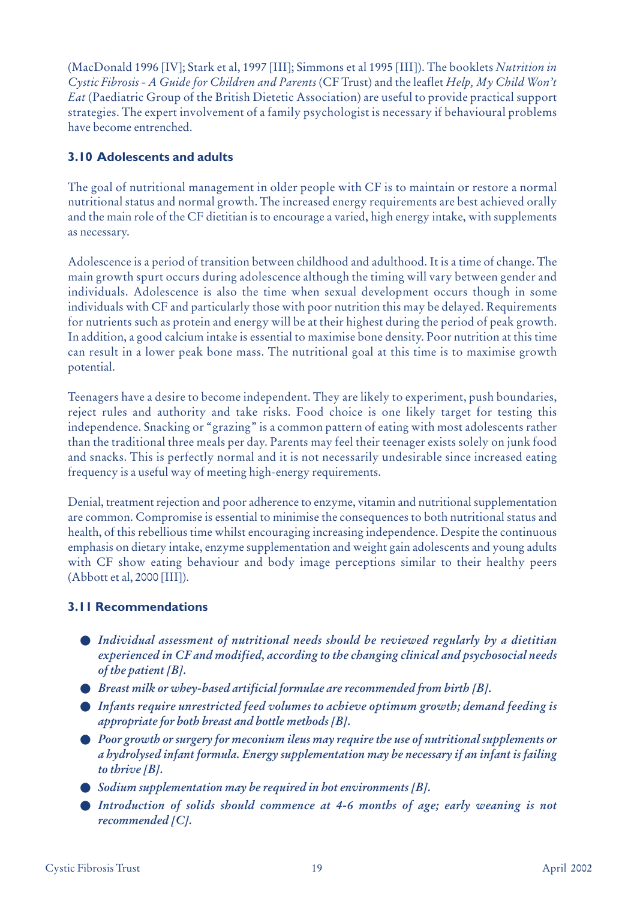(MacDonald 1996 [IV]; Stark et al, 1997 [III]; Simmons et al 1995 [III]). The booklets *Nutrition in Cystic Fibrosis - A Guide for Children and Parents* (CF Trust) and the leaflet *Help, My Child Won't Eat* (Paediatric Group of the British Dietetic Association) are useful to provide practical support strategies. The expert involvement of a family psychologist is necessary if behavioural problems have become entrenched.

### 3.10 Adolescents and adults

The goal of nutritional management in older people with CF is to maintain or restore a normal nutritional status and normal growth. The increased energy requirements are best achieved orally and the main role of the CF dietitian is to encourage a varied, high energy intake, with supplements as necessary.

Adolescence is a period of transition between childhood and adulthood. It is a time of change. The main growth spurt occurs during adolescence although the timing will vary between gender and individuals. Adolescence is also the time when sexual development occurs though in some individuals with CF and particularly those with poor nutrition this may be delayed. Requirements for nutrients such as protein and energy will be at their highest during the period of peak growth. In addition, a good calcium intake is essential to maximise bone density. Poor nutrition at this time can result in a lower peak bone mass. The nutritional goal at this time is to maximise growth potential.

Teenagers have a desire to become independent. They are likely to experiment, push boundaries, reject rules and authority and take risks. Food choice is one likely target for testing this independence. Snacking or "grazing" is a common pattern of eating with most adolescents rather than the traditional three meals per day. Parents may feel their teenager exists solely on junk food and snacks. This is perfectly normal and it is not necessarily undesirable since increased eating frequency is a useful way of meeting high-energy requirements.

Denial, treatment rejection and poor adherence to enzyme, vitamin and nutritional supplementation are common. Compromise is essential to minimise the consequences to both nutritional status and health, of this rebellious time whilst encouraging increasing independence. Despite the continuous emphasis on dietary intake, enzyme supplementation and weight gain adolescents and young adults with CF show eating behaviour and body image perceptions similar to their healthy peers (Abbott et al, 2000 [III]).

### 3.11 Recommendations

- ***Individual assessment of nutritional needs should be reviewed regularly by a dietitian experienced in CF and modified, according to the changing clinical and psychosocial needs of the patient [B].***
- ***Breast milk or whey-based artificial formulae are recommended from birth [B].***
- ***Infants require unrestricted feed volumes to achieve optimum growth; demand feeding is appropriate for both breast and bottle methods [B].***
- ***Poor growth or surgery for meconium ileus may require the use of nutritional supplements or a hydrolysed infant formula. Energy supplementation may be necessary if an infant is failing to thrive [B].***
- ***Sodium supplementation may be required in hot environments [B].***
- ***Introduction of solids should commence at 4-6 months of age; early weaning is not recommended [C].***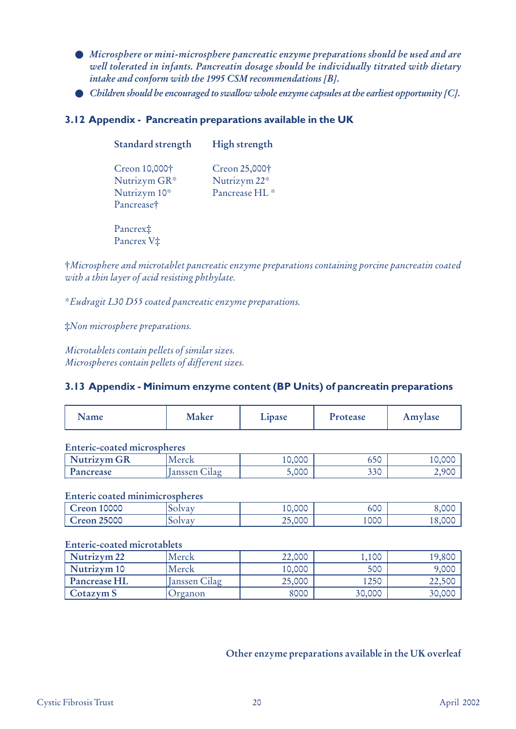- *Microsphere or mini-microsphere pancreatic enzyme preparations should be used and are well tolerated in infants. Pancreatin dosage should be individually titrated with dietary intake and conform with the 1995 CSM recommendations [B].*
- *Children should be encouraged to swallow whole enzyme capsules at the earliest opportunity [C].*

### 3.12 Appendix - Pancreatin preparations available in the UK

| Standard strength | High strength |
|---|---|
| Creon 10,000† | Creon 25,000† |
| Nutrizym GR* | Nutrizym 22* |
| Nutrizym 10* | Pancrease HL * |
| Pancrease† | |
| Pancrex‡ | |
| Pancrex V‡ | |

†*Microsphere and microtablet pancreatic enzyme preparations containing porcine pancreatin coated with a thin layer of acid resisting phthylate.*

**Eudragit L30 D55 coated pancreatic enzyme preparations.*

‡*Non microsphere preparations.*

*Microtablets contain pellets of similar sizes.*
*Microspheres contain pellets of different sizes.*

### 3.13 Appendix - Minimum enzyme content (BP Units) of pancreatin preparations

| Name | Maker | Lipase | Protease | Amylase |
|---|---|---|---|---|
| **Enteric-coated microspheres** | | | | |
| **Nutrizym GR** | Merck | 10,000 | 650 | 10,000 |
| **Pancrease** | Janssen Cilag | 5,000 | 330 | 2,900 |
| **Enteric coated minimicrospheres** | | | | |
| **Creon 10000** | Solvay | 10,000 | 600 | 8,000 |
| **Creon 25000** | Solvay | 25,000 | 1000 | 18,000 |
| **Enteric-coated microtablets** | | | | |
| **Nutrizym 22** | Merck | 22,000 | 1,100 | 19,800 |
| **Nutrizym 10** | Merck | 10,000 | 500 | 9,000 |
| **Pancrease HL** | Janssen Cilag | 25,000 | 1250 | 22,500 |
| **Cotazym S** | Organon | 8000 | 30,000 | 30,000 |

Other enzyme preparations available in the UK overleaf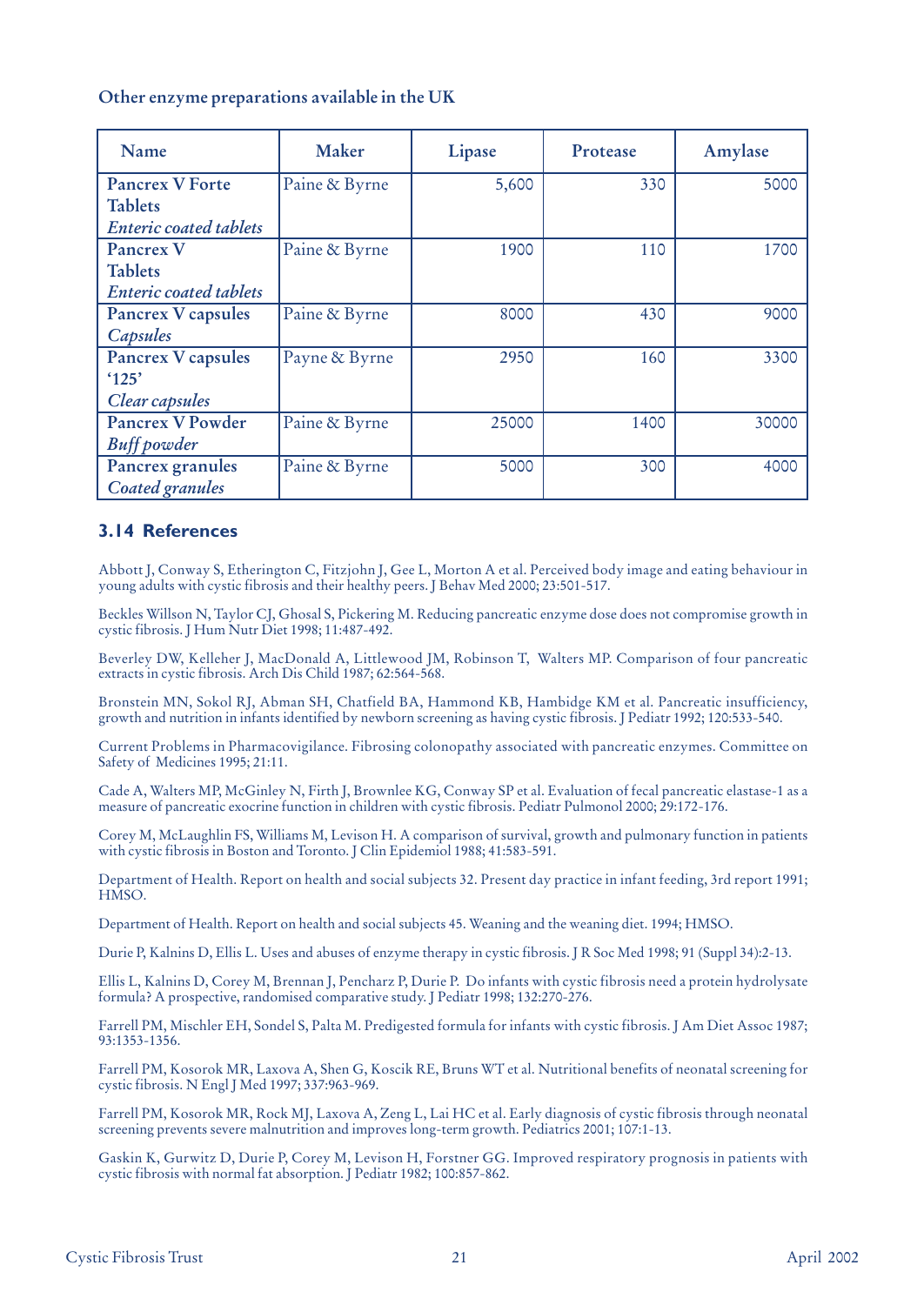**Other enzyme preparations available in the UK**

| Name | Maker | Lipase | Protease | Amylase |
|---|---|---|---|---|
| **Pancrex V Forte Tablets** *Enteric coated tablets* | Paine & Byrne | 5,600 | 330 | 5000 |
| **Pancrex V Tablets** *Enteric coated tablets* | Paine & Byrne | 1900 | 110 | 1700 |
| **Pancrex V capsules** *Capsules* | Paine & Byrne | 8000 | 430 | 9000 |
| **Pancrex V capsules '125'** *Clear capsules* | Payne & Byrne | 2950 | 160 | 3300 |
| **Pancrex V Powder** *Buff powder* | Paine & Byrne | 25000 | 1400 | 30000 |
| **Pancrex granules** *Coated granules* | Paine & Byrne | 5000 | 300 | 4000 |

## 3.14 References

Abbott J, Conway S, Etherington C, Fitzjohn J, Gee L, Morton A et al. Perceived body image and eating behaviour in young adults with cystic fibrosis and their healthy peers. J Behav Med 2000; 23:501-517.

Beckles Willson N, Taylor CJ, Ghosal S, Pickering M. Reducing pancreatic enzyme dose does not compromise growth in cystic fibrosis. J Hum Nutr Diet 1998; 11:487-492.

Beverley DW, Kelleher J, MacDonald A, Littlewood JM, Robinson T, Walters MP. Comparison of four pancreatic extracts in cystic fibrosis. Arch Dis Child 1987; 62:564-568.

Bronstein MN, Sokol RJ, Abman SH, Chatfield BA, Hammond KB, Hambidge KM et al. Pancreatic insufficiency, growth and nutrition in infants identified by newborn screening as having cystic fibrosis. J Pediatr 1992; 120:533-540.

Current Problems in Pharmacovigilance. Fibrosing colonopathy associated with pancreatic enzymes. Committee on Safety of Medicines 1995; 21:11.

Cade A, Walters MP, McGinley N, Firth J, Brownlee KG, Conway SP et al. Evaluation of fecal pancreatic elastase-1 as a measure of pancreatic exocrine function in children with cystic fibrosis. Pediatr Pulmonol 2000; 29:172-176.

Corey M, McLaughlin FS, Williams M, Levison H. A comparison of survival, growth and pulmonary function in patients with cystic fibrosis in Boston and Toronto. J Clin Epidemiol 1988; 41:583-591.

Department of Health. Report on health and social subjects 32. Present day practice in infant feeding, 3rd report 1991; HMSO.

Department of Health. Report on health and social subjects 45. Weaning and the weaning diet. 1994; HMSO.

Durie P, Kalnins D, Ellis L. Uses and abuses of enzyme therapy in cystic fibrosis. J R Soc Med 1998; 91 (Suppl 34):2-13.

Ellis L, Kalnins D, Corey M, Brennan J, Pencharz P, Durie P. Do infants with cystic fibrosis need a protein hydrolysate formula? A prospective, randomised comparative study. J Pediatr 1998; 132:270-276.

Farrell PM, Mischler EH, Sondel S, Palta M. Predigested formula for infants with cystic fibrosis. J Am Diet Assoc 1987; 93:1353-1356.

Farrell PM, Kosorok MR, Laxova A, Shen G, Koscik RE, Bruns WT et al. Nutritional benefits of neonatal screening for cystic fibrosis. N Engl J Med 1997; 337:963-969.

Farrell PM, Kosorok MR, Rock MJ, Laxova A, Zeng L, Lai HC et al. Early diagnosis of cystic fibrosis through neonatal screening prevents severe malnutrition and improves long-term growth. Pediatrics 2001; 107:1-13.

Gaskin K, Gurwitz D, Durie P, Corey M, Levison H, Forstner GG. Improved respiratory prognosis in patients with cystic fibrosis with normal fat absorption. J Pediatr 1982; 100:857-862.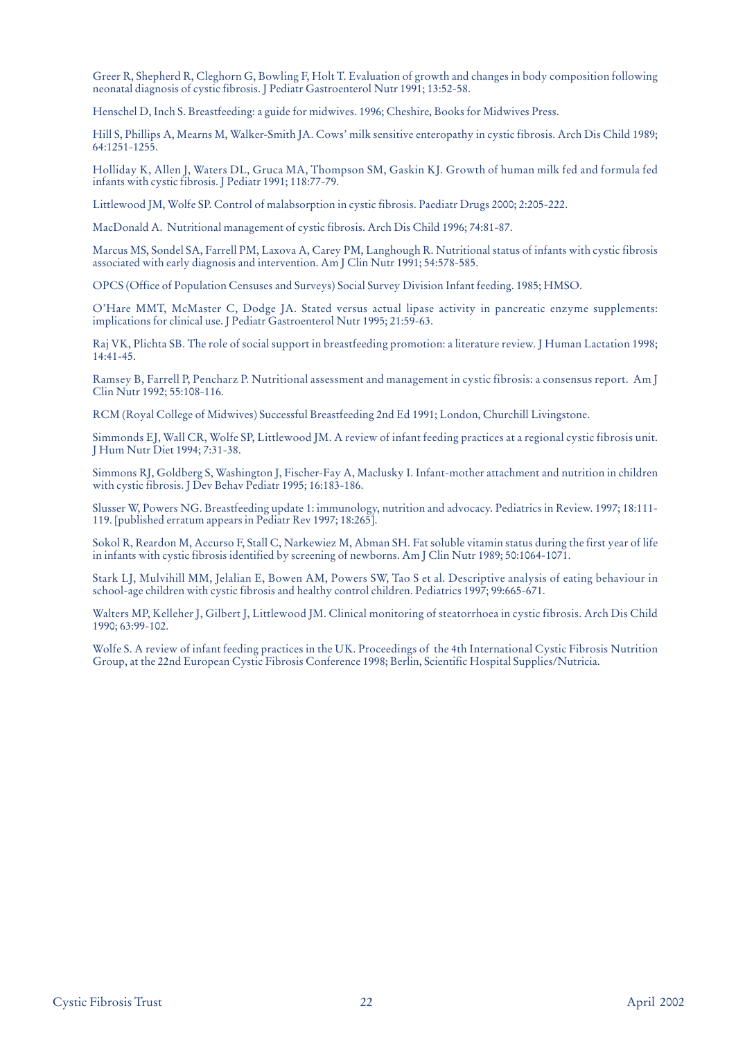Greer R, Shepherd R, Cleghorn G, Bowling F, Holt T. Evaluation of growth and changes in body composition following neonatal diagnosis of cystic fibrosis. J Pediatr Gastroenterol Nutr 1991; 13:52-58.

Henschel D, Inch S. Breastfeeding: a guide for midwives. 1996; Cheshire, Books for Midwives Press.

Hill S, Phillips A, Mearns M, Walker-Smith JA. Cows' milk sensitive enteropathy in cystic fibrosis. Arch Dis Child 1989; 64:1251-1255.

Holliday K, Allen J, Waters DL, Gruca MA, Thompson SM, Gaskin KJ. Growth of human milk fed and formula fed infants with cystic fibrosis. J Pediatr 1991; 118:77-79.

Littlewood JM, Wolfe SP. Control of malabsorption in cystic fibrosis. Paediatr Drugs 2000; 2:205-222.

MacDonald A. Nutritional management of cystic fibrosis. Arch Dis Child 1996; 74:81-87.

Marcus MS, Sondel SA, Farrell PM, Laxova A, Carey PM, Langhough R. Nutritional status of infants with cystic fibrosis associated with early diagnosis and intervention. Am J Clin Nutr 1991; 54:578-585.

OPCS (Office of Population Censuses and Surveys) Social Survey Division Infant feeding. 1985; HMSO.

O'Hare MMT, McMaster C, Dodge JA. Stated versus actual lipase activity in pancreatic enzyme supplements: implications for clinical use. J Pediatr Gastroenterol Nutr 1995; 21:59-63.

Raj VK, Plichta SB. The role of social support in breastfeeding promotion: a literature review. J Human Lactation 1998; 14:41-45.

Ramsey B, Farrell P, Pencharz P. Nutritional assessment and management in cystic fibrosis: a consensus report. Am J Clin Nutr 1992; 55:108-116.

RCM (Royal College of Midwives) Successful Breastfeeding 2nd Ed 1991; London, Churchill Livingstone.

Simmonds EJ, Wall CR, Wolfe SP, Littlewood JM. A review of infant feeding practices at a regional cystic fibrosis unit. J Hum Nutr Diet 1994; 7:31-38.

Simmons RJ, Goldberg S, Washington J, Fischer-Fay A, Maclusky I. Infant-mother attachment and nutrition in children with cystic fibrosis. J Dev Behav Pediatr 1995; 16:183-186.

Slusser W, Powers NG. Breastfeeding update 1: immunology, nutrition and advocacy. Pediatrics in Review. 1997; 18:111-119. [published erratum appears in Pediatr Rev 1997; 18:265].

Sokol R, Reardon M, Accurso F, Stall C, Narkewiez M, Abman SH. Fat soluble vitamin status during the first year of life in infants with cystic fibrosis identified by screening of newborns. Am J Clin Nutr 1989; 50:1064-1071.

Stark LJ, Mulvihill MM, Jelalian E, Bowen AM, Powers SW, Tao S et al. Descriptive analysis of eating behaviour in school-age children with cystic fibrosis and healthy control children. Pediatrics 1997; 99:665-671.

Walters MP, Kelleher J, Gilbert J, Littlewood JM. Clinical monitoring of steatorrhoea in cystic fibrosis. Arch Dis Child 1990; 63:99-102.

Wolfe S. A review of infant feeding practices in the UK. Proceedings of the 4th International Cystic Fibrosis Nutrition Group, at the 22nd European Cystic Fibrosis Conference 1998; Berlin, Scientific Hospital Supplies/Nutricia.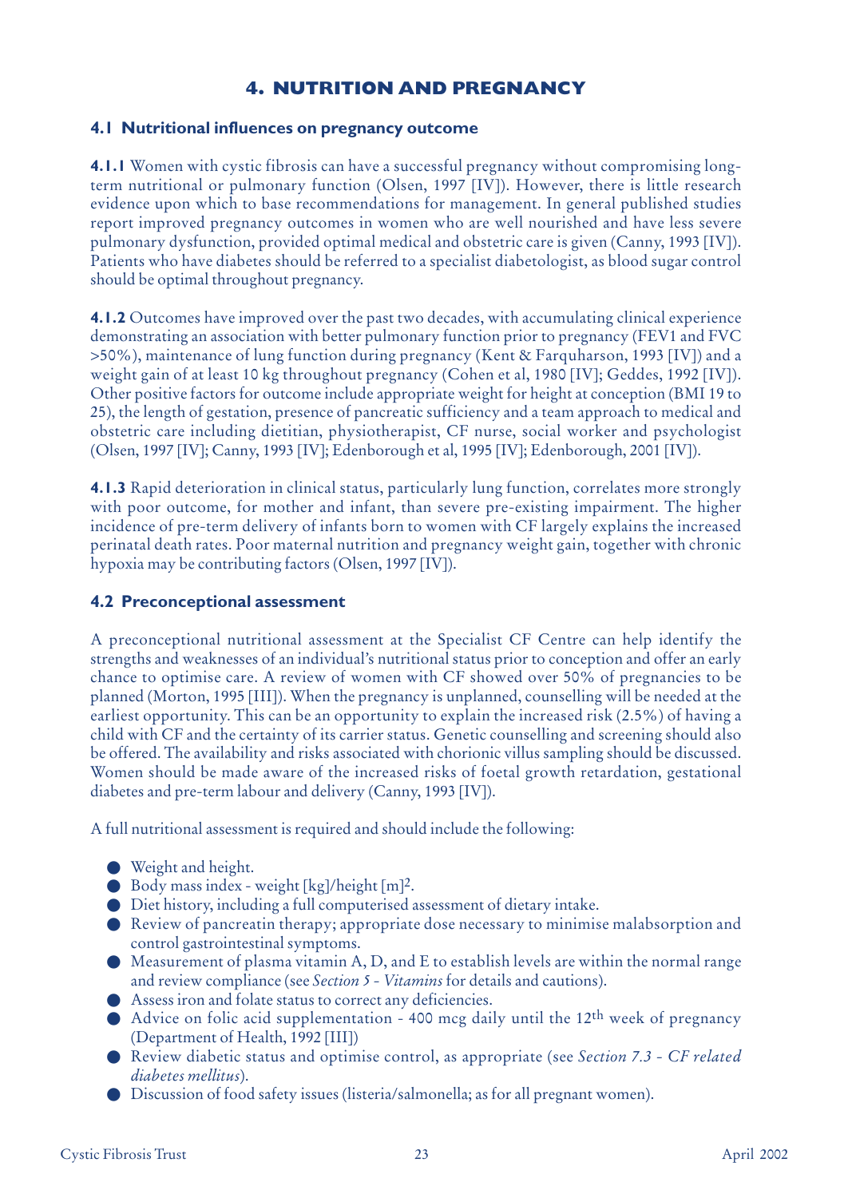# 4. NUTRITION AND PREGNANCY

## 4.1 Nutritional influences on pregnancy outcome

**4.1.1** Women with cystic fibrosis can have a successful pregnancy without compromising long-term nutritional or pulmonary function (Olsen, 1997 [IV]). However, there is little research evidence upon which to base recommendations for management. In general published studies report improved pregnancy outcomes in women who are well nourished and have less severe pulmonary dysfunction, provided optimal medical and obstetric care is given (Canny, 1993 [IV]). Patients who have diabetes should be referred to a specialist diabetologist, as blood sugar control should be optimal throughout pregnancy.

**4.1.2** Outcomes have improved over the past two decades, with accumulating clinical experience demonstrating an association with better pulmonary function prior to pregnancy (FEV1 and FVC >50%), maintenance of lung function during pregnancy (Kent & Farquharson, 1993 [IV]) and a weight gain of at least 10 kg throughout pregnancy (Cohen et al, 1980 [IV]; Geddes, 1992 [IV]). Other positive factors for outcome include appropriate weight for height at conception (BMI 19 to 25), the length of gestation, presence of pancreatic sufficiency and a team approach to medical and obstetric care including dietitian, physiotherapist, CF nurse, social worker and psychologist (Olsen, 1997 [IV]; Canny, 1993 [IV]; Edenborough et al, 1995 [IV]; Edenborough, 2001 [IV]).

**4.1.3** Rapid deterioration in clinical status, particularly lung function, correlates more strongly with poor outcome, for mother and infant, than severe pre-existing impairment. The higher incidence of pre-term delivery of infants born to women with CF largely explains the increased perinatal death rates. Poor maternal nutrition and pregnancy weight gain, together with chronic hypoxia may be contributing factors (Olsen, 1997 [IV]).

## 4.2 Preconceptional assessment

A preconceptional nutritional assessment at the Specialist CF Centre can help identify the strengths and weaknesses of an individual's nutritional status prior to conception and offer an early chance to optimise care. A review of women with CF showed over 50% of pregnancies to be planned (Morton, 1995 [III]). When the pregnancy is unplanned, counselling will be needed at the earliest opportunity. This can be an opportunity to explain the increased risk (2.5%) of having a child with CF and the certainty of its carrier status. Genetic counselling and screening should also be offered. The availability and risks associated with chorionic villus sampling should be discussed. Women should be made aware of the increased risks of foetal growth retardation, gestational diabetes and pre-term labour and delivery (Canny, 1993 [IV]).

A full nutritional assessment is required and should include the following:

- Weight and height.
- Body mass index - weight [kg]/height [m]$^2$.
- Diet history, including a full computerised assessment of dietary intake.
- Review of pancreatin therapy; appropriate dose necessary to minimise malabsorption and control gastrointestinal symptoms.
- Measurement of plasma vitamin A, D, and E to establish levels are within the normal range and review compliance (see *Section 5 - Vitamins* for details and cautions).
- Assess iron and folate status to correct any deficiencies.
- Advice on folic acid supplementation - 400 mcg daily until the 12$^{th}$ week of pregnancy (Department of Health, 1992 [III])
- Review diabetic status and optimise control, as appropriate (see *Section 7.3 - CF related diabetes mellitus*).
- Discussion of food safety issues (listeria/salmonella; as for all pregnant women).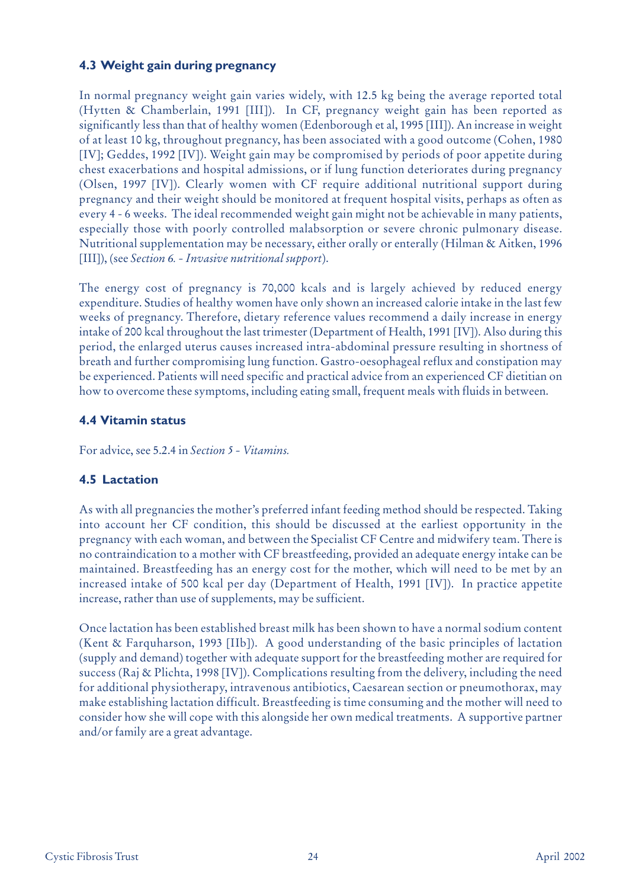### 4.3 Weight gain during pregnancy

In normal pregnancy weight gain varies widely, with 12.5 kg being the average reported total (Hytten & Chamberlain, 1991 [III]). In CF, pregnancy weight gain has been reported as significantly less than that of healthy women (Edenborough et al, 1995 [III]). An increase in weight of at least 10 kg, throughout pregnancy, has been associated with a good outcome (Cohen, 1980 [IV]; Geddes, 1992 [IV]). Weight gain may be compromised by periods of poor appetite during chest exacerbations and hospital admissions, or if lung function deteriorates during pregnancy (Olsen, 1997 [IV]). Clearly women with CF require additional nutritional support during pregnancy and their weight should be monitored at frequent hospital visits, perhaps as often as every 4 - 6 weeks. The ideal recommended weight gain might not be achievable in many patients, especially those with poorly controlled malabsorption or severe chronic pulmonary disease. Nutritional supplementation may be necessary, either orally or enterally (Hilman & Aitken, 1996 [III]), (see *Section 6. - Invasive nutritional support*).

The energy cost of pregnancy is 70,000 kcals and is largely achieved by reduced energy expenditure. Studies of healthy women have only shown an increased calorie intake in the last few weeks of pregnancy. Therefore, dietary reference values recommend a daily increase in energy intake of 200 kcal throughout the last trimester (Department of Health, 1991 [IV]). Also during this period, the enlarged uterus causes increased intra-abdominal pressure resulting in shortness of breath and further compromising lung function. Gastro-oesophageal reflux and constipation may be experienced. Patients will need specific and practical advice from an experienced CF dietitian on how to overcome these symptoms, including eating small, frequent meals with fluids in between.

### 4.4 Vitamin status

For advice, see 5.2.4 in *Section 5 - Vitamins.*

### 4.5 Lactation

As with all pregnancies the mother's preferred infant feeding method should be respected. Taking into account her CF condition, this should be discussed at the earliest opportunity in the pregnancy with each woman, and between the Specialist CF Centre and midwifery team. There is no contraindication to a mother with CF breastfeeding, provided an adequate energy intake can be maintained. Breastfeeding has an energy cost for the mother, which will need to be met by an increased intake of 500 kcal per day (Department of Health, 1991 [IV]). In practice appetite increase, rather than use of supplements, may be sufficient.

Once lactation has been established breast milk has been shown to have a normal sodium content (Kent & Farquharson, 1993 [IIb]). A good understanding of the basic principles of lactation (supply and demand) together with adequate support for the breastfeeding mother are required for success (Raj & Plichta, 1998 [IV]). Complications resulting from the delivery, including the need for additional physiotherapy, intravenous antibiotics, Caesarean section or pneumothorax, may make establishing lactation difficult. Breastfeeding is time consuming and the mother will need to consider how she will cope with this alongside her own medical treatments. A supportive partner and/or family are a great advantage.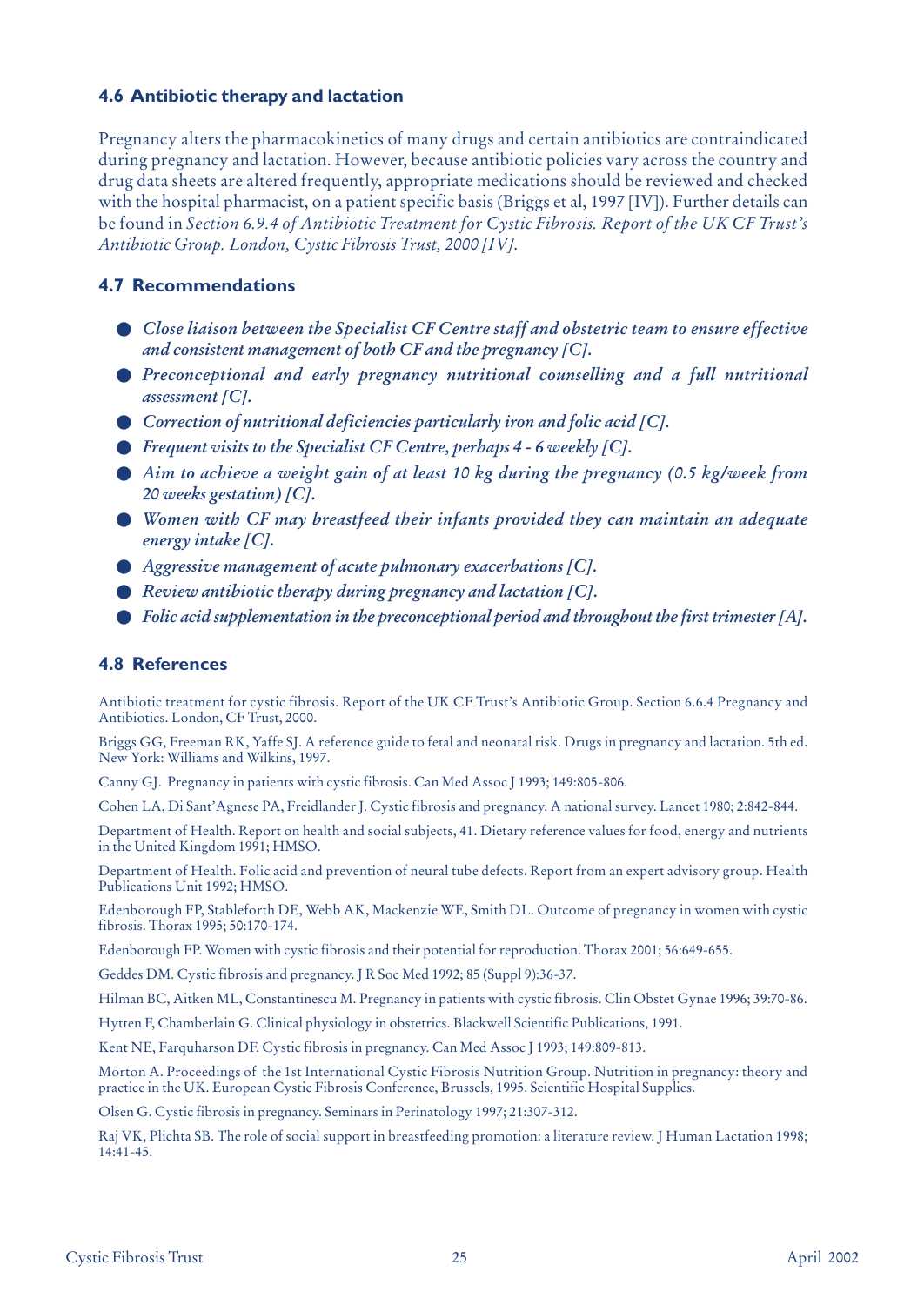### 4.6 Antibiotic therapy and lactation

Pregnancy alters the pharmacokinetics of many drugs and certain antibiotics are contraindicated during pregnancy and lactation. However, because antibiotic policies vary across the country and drug data sheets are altered frequently, appropriate medications should be reviewed and checked with the hospital pharmacist, on a patient specific basis (Briggs et al, 1997 [IV]). Further details can be found in *Section 6.9.4 of Antibiotic Treatment for Cystic Fibrosis. Report of the UK CF Trust's Antibiotic Group. London, Cystic Fibrosis Trust, 2000 [IV].*

### 4.7 Recommendations

- ***Close liaison between the Specialist CF Centre staff and obstetric team to ensure effective and consistent management of both CF and the pregnancy [C].***
- ***Preconceptional and early pregnancy nutritional counselling and a full nutritional assessment [C].***
- ***Correction of nutritional deficiencies particularly iron and folic acid [C].***
- ***Frequent visits to the Specialist CF Centre, perhaps 4 - 6 weekly [C].***
- ***Aim to achieve a weight gain of at least 10 kg during the pregnancy (0.5 kg/week from 20 weeks gestation) [C].***
- ***Women with CF may breastfeed their infants provided they can maintain an adequate energy intake [C].***
- ***Aggressive management of acute pulmonary exacerbations [C].***
- ***Review antibiotic therapy during pregnancy and lactation [C].***
- ***Folic acid supplementation in the preconceptional period and throughout the first trimester [A].***

### 4.8 References

Antibiotic treatment for cystic fibrosis. Report of the UK CF Trust's Antibiotic Group. Section 6.6.4 Pregnancy and Antibiotics. London, CF Trust, 2000.

Briggs GG, Freeman RK, Yaffe SJ. A reference guide to fetal and neonatal risk. Drugs in pregnancy and lactation. 5th ed. New York: Williams and Wilkins, 1997.

Canny GJ. Pregnancy in patients with cystic fibrosis. Can Med Assoc J 1993; 149:805-806.

Cohen LA, Di Sant'Agnese PA, Freidlander J. Cystic fibrosis and pregnancy. A national survey. Lancet 1980; 2:842-844.

Department of Health. Report on health and social subjects, 41. Dietary reference values for food, energy and nutrients in the United Kingdom 1991; HMSO.

Department of Health. Folic acid and prevention of neural tube defects. Report from an expert advisory group. Health Publications Unit 1992; HMSO.

Edenborough FP, Stableforth DE, Webb AK, Mackenzie WE, Smith DL. Outcome of pregnancy in women with cystic fibrosis. Thorax 1995; 50:170-174.

Edenborough FP. Women with cystic fibrosis and their potential for reproduction. Thorax 2001; 56:649-655.

Geddes DM. Cystic fibrosis and pregnancy. J R Soc Med 1992; 85 (Suppl 9):36-37.

Hilman BC, Aitken ML, Constantinescu M. Pregnancy in patients with cystic fibrosis. Clin Obstet Gynae 1996; 39:70-86.

Hytten F, Chamberlain G. Clinical physiology in obstetrics. Blackwell Scientific Publications, 1991.

Kent NE, Farquharson DF. Cystic fibrosis in pregnancy. Can Med Assoc J 1993; 149:809-813.

Morton A. Proceedings of the 1st International Cystic Fibrosis Nutrition Group. Nutrition in pregnancy: theory and practice in the UK. European Cystic Fibrosis Conference, Brussels, 1995. Scientific Hospital Supplies.

Olsen G. Cystic fibrosis in pregnancy. Seminars in Perinatology 1997; 21:307-312.

Raj VK, Plichta SB. The role of social support in breastfeeding promotion: a literature review. J Human Lactation 1998; 14:41-45.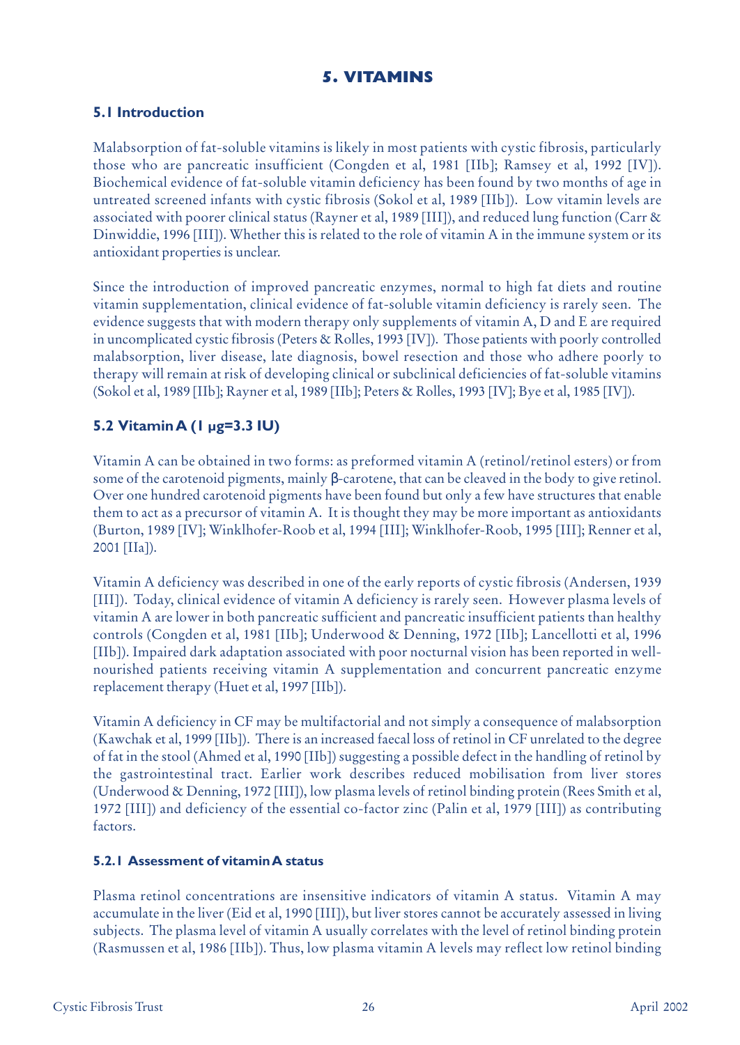# 5. VITAMINS

## 5.1 Introduction

Malabsorption of fat-soluble vitamins is likely in most patients with cystic fibrosis, particularly those who are pancreatic insufficient (Congden et al, 1981 [IIb]; Ramsey et al, 1992 [IV]). Biochemical evidence of fat-soluble vitamin deficiency has been found by two months of age in untreated screened infants with cystic fibrosis (Sokol et al, 1989 [IIb]). Low vitamin levels are associated with poorer clinical status (Rayner et al, 1989 [III]), and reduced lung function (Carr & Dinwiddie, 1996 [III]). Whether this is related to the role of vitamin A in the immune system or its antioxidant properties is unclear.

Since the introduction of improved pancreatic enzymes, normal to high fat diets and routine vitamin supplementation, clinical evidence of fat-soluble vitamin deficiency is rarely seen. The evidence suggests that with modern therapy only supplements of vitamin A, D and E are required in uncomplicated cystic fibrosis (Peters & Rolles, 1993 [IV]). Those patients with poorly controlled malabsorption, liver disease, late diagnosis, bowel resection and those who adhere poorly to therapy will remain at risk of developing clinical or subclinical deficiencies of fat-soluble vitamins (Sokol et al, 1989 [IIb]; Rayner et al, 1989 [IIb]; Peters & Rolles, 1993 [IV]; Bye et al, 1985 [IV]).

## 5.2 Vitamin A (1 μg=3.3 IU)

Vitamin A can be obtained in two forms: as preformed vitamin A (retinol/retinol esters) or from some of the carotenoid pigments, mainly β-carotene, that can be cleaved in the body to give retinol. Over one hundred carotenoid pigments have been found but only a few have structures that enable them to act as a precursor of vitamin A. It is thought they may be more important as antioxidants (Burton, 1989 [IV]; Winklhofer-Roob et al, 1994 [III]; Winklhofer-Roob, 1995 [III]; Renner et al, 2001 [IIa]).

Vitamin A deficiency was described in one of the early reports of cystic fibrosis (Andersen, 1939 [III]). Today, clinical evidence of vitamin A deficiency is rarely seen. However plasma levels of vitamin A are lower in both pancreatic sufficient and pancreatic insufficient patients than healthy controls (Congden et al, 1981 [IIb]; Underwood & Denning, 1972 [IIb]; Lancellotti et al, 1996 [IIb]). Impaired dark adaptation associated with poor nocturnal vision has been reported in well-nourished patients receiving vitamin A supplementation and concurrent pancreatic enzyme replacement therapy (Huet et al, 1997 [IIb]).

Vitamin A deficiency in CF may be multifactorial and not simply a consequence of malabsorption (Kawchak et al, 1999 [IIb]). There is an increased faecal loss of retinol in CF unrelated to the degree of fat in the stool (Ahmed et al, 1990 [IIb]) suggesting a possible defect in the handling of retinol by the gastrointestinal tract. Earlier work describes reduced mobilisation from liver stores (Underwood & Denning, 1972 [III]), low plasma levels of retinol binding protein (Rees Smith et al, 1972 [III]) and deficiency of the essential co-factor zinc (Palin et al, 1979 [III]) as contributing factors.

### 5.2.1 Assessment of vitamin A status

Plasma retinol concentrations are insensitive indicators of vitamin A status. Vitamin A may accumulate in the liver (Eid et al, 1990 [III]), but liver stores cannot be accurately assessed in living subjects. The plasma level of vitamin A usually correlates with the level of retinol binding protein (Rasmussen et al, 1986 [IIb]). Thus, low plasma vitamin A levels may reflect low retinol binding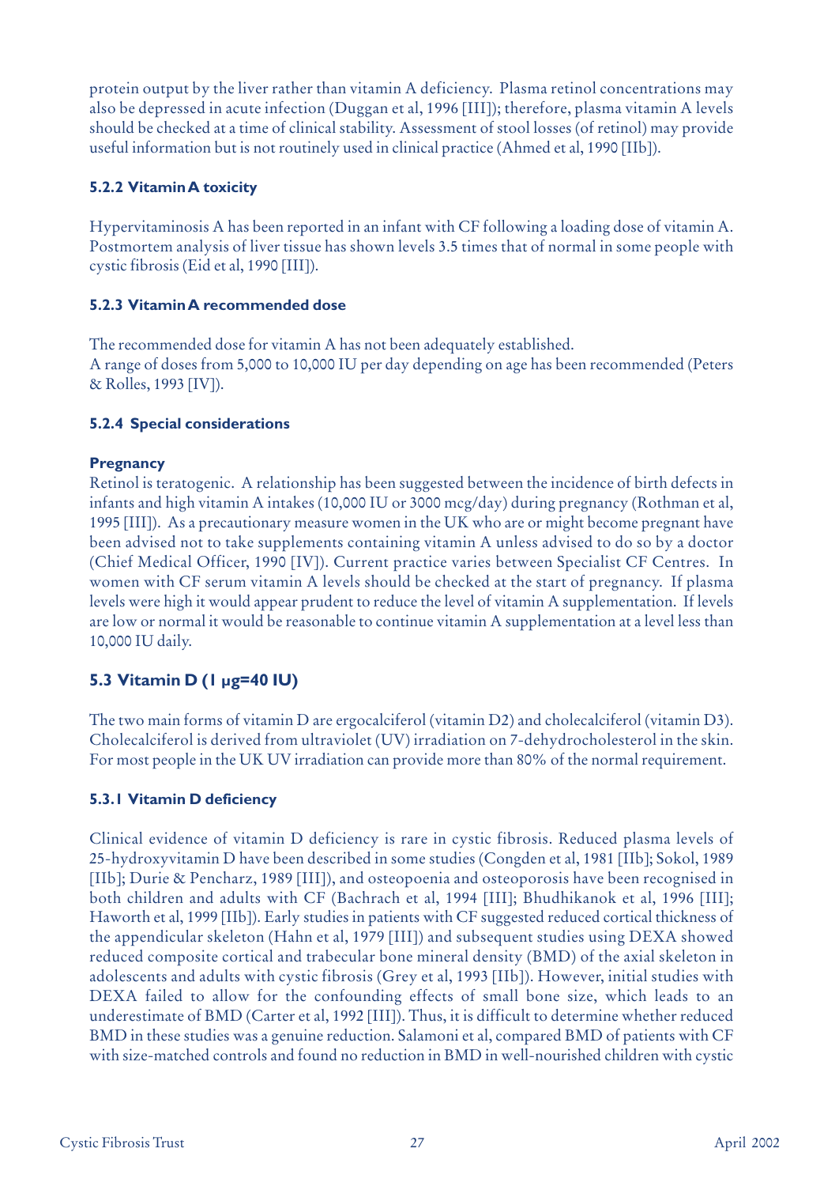protein output by the liver rather than vitamin A deficiency. Plasma retinol concentrations may also be depressed in acute infection (Duggan et al, 1996 [III]); therefore, plasma vitamin A levels should be checked at a time of clinical stability. Assessment of stool losses (of retinol) may provide useful information but is not routinely used in clinical practice (Ahmed et al, 1990 [IIb]).

#### 5.2.2 Vitamin A toxicity

Hypervitaminosis A has been reported in an infant with CF following a loading dose of vitamin A. Postmortem analysis of liver tissue has shown levels 3.5 times that of normal in some people with cystic fibrosis (Eid et al, 1990 [III]).

#### 5.2.3 Vitamin A recommended dose

The recommended dose for vitamin A has not been adequately established.
A range of doses from 5,000 to 10,000 IU per day depending on age has been recommended (Peters & Rolles, 1993 [IV]).

#### 5.2.4 Special considerations

**Pregnancy**
Retinol is teratogenic. A relationship has been suggested between the incidence of birth defects in infants and high vitamin A intakes (10,000 IU or 3000 mcg/day) during pregnancy (Rothman et al, 1995 [III]). As a precautionary measure women in the UK who are or might become pregnant have been advised not to take supplements containing vitamin A unless advised to do so by a doctor (Chief Medical Officer, 1990 [IV]). Current practice varies between Specialist CF Centres. In women with CF serum vitamin A levels should be checked at the start of pregnancy. If plasma levels were high it would appear prudent to reduce the level of vitamin A supplementation. If levels are low or normal it would be reasonable to continue vitamin A supplementation at a level less than 10,000 IU daily.

### 5.3 Vitamin D (1 μg=40 IU)

The two main forms of vitamin D are ergocalciferol (vitamin D2) and cholecalciferol (vitamin D3). Cholecalciferol is derived from ultraviolet (UV) irradiation on 7-dehydrocholesterol in the skin. For most people in the UK UV irradiation can provide more than 80% of the normal requirement.

#### 5.3.1 Vitamin D deficiency

Clinical evidence of vitamin D deficiency is rare in cystic fibrosis. Reduced plasma levels of 25-hydroxyvitamin D have been described in some studies (Congden et al, 1981 [IIb]; Sokol, 1989 [IIb]; Durie & Pencharz, 1989 [III]), and osteopoenia and osteoporosis have been recognised in both children and adults with CF (Bachrach et al, 1994 [III]; Bhudhikanok et al, 1996 [III]; Haworth et al, 1999 [IIb]). Early studies in patients with CF suggested reduced cortical thickness of the appendicular skeleton (Hahn et al, 1979 [III]) and subsequent studies using DEXA showed reduced composite cortical and trabecular bone mineral density (BMD) of the axial skeleton in adolescents and adults with cystic fibrosis (Grey et al, 1993 [IIb]). However, initial studies with DEXA failed to allow for the confounding effects of small bone size, which leads to an underestimate of BMD (Carter et al, 1992 [III]). Thus, it is difficult to determine whether reduced BMD in these studies was a genuine reduction. Salamoni et al, compared BMD of patients with CF with size-matched controls and found no reduction in BMD in well-nourished children with cystic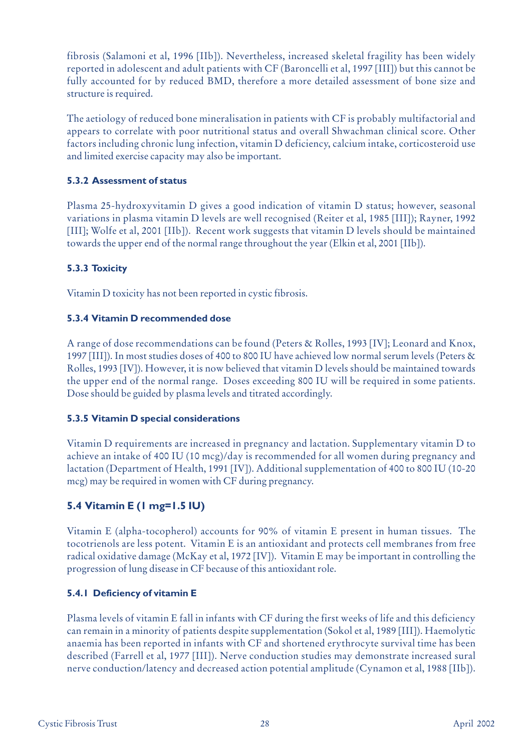fibrosis (Salamoni et al, 1996 [IIb]). Nevertheless, increased skeletal fragility has been widely reported in adolescent and adult patients with CF (Baroncelli et al, 1997 [III]) but this cannot be fully accounted for by reduced BMD, therefore a more detailed assessment of bone size and structure is required.

The aetiology of reduced bone mineralisation in patients with CF is probably multifactorial and appears to correlate with poor nutritional status and overall Shwachman clinical score. Other factors including chronic lung infection, vitamin D deficiency, calcium intake, corticosteroid use and limited exercise capacity may also be important.

#### 5.3.2 Assessment of status

Plasma 25-hydroxyvitamin D gives a good indication of vitamin D status; however, seasonal variations in plasma vitamin D levels are well recognised (Reiter et al, 1985 [III]); Rayner, 1992 [III]; Wolfe et al, 2001 [IIb]). Recent work suggests that vitamin D levels should be maintained towards the upper end of the normal range throughout the year (Elkin et al, 2001 [IIb]).

#### 5.3.3 Toxicity

Vitamin D toxicity has not been reported in cystic fibrosis.

#### 5.3.4 Vitamin D recommended dose

A range of dose recommendations can be found (Peters & Rolles, 1993 [IV]; Leonard and Knox, 1997 [III]). In most studies doses of 400 to 800 IU have achieved low normal serum levels (Peters & Rolles, 1993 [IV]). However, it is now believed that vitamin D levels should be maintained towards the upper end of the normal range. Doses exceeding 800 IU will be required in some patients. Dose should be guided by plasma levels and titrated accordingly.

#### 5.3.5 Vitamin D special considerations

Vitamin D requirements are increased in pregnancy and lactation. Supplementary vitamin D to achieve an intake of 400 IU (10 mcg)/day is recommended for all women during pregnancy and lactation (Department of Health, 1991 [IV]). Additional supplementation of 400 to 800 IU (10-20 mcg) may be required in women with CF during pregnancy.

### 5.4 Vitamin E (1 mg=1.5 IU)

Vitamin E (alpha-tocopherol) accounts for 90% of vitamin E present in human tissues. The tocotrienols are less potent. Vitamin E is an antioxidant and protects cell membranes from free radical oxidative damage (McKay et al, 1972 [IV]). Vitamin E may be important in controlling the progression of lung disease in CF because of this antioxidant role.

#### 5.4.1 Deficiency of vitamin E

Plasma levels of vitamin E fall in infants with CF during the first weeks of life and this deficiency can remain in a minority of patients despite supplementation (Sokol et al, 1989 [III]). Haemolytic anaemia has been reported in infants with CF and shortened erythrocyte survival time has been described (Farrell et al, 1977 [III]). Nerve conduction studies may demonstrate increased sural nerve conduction/latency and decreased action potential amplitude (Cynamon et al, 1988 [IIb]).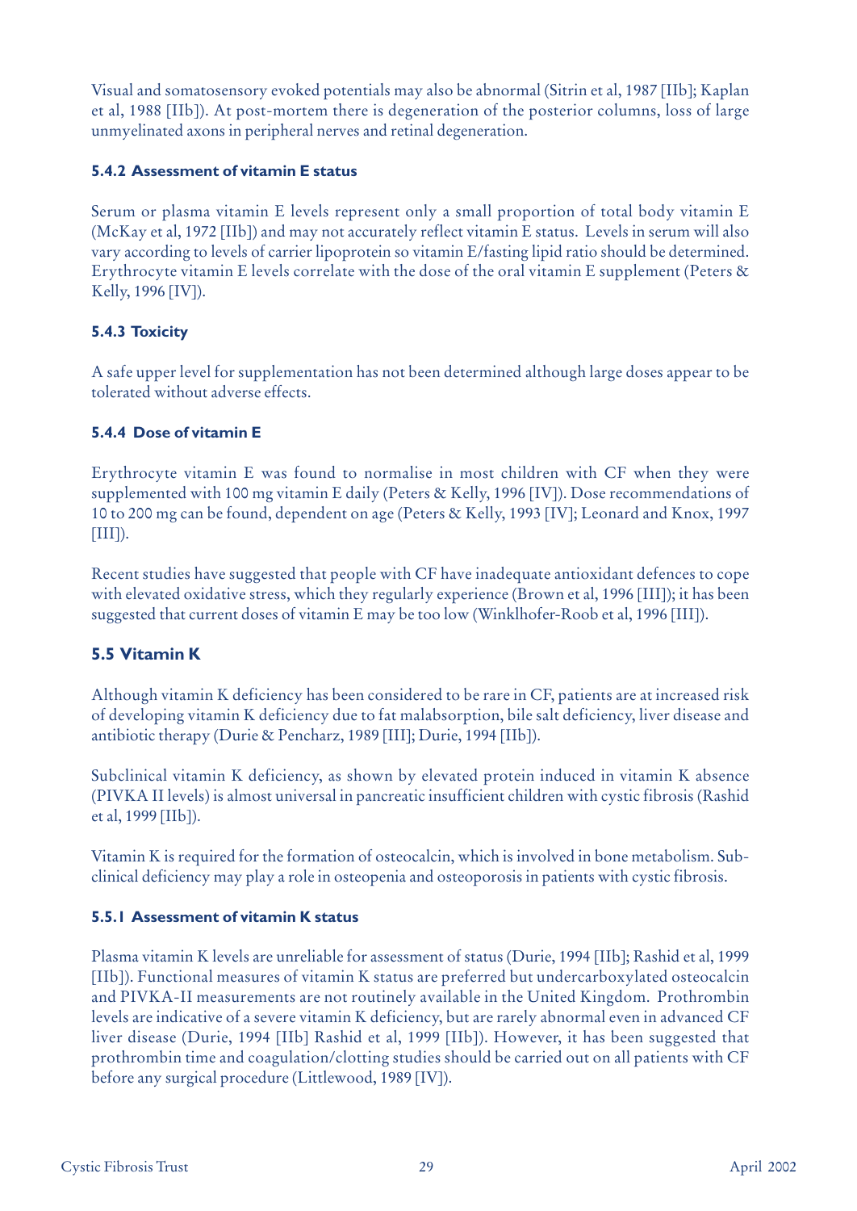Visual and somatosensory evoked potentials may also be abnormal (Sitrin et al, 1987 [IIb]; Kaplan et al, 1988 [IIb]). At post-mortem there is degeneration of the posterior columns, loss of large unmyelinated axons in peripheral nerves and retinal degeneration.

#### 5.4.2 Assessment of vitamin E status

Serum or plasma vitamin E levels represent only a small proportion of total body vitamin E (McKay et al, 1972 [IIb]) and may not accurately reflect vitamin E status. Levels in serum will also vary according to levels of carrier lipoprotein so vitamin E/fasting lipid ratio should be determined. Erythrocyte vitamin E levels correlate with the dose of the oral vitamin E supplement (Peters & Kelly, 1996 [IV]).

#### 5.4.3 Toxicity

A safe upper level for supplementation has not been determined although large doses appear to be tolerated without adverse effects.

#### 5.4.4 Dose of vitamin E

Erythrocyte vitamin E was found to normalise in most children with CF when they were supplemented with 100 mg vitamin E daily (Peters & Kelly, 1996 [IV]). Dose recommendations of 10 to 200 mg can be found, dependent on age (Peters & Kelly, 1993 [IV]; Leonard and Knox, 1997 [III]).

Recent studies have suggested that people with CF have inadequate antioxidant defences to cope with elevated oxidative stress, which they regularly experience (Brown et al, 1996 [III]); it has been suggested that current doses of vitamin E may be too low (Winklhofer-Roob et al, 1996 [III]).

### 5.5 Vitamin K

Although vitamin K deficiency has been considered to be rare in CF, patients are at increased risk of developing vitamin K deficiency due to fat malabsorption, bile salt deficiency, liver disease and antibiotic therapy (Durie & Pencharz, 1989 [III]; Durie, 1994 [IIb]).

Subclinical vitamin K deficiency, as shown by elevated protein induced in vitamin K absence (PIVKA II levels) is almost universal in pancreatic insufficient children with cystic fibrosis (Rashid et al, 1999 [IIb]).

Vitamin K is required for the formation of osteocalcin, which is involved in bone metabolism. Sub-clinical deficiency may play a role in osteopenia and osteoporosis in patients with cystic fibrosis.

#### 5.5.1 Assessment of vitamin K status

Plasma vitamin K levels are unreliable for assessment of status (Durie, 1994 [IIb]; Rashid et al, 1999 [IIb]). Functional measures of vitamin K status are preferred but undercarboxylated osteocalcin and PIVKA-II measurements are not routinely available in the United Kingdom. Prothrombin levels are indicative of a severe vitamin K deficiency, but are rarely abnormal even in advanced CF liver disease (Durie, 1994 [IIb] Rashid et al, 1999 [IIb]). However, it has been suggested that prothrombin time and coagulation/clotting studies should be carried out on all patients with CF before any surgical procedure (Littlewood, 1989 [IV]).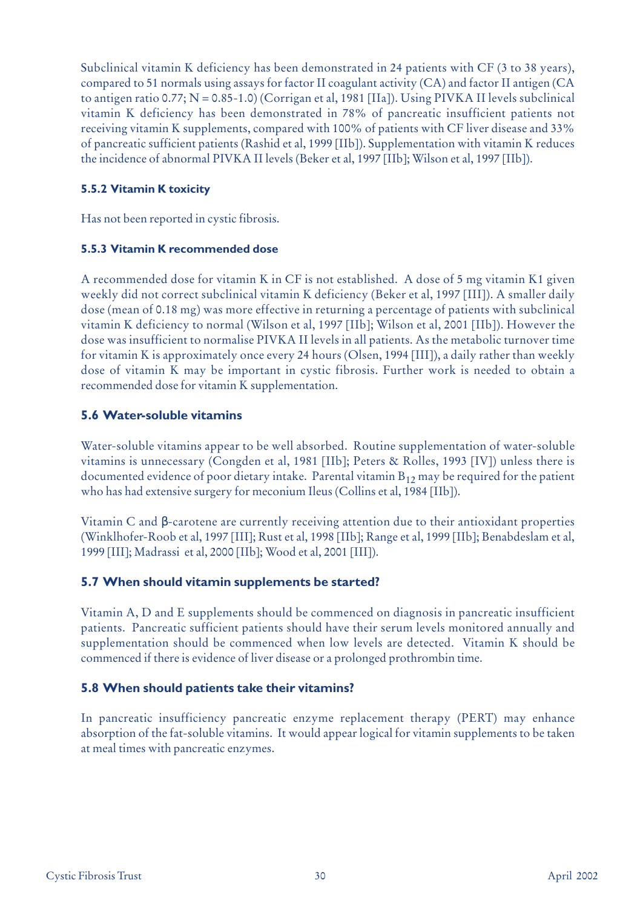Subclinical vitamin K deficiency has been demonstrated in 24 patients with CF (3 to 38 years), compared to 51 normals using assays for factor II coagulant activity (CA) and factor II antigen (CA to antigen ratio 0.77; N = 0.85-1.0) (Corrigan et al, 1981 [IIa]). Using PIVKA II levels subclinical vitamin K deficiency has been demonstrated in 78% of pancreatic insufficient patients not receiving vitamin K supplements, compared with 100% of patients with CF liver disease and 33% of pancreatic sufficient patients (Rashid et al, 1999 [IIb]). Supplementation with vitamin K reduces the incidence of abnormal PIVKA II levels (Beker et al, 1997 [IIb]; Wilson et al, 1997 [IIb]).

#### 5.5.2 Vitamin K toxicity

Has not been reported in cystic fibrosis.

#### 5.5.3 Vitamin K recommended dose

A recommended dose for vitamin K in CF is not established. A dose of 5 mg vitamin K1 given weekly did not correct subclinical vitamin K deficiency (Beker et al, 1997 [III]). A smaller daily dose (mean of 0.18 mg) was more effective in returning a percentage of patients with subclinical vitamin K deficiency to normal (Wilson et al, 1997 [IIb]; Wilson et al, 2001 [IIb]). However the dose was insufficient to normalise PIVKA II levels in all patients. As the metabolic turnover time for vitamin K is approximately once every 24 hours (Olsen, 1994 [III]), a daily rather than weekly dose of vitamin K may be important in cystic fibrosis. Further work is needed to obtain a recommended dose for vitamin K supplementation.

### 5.6 Water-soluble vitamins

Water-soluble vitamins appear to be well absorbed. Routine supplementation of water-soluble vitamins is unnecessary (Congden et al, 1981 [IIb]; Peters & Rolles, 1993 [IV]) unless there is documented evidence of poor dietary intake. Parental vitamin $B_{12}$ may be required for the patient who has had extensive surgery for meconium Ileus (Collins et al, 1984 [IIb]).

Vitamin C and β-carotene are currently receiving attention due to their antioxidant properties (Winklhofer-Roob et al, 1997 [III]; Rust et al, 1998 [IIb]; Range et al, 1999 [IIb]; Benabdeslam et al, 1999 [III]; Madrassi et al, 2000 [IIb]; Wood et al, 2001 [III]).

### 5.7 When should vitamin supplements be started?

Vitamin A, D and E supplements should be commenced on diagnosis in pancreatic insufficient patients. Pancreatic sufficient patients should have their serum levels monitored annually and supplementation should be commenced when low levels are detected. Vitamin K should be commenced if there is evidence of liver disease or a prolonged prothrombin time.

### 5.8 When should patients take their vitamins?

In pancreatic insufficiency pancreatic enzyme replacement therapy (PERT) may enhance absorption of the fat-soluble vitamins. It would appear logical for vitamin supplements to be taken at meal times with pancreatic enzymes.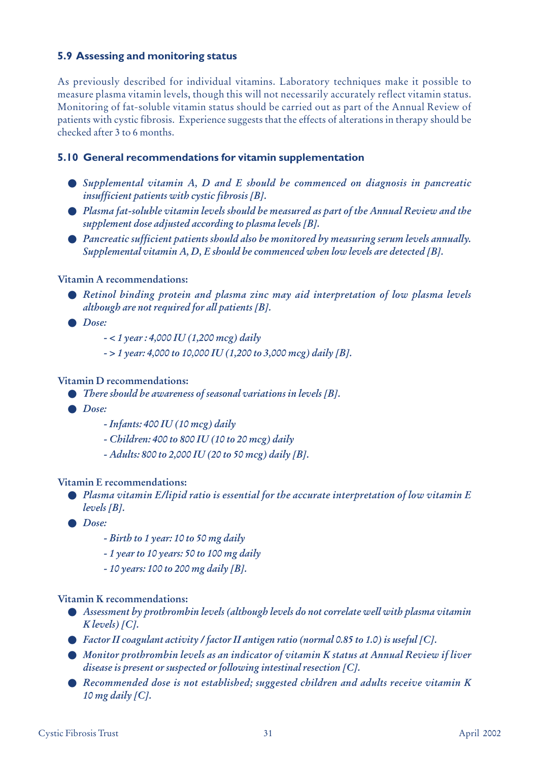### 5.9 Assessing and monitoring status

As previously described for individual vitamins. Laboratory techniques make it possible to measure plasma vitamin levels, though this will not necessarily accurately reflect vitamin status. Monitoring of fat-soluble vitamin status should be carried out as part of the Annual Review of patients with cystic fibrosis. Experience suggests that the effects of alterations in therapy should be checked after 3 to 6 months.

### 5.10 General recommendations for vitamin supplementation

- *Supplemental vitamin A, D and E should be commenced on diagnosis in pancreatic insufficient patients with cystic fibrosis [B].*
- *Plasma fat-soluble vitamin levels should be measured as part of the Annual Review and the supplement dose adjusted according to plasma levels [B].*
- *Pancreatic sufficient patients should also be monitored by measuring serum levels annually. Supplemental vitamin A, D, E should be commenced when low levels are detected [B].*

**Vitamin A recommendations:**

- *Retinol binding protein and plasma zinc may aid interpretation of low plasma levels although are not required for all patients [B].*
- *Dose:*
  - *< 1 year : 4,000 IU (1,200 mcg) daily*
  - *> 1 year: 4,000 to 10,000 IU (1,200 to 3,000 mcg) daily [B].*

**Vitamin D recommendations:**

- *There should be awareness of seasonal variations in levels [B].*
- *Dose:*
  - *Infants: 400 IU (10 mcg) daily*
  - *Children: 400 to 800 IU (10 to 20 mcg) daily*
  - *Adults: 800 to 2,000 IU (20 to 50 mcg) daily [B].*

**Vitamin E recommendations:**

- *Plasma vitamin E/lipid ratio is essential for the accurate interpretation of low vitamin E levels [B].*
- *Dose:*
  - *Birth to 1 year: 10 to 50 mg daily*
  - *1 year to 10 years: 50 to 100 mg daily*
  - *10 years: 100 to 200 mg daily [B].*

**Vitamin K recommendations:**

- *Assessment by prothrombin levels (although levels do not correlate well with plasma vitamin K levels) [C].*
- *Factor II coagulant activity / factor II antigen ratio (normal 0.85 to 1.0) is useful [C].*
- *Monitor prothrombin levels as an indicator of vitamin K status at Annual Review if liver disease is present or suspected or following intestinal resection [C].*
- *Recommended dose is not established; suggested children and adults receive vitamin K 10 mg daily [C].*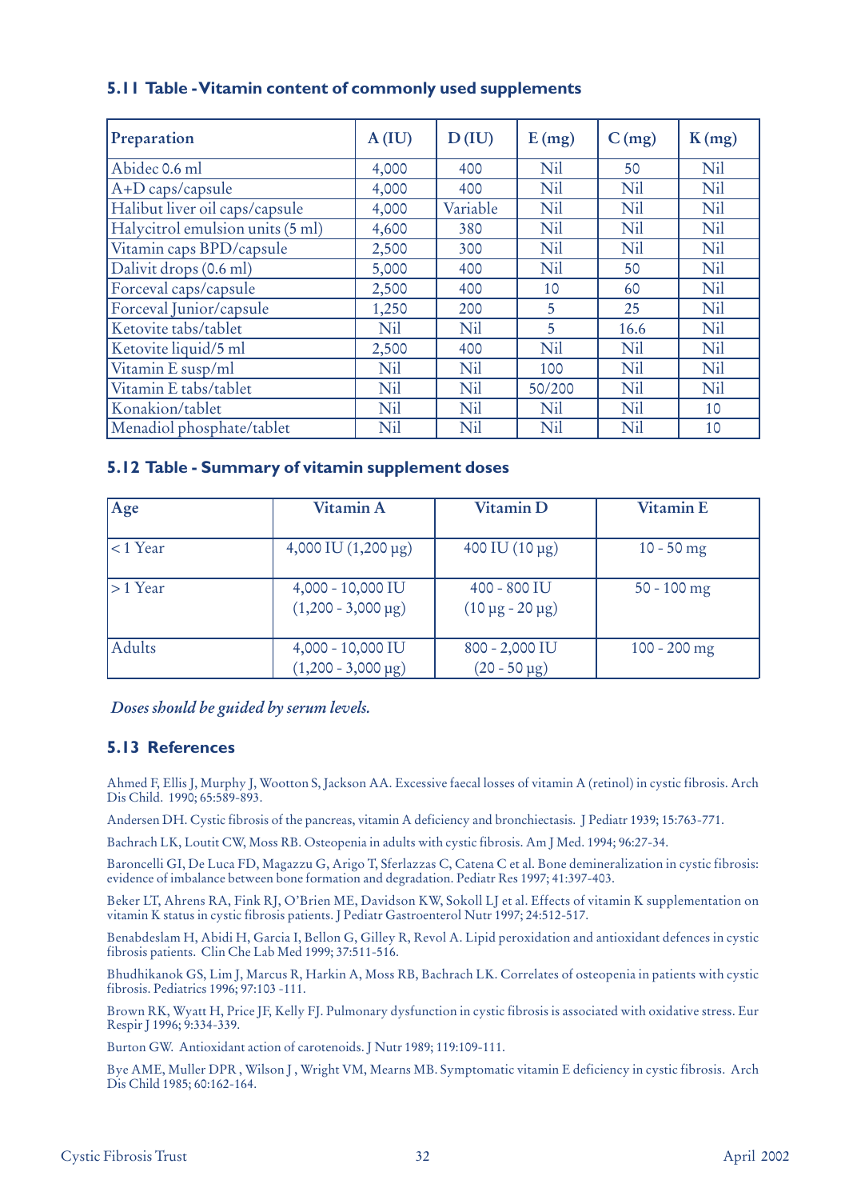### 5.11 Table - Vitamin content of commonly used supplements

| Preparation | A (IU) | D (IU) | E (mg) | C (mg) | K (mg) |
|---|---|---|---|---|---|
| Abidec 0.6 ml | 4,000 | 400 | Nil | 50 | Nil |
| A+D caps/capsule | 4,000 | 400 | Nil | Nil | Nil |
| Halibut liver oil caps/capsule | 4,000 | Variable | Nil | Nil | Nil |
| Halycitrol emulsion units (5 ml) | 4,600 | 380 | Nil | Nil | Nil |
| Vitamin caps BPD/capsule | 2,500 | 300 | Nil | Nil | Nil |
| Dalivit drops (0.6 ml) | 5,000 | 400 | Nil | 50 | Nil |
| Forceval caps/capsule | 2,500 | 400 | 10 | 60 | Nil |
| Forceval Junior/capsule | 1,250 | 200 | 5 | 25 | Nil |
| Ketovite tabs/tablet | Nil | Nil | 5 | 16.6 | Nil |
| Ketovite liquid/5 ml | 2,500 | 400 | Nil | Nil | Nil |
| Vitamin E susp/ml | Nil | Nil | 100 | Nil | Nil |
| Vitamin E tabs/tablet | Nil | Nil | 50/200 | Nil | Nil |
| Konakion/tablet | Nil | Nil | Nil | Nil | 10 |
| Menadiol phosphate/tablet | Nil | Nil | Nil | Nil | 10 |

### 5.12 Table - Summary of vitamin supplement doses

| Age | Vitamin A | Vitamin D | Vitamin E |
|---|---|---|---|
| < 1 Year | 4,000 IU (1,200 µg) | 400 IU (10 µg) | 10 - 50 mg |
| > 1 Year | 4,000 - 10,000 IU (1,200 - 3,000 µg) | 400 - 800 IU (10 µg - 20 µg) | 50 - 100 mg |
| Adults | 4,000 - 10,000 IU (1,200 - 3,000 µg) | 800 - 2,000 IU (20 - 50 µg) | 100 - 200 mg |

*Doses should be guided by serum levels.*

### 5.13 References

Ahmed F, Ellis J, Murphy J, Wootton S, Jackson AA. Excessive faecal losses of vitamin A (retinol) in cystic fibrosis. Arch Dis Child. 1990; 65:589-893.

Andersen DH. Cystic fibrosis of the pancreas, vitamin A deficiency and bronchiectasis. J Pediatr 1939; 15:763-771.

Bachrach LK, Loutit CW, Moss RB. Osteopenia in adults with cystic fibrosis. Am J Med. 1994; 96:27-34.

Baroncelli GI, De Luca FD, Magazzu G, Arigo T, Sferlazzas C, Catena C et al. Bone demineralization in cystic fibrosis: evidence of imbalance between bone formation and degradation. Pediatr Res 1997; 41:397-403.

Beker LT, Ahrens RA, Fink RJ, O'Brien ME, Davidson KW, Sokoll LJ et al. Effects of vitamin K supplementation on vitamin K status in cystic fibrosis patients. J Pediatr Gastroenterol Nutr 1997; 24:512-517.

Benabdeslam H, Abidi H, Garcia I, Bellon G, Gilley R, Revol A. Lipid peroxidation and antioxidant defences in cystic fibrosis patients. Clin Che Lab Med 1999; 37:511-516.

Bhudhikanok GS, Lim J, Marcus R, Harkin A, Moss RB, Bachrach LK. Correlates of osteopenia in patients with cystic fibrosis. Pediatrics 1996; 97:103 -111.

Brown RK, Wyatt H, Price JF, Kelly FJ. Pulmonary dysfunction in cystic fibrosis is associated with oxidative stress. Eur Respir J 1996; 9:334-339.

Burton GW. Antioxidant action of carotenoids. J Nutr 1989; 119:109-111.

Bye AME, Muller DPR , Wilson J , Wright VM, Mearns MB. Symptomatic vitamin E deficiency in cystic fibrosis. Arch Dis Child 1985; 60:162-164.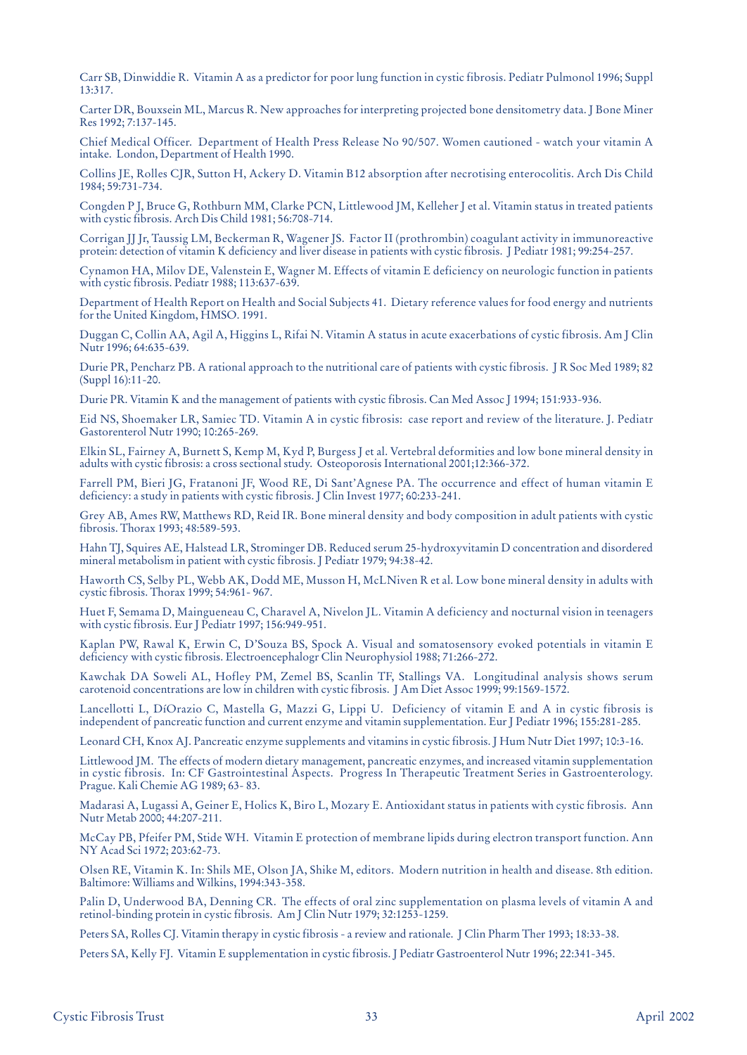Carr SB, Dinwiddie R. Vitamin A as a predictor for poor lung function in cystic fibrosis. Pediatr Pulmonol 1996; Suppl 13:317.

Carter DR, Bouxsein ML, Marcus R. New approaches for interpreting projected bone densitometry data. J Bone Miner Res 1992; 7:137-145.

Chief Medical Officer. Department of Health Press Release No 90/507. Women cautioned - watch your vitamin A intake. London, Department of Health 1990.

Collins JE, Rolles CJR, Sutton H, Ackery D. Vitamin B12 absorption after necrotising enterocolitis. Arch Dis Child 1984; 59:731-734.

Congden P J, Bruce G, Rothburn MM, Clarke PCN, Littlewood JM, Kelleher J et al. Vitamin status in treated patients with cystic fibrosis. Arch Dis Child 1981; 56:708-714.

Corrigan JJ Jr, Taussig LM, Beckerman R, Wagener JS. Factor II (prothrombin) coagulant activity in immunoreactive protein: detection of vitamin K deficiency and liver disease in patients with cystic fibrosis. J Pediatr 1981; 99:254-257.

Cynamon HA, Milov DE, Valenstein E, Wagner M. Effects of vitamin E deficiency on neurologic function in patients with cystic fibrosis. Pediatr 1988; 113:637-639.

Department of Health Report on Health and Social Subjects 41. Dietary reference values for food energy and nutrients for the United Kingdom, HMSO. 1991.

Duggan C, Collin AA, Agil A, Higgins L, Rifai N. Vitamin A status in acute exacerbations of cystic fibrosis. Am J Clin Nutr 1996; 64:635-639.

Durie PR, Pencharz PB. A rational approach to the nutritional care of patients with cystic fibrosis. J R Soc Med 1989; 82 (Suppl 16):11-20.

Durie PR. Vitamin K and the management of patients with cystic fibrosis. Can Med Assoc J 1994; 151:933-936.

Eid NS, Shoemaker LR, Samiec TD. Vitamin A in cystic fibrosis: case report and review of the literature. J. Pediatr Gastorenterol Nutr 1990; 10:265-269.

Elkin SL, Fairney A, Burnett S, Kemp M, Kyd P, Burgess J et al. Vertebral deformities and low bone mineral density in adults with cystic fibrosis: a cross sectional study. Osteoporosis International 2001;12:366-372.

Farrell PM, Bieri JG, Fratanoni JF, Wood RE, Di Sant'Agnese PA. The occurrence and effect of human vitamin E deficiency: a study in patients with cystic fibrosis. J Clin Invest 1977; 60:233-241.

Grey AB, Ames RW, Matthews RD, Reid IR. Bone mineral density and body composition in adult patients with cystic fibrosis. Thorax 1993; 48:589-593.

Hahn TJ, Squires AE, Halstead LR, Strominger DB. Reduced serum 25-hydroxyvitamin D concentration and disordered mineral metabolism in patient with cystic fibrosis. J Pediatr 1979; 94:38-42.

Haworth CS, Selby PL, Webb AK, Dodd ME, Musson H, McLNiven R et al. Low bone mineral density in adults with cystic fibrosis. Thorax 1999; 54:961- 967.

Huet F, Semama D, Maingueneau C, Charavel A, Nivelon JL. Vitamin A deficiency and nocturnal vision in teenagers with cystic fibrosis. Eur J Pediatr 1997; 156:949-951.

Kaplan PW, Rawal K, Erwin C, D'Souza BS, Spock A. Visual and somatosensory evoked potentials in vitamin E deficiency with cystic fibrosis. Electroencephalogr Clin Neurophysiol 1988; 71:266-272.

Kawchak DA Soweli AL, Hofley PM, Zemel BS, Scanlin TF, Stallings VA. Longitudinal analysis shows serum carotenoid concentrations are low in children with cystic fibrosis. J Am Diet Assoc 1999; 99:1569-1572.

Lancellotti L, DíOrazio C, Mastella G, Mazzi G, Lippi U. Deficiency of vitamin E and A in cystic fibrosis is independent of pancreatic function and current enzyme and vitamin supplementation. Eur J Pediatr 1996; 155:281-285.

Leonard CH, Knox AJ. Pancreatic enzyme supplements and vitamins in cystic fibrosis. J Hum Nutr Diet 1997; 10:3-16.

Littlewood JM. The effects of modern dietary management, pancreatic enzymes, and increased vitamin supplementation in cystic fibrosis. In: CF Gastrointestinal Aspects. Progress In Therapeutic Treatment Series in Gastroenterology. Prague. Kali Chemie AG 1989; 63- 83.

Madarasi A, Lugassi A, Geiner E, Holics K, Biro L, Mozary E. Antioxidant status in patients with cystic fibrosis. Ann Nutr Metab 2000; 44:207-211.

McCay PB, Pfeifer PM, Stide WH. Vitamin E protection of membrane lipids during electron transport function. Ann NY Acad Sci 1972; 203:62-73.

Olsen RE, Vitamin K. In: Shils ME, Olson JA, Shike M, editors. Modern nutrition in health and disease. 8th edition. Baltimore: Williams and Wilkins, 1994:343-358.

Palin D, Underwood BA, Denning CR. The effects of oral zinc supplementation on plasma levels of vitamin A and retinol-binding protein in cystic fibrosis. Am J Clin Nutr 1979; 32:1253-1259.

Peters SA, Rolles CJ. Vitamin therapy in cystic fibrosis - a review and rationale. J Clin Pharm Ther 1993; 18:33-38.

Peters SA, Kelly FJ. Vitamin E supplementation in cystic fibrosis. J Pediatr Gastroenterol Nutr 1996; 22:341-345.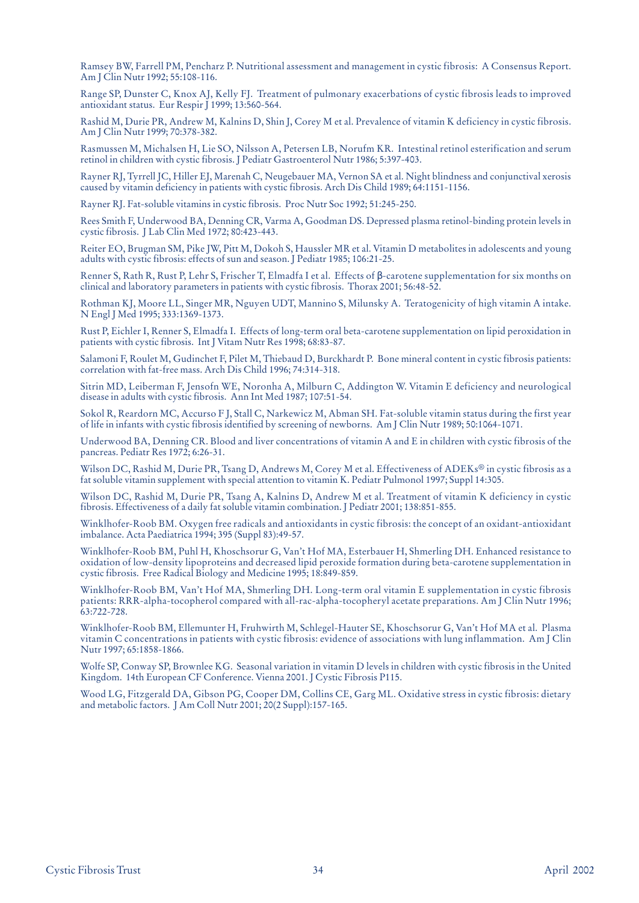Ramsey BW, Farrell PM, Pencharz P. Nutritional assessment and management in cystic fibrosis: A Consensus Report. Am J Clin Nutr 1992; 55:108-116.

Range SP, Dunster C, Knox AJ, Kelly FJ. Treatment of pulmonary exacerbations of cystic fibrosis leads to improved antioxidant status. Eur Respir J 1999; 13:560-564.

Rashid M, Durie PR, Andrew M, Kalnins D, Shin J, Corey M et al. Prevalence of vitamin K deficiency in cystic fibrosis. Am J Clin Nutr 1999; 70:378-382.

Rasmussen M, Michalsen H, Lie SO, Nilsson A, Petersen LB, Norufm KR. Intestinal retinol esterification and serum retinol in children with cystic fibrosis. J Pediatr Gastroenterol Nutr 1986; 5:397-403.

Rayner RJ, Tyrrell JC, Hiller EJ, Marenah C, Neugebauer MA, Vernon SA et al. Night blindness and conjunctival xerosis caused by vitamin deficiency in patients with cystic fibrosis. Arch Dis Child 1989; 64:1151-1156.

Rayner RJ. Fat-soluble vitamins in cystic fibrosis. Proc Nutr Soc 1992; 51:245-250.

Rees Smith F, Underwood BA, Denning CR, Varma A, Goodman DS. Depressed plasma retinol-binding protein levels in cystic fibrosis. J Lab Clin Med 1972; 80:423-443.

Reiter EO, Brugman SM, Pike JW, Pitt M, Dokoh S, Haussler MR et al. Vitamin D metabolites in adolescents and young adults with cystic fibrosis: effects of sun and season. J Pediatr 1985; 106:21-25.

Renner S, Rath R, Rust P, Lehr S, Frischer T, Elmadfa I et al. Effects of β-carotene supplementation for six months on clinical and laboratory parameters in patients with cystic fibrosis. Thorax 2001; 56:48-52.

Rothman KJ, Moore LL, Singer MR, Nguyen UDT, Mannino S, Milunsky A. Teratogenicity of high vitamin A intake. N Engl J Med 1995; 333:1369-1373.

Rust P, Eichler I, Renner S, Elmadfa I. Effects of long-term oral beta-carotene supplementation on lipid peroxidation in patients with cystic fibrosis. Int J Vitam Nutr Res 1998; 68:83-87.

Salamoni F, Roulet M, Gudinchet F, Pilet M, Thiebaud D, Burckhardt P. Bone mineral content in cystic fibrosis patients: correlation with fat-free mass. Arch Dis Child 1996; 74:314-318.

Sitrin MD, Leiberman F, Jensofn WE, Noronha A, Milburn C, Addington W. Vitamin E deficiency and neurological disease in adults with cystic fibrosis. Ann Int Med 1987; 107:51-54.

Sokol R, Reardorn MC, Accurso F J, Stall C, Narkewicz M, Abman SH. Fat-soluble vitamin status during the first year of life in infants with cystic fibrosis identified by screening of newborns. Am J Clin Nutr 1989; 50:1064-1071.

Underwood BA, Denning CR. Blood and liver concentrations of vitamin A and E in children with cystic fibrosis of the pancreas. Pediatr Res 1972; 6:26-31.

Wilson DC, Rashid M, Durie PR, Tsang D, Andrews M, Corey M et al. Effectiveness of ADEKs® in cystic fibrosis as a fat soluble vitamin supplement with special attention to vitamin K. Pediatr Pulmonol 1997; Suppl 14:305.

Wilson DC, Rashid M, Durie PR, Tsang A, Kalnins D, Andrew M et al. Treatment of vitamin K deficiency in cystic fibrosis. Effectiveness of a daily fat soluble vitamin combination. J Pediatr 2001; 138:851-855.

Winklhofer-Roob BM. Oxygen free radicals and antioxidants in cystic fibrosis: the concept of an oxidant-antioxidant imbalance. Acta Paediatrica 1994; 395 (Suppl 83):49-57.

Winklhofer-Roob BM, Puhl H, Khoschsorur G, Van't Hof MA, Esterbauer H, Shmerling DH. Enhanced resistance to oxidation of low-density lipoproteins and decreased lipid peroxide formation during beta-carotene supplementation in cystic fibrosis. Free Radical Biology and Medicine 1995; 18:849-859.

Winklhofer-Roob BM, Van't Hof MA, Shmerling DH. Long-term oral vitamin E supplementation in cystic fibrosis patients: RRR-alpha-tocopherol compared with all-rac-alpha-tocopheryl acetate preparations. Am J Clin Nutr 1996; 63:722-728.

Winklhofer-Roob BM, Ellemunter H, Fruhwirth M, Schlegel-Hauter SE, Khoschsorur G, Van't Hof MA et al. Plasma vitamin C concentrations in patients with cystic fibrosis: evidence of associations with lung inflammation. Am J Clin Nutr 1997; 65:1858-1866.

Wolfe SP, Conway SP, Brownlee KG. Seasonal variation in vitamin D levels in children with cystic fibrosis in the United Kingdom. 14th European CF Conference. Vienna 2001. J Cystic Fibrosis P115.

Wood LG, Fitzgerald DA, Gibson PG, Cooper DM, Collins CE, Garg ML. Oxidative stress in cystic fibrosis: dietary and metabolic factors. J Am Coll Nutr 2001; 20(2 Suppl):157-165.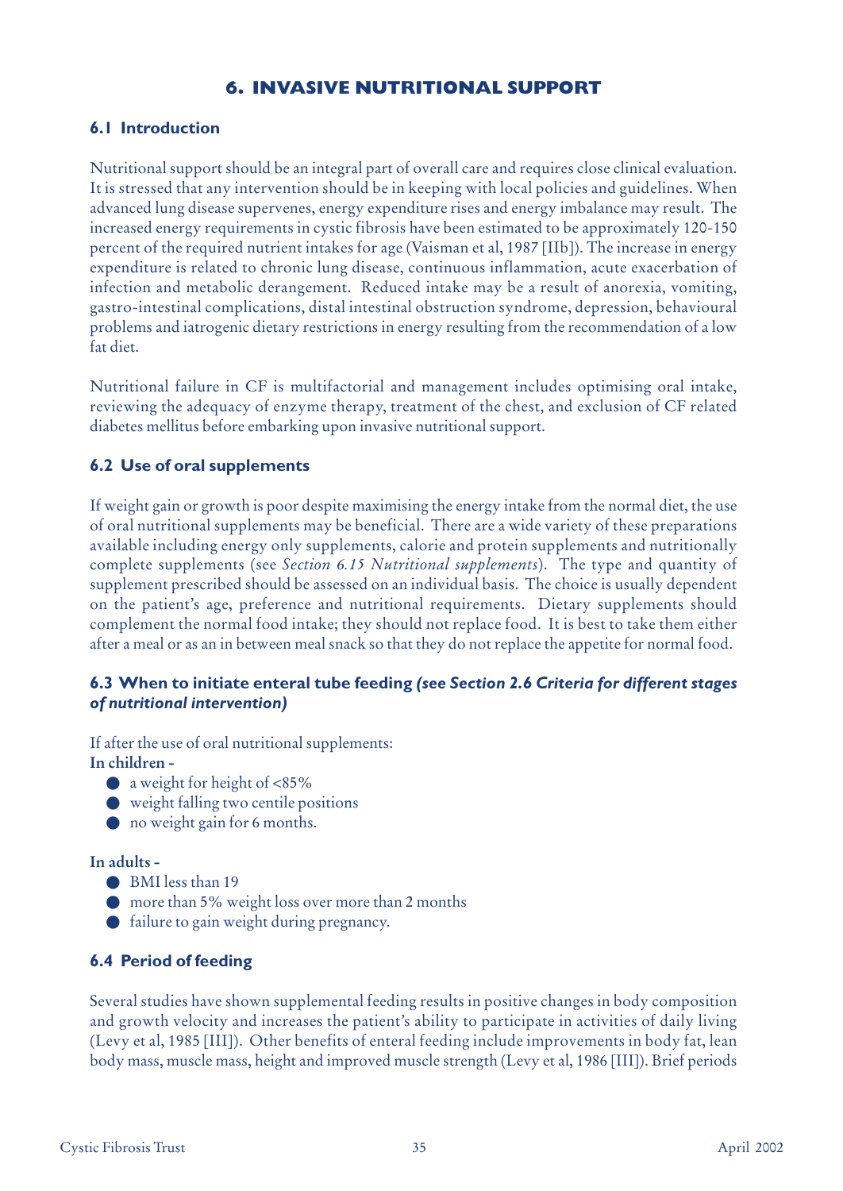# 6. INVASIVE NUTRITIONAL SUPPORT

## 6.1 Introduction

Nutritional support should be an integral part of overall care and requires close clinical evaluation. It is stressed that any intervention should be in keeping with local policies and guidelines. When advanced lung disease supervenes, energy expenditure rises and energy imbalance may result. The increased energy requirements in cystic fibrosis have been estimated to be approximately 120-150 percent of the required nutrient intakes for age (Vaisman et al, 1987 [IIb]). The increase in energy expenditure is related to chronic lung disease, continuous inflammation, acute exacerbation of infection and metabolic derangement. Reduced intake may be a result of anorexia, vomiting, gastro-intestinal complications, distal intestinal obstruction syndrome, depression, behavioural problems and iatrogenic dietary restrictions in energy resulting from the recommendation of a low fat diet.

Nutritional failure in CF is multifactorial and management includes optimising oral intake, reviewing the adequacy of enzyme therapy, treatment of the chest, and exclusion of CF related diabetes mellitus before embarking upon invasive nutritional support.

## 6.2 Use of oral supplements

If weight gain or growth is poor despite maximising the energy intake from the normal diet, the use of oral nutritional supplements may be beneficial. There are a wide variety of these preparations available including energy only supplements, calorie and protein supplements and nutritionally complete supplements (see *Section 6.15 Nutritional supplements*). The type and quantity of supplement prescribed should be assessed on an individual basis. The choice is usually dependent on the patient's age, preference and nutritional requirements. Dietary supplements should complement the normal food intake; they should not replace food. It is best to take them either after a meal or as an in between meal snack so that they do not replace the appetite for normal food.

## 6.3 When to initiate enteral tube feeding *(see Section 2.6 Criteria for different stages of nutritional intervention)*

If after the use of oral nutritional supplements:

**In children -**

- a weight for height of <85%
- weight falling two centile positions
- no weight gain for 6 months.

**In adults -**

- BMI less than 19
- more than 5% weight loss over more than 2 months
- failure to gain weight during pregnancy.

## 6.4 Period of feeding

Several studies have shown supplemental feeding results in positive changes in body composition and growth velocity and increases the patient's ability to participate in activities of daily living (Levy et al, 1985 [III]). Other benefits of enteral feeding include improvements in body fat, lean body mass, muscle mass, height and improved muscle strength (Levy et al, 1986 [III]). Brief periods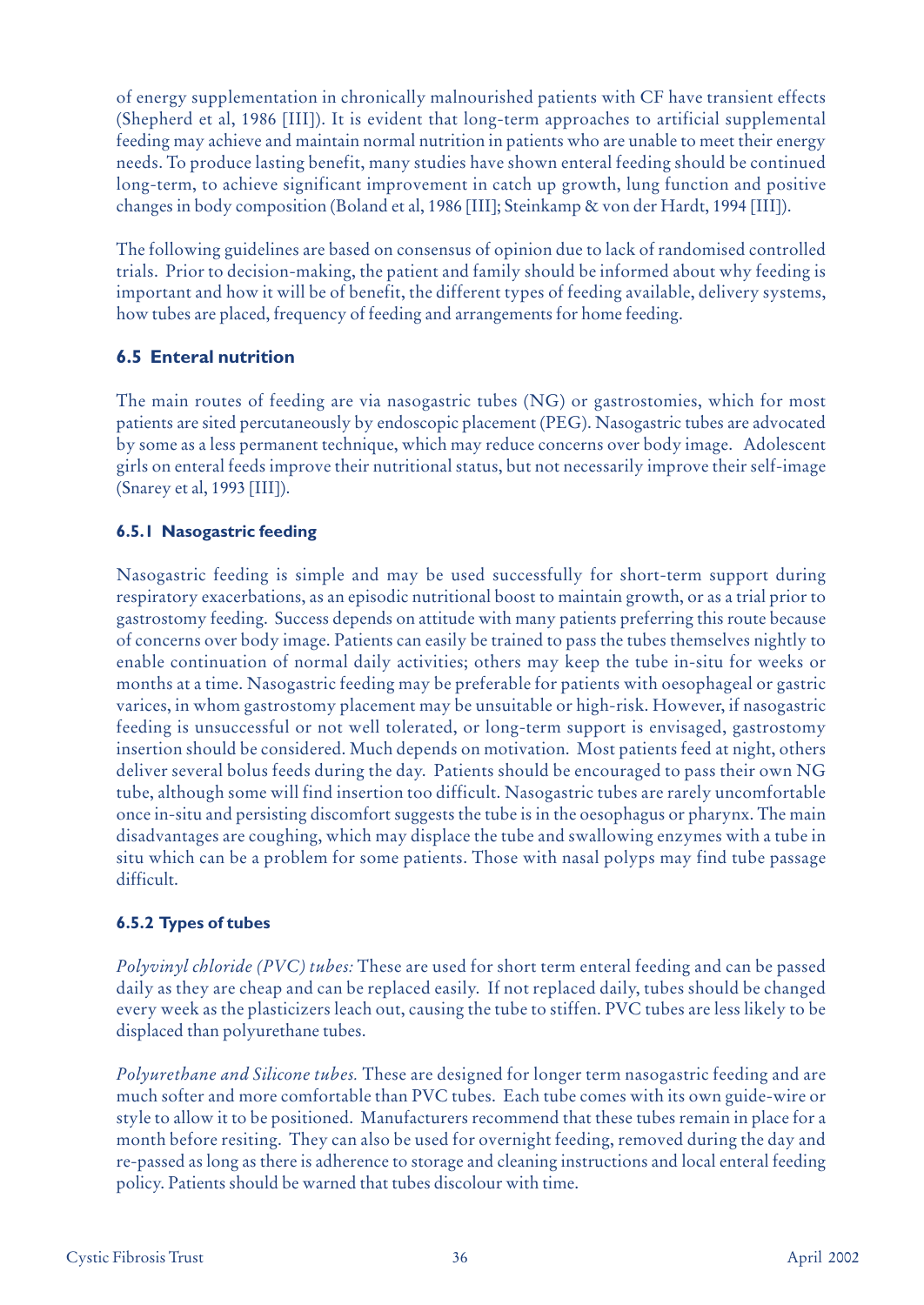of energy supplementation in chronically malnourished patients with CF have transient effects (Shepherd et al, 1986 [III]). It is evident that long-term approaches to artificial supplemental feeding may achieve and maintain normal nutrition in patients who are unable to meet their energy needs. To produce lasting benefit, many studies have shown enteral feeding should be continued long-term, to achieve significant improvement in catch up growth, lung function and positive changes in body composition (Boland et al, 1986 [III]; Steinkamp & von der Hardt, 1994 [III]).

The following guidelines are based on consensus of opinion due to lack of randomised controlled trials. Prior to decision-making, the patient and family should be informed about why feeding is important and how it will be of benefit, the different types of feeding available, delivery systems, how tubes are placed, frequency of feeding and arrangements for home feeding.

### 6.5 Enteral nutrition

The main routes of feeding are via nasogastric tubes (NG) or gastrostomies, which for most patients are sited percutaneously by endoscopic placement (PEG). Nasogastric tubes are advocated by some as a less permanent technique, which may reduce concerns over body image. Adolescent girls on enteral feeds improve their nutritional status, but not necessarily improve their self-image (Snarey et al, 1993 [III]).

#### 6.5.1 Nasogastric feeding

Nasogastric feeding is simple and may be used successfully for short-term support during respiratory exacerbations, as an episodic nutritional boost to maintain growth, or as a trial prior to gastrostomy feeding. Success depends on attitude with many patients preferring this route because of concerns over body image. Patients can easily be trained to pass the tubes themselves nightly to enable continuation of normal daily activities; others may keep the tube in-situ for weeks or months at a time. Nasogastric feeding may be preferable for patients with oesophageal or gastric varices, in whom gastrostomy placement may be unsuitable or high-risk. However, if nasogastric feeding is unsuccessful or not well tolerated, or long-term support is envisaged, gastrostomy insertion should be considered. Much depends on motivation. Most patients feed at night, others deliver several bolus feeds during the day. Patients should be encouraged to pass their own NG tube, although some will find insertion too difficult. Nasogastric tubes are rarely uncomfortable once in-situ and persisting discomfort suggests the tube is in the oesophagus or pharynx. The main disadvantages are coughing, which may displace the tube and swallowing enzymes with a tube in situ which can be a problem for some patients. Those with nasal polyps may find tube passage difficult.

#### 6.5.2 Types of tubes

*Polyvinyl chloride (PVC) tubes:* These are used for short term enteral feeding and can be passed daily as they are cheap and can be replaced easily. If not replaced daily, tubes should be changed every week as the plasticizers leach out, causing the tube to stiffen. PVC tubes are less likely to be displaced than polyurethane tubes.

*Polyurethane and Silicone tubes.* These are designed for longer term nasogastric feeding and are much softer and more comfortable than PVC tubes. Each tube comes with its own guide-wire or style to allow it to be positioned. Manufacturers recommend that these tubes remain in place for a month before resiting. They can also be used for overnight feeding, removed during the day and re-passed as long as there is adherence to storage and cleaning instructions and local enteral feeding policy. Patients should be warned that tubes discolour with time.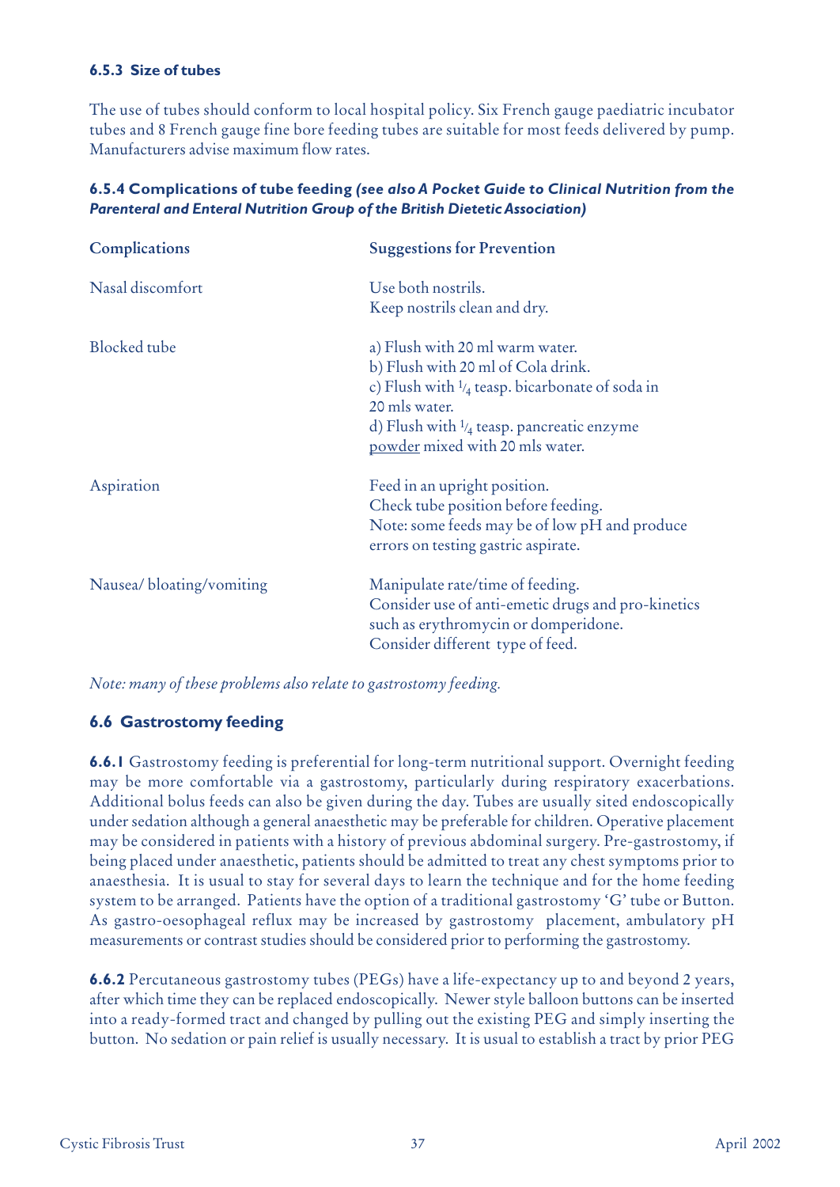#### 6.5.3 Size of tubes

The use of tubes should conform to local hospital policy. Six French gauge paediatric incubator tubes and 8 French gauge fine bore feeding tubes are suitable for most feeds delivered by pump. Manufacturers advise maximum flow rates.

#### 6.5.4 Complications of tube feeding *(see also A Pocket Guide to Clinical Nutrition from the Parenteral and Enteral Nutrition Group of the British Dietetic Association)*

| Complications | Suggestions for Prevention |
|---|---|
| Nasal discomfort | Use both nostrils.<br>Keep nostrils clean and dry. |
| Blocked tube | a) Flush with 20 ml warm water.<br>b) Flush with 20 ml of Cola drink.<br>c) Flush with 1/4 teasp. bicarbonate of soda in 20 mls water.<br>d) Flush with 1/4 teasp. pancreatic enzyme <u>powder</u> mixed with 20 mls water. |
| Aspiration | Feed in an upright position.<br>Check tube position before feeding.<br>Note: some feeds may be of low pH and produce errors on testing gastric aspirate. |
| Nausea/ bloating/vomiting | Manipulate rate/time of feeding.<br>Consider use of anti-emetic drugs and pro-kinetics such as erythromycin or domperidone.<br>Consider different type of feed. |

*Note: many of these problems also relate to gastrostomy feeding.*

### 6.6 Gastrostomy feeding

**6.6.1** Gastrostomy feeding is preferential for long-term nutritional support. Overnight feeding may be more comfortable via a gastrostomy, particularly during respiratory exacerbations. Additional bolus feeds can also be given during the day. Tubes are usually sited endoscopically under sedation although a general anaesthetic may be preferable for children. Operative placement may be considered in patients with a history of previous abdominal surgery. Pre-gastrostomy, if being placed under anaesthetic, patients should be admitted to treat any chest symptoms prior to anaesthesia. It is usual to stay for several days to learn the technique and for the home feeding system to be arranged. Patients have the option of a traditional gastrostomy 'G' tube or Button. As gastro-oesophageal reflux may be increased by gastrostomy placement, ambulatory pH measurements or contrast studies should be considered prior to performing the gastrostomy.

**6.6.2** Percutaneous gastrostomy tubes (PEGs) have a life-expectancy up to and beyond 2 years, after which time they can be replaced endoscopically. Newer style balloon buttons can be inserted into a ready-formed tract and changed by pulling out the existing PEG and simply inserting the button. No sedation or pain relief is usually necessary. It is usual to establish a tract by prior PEG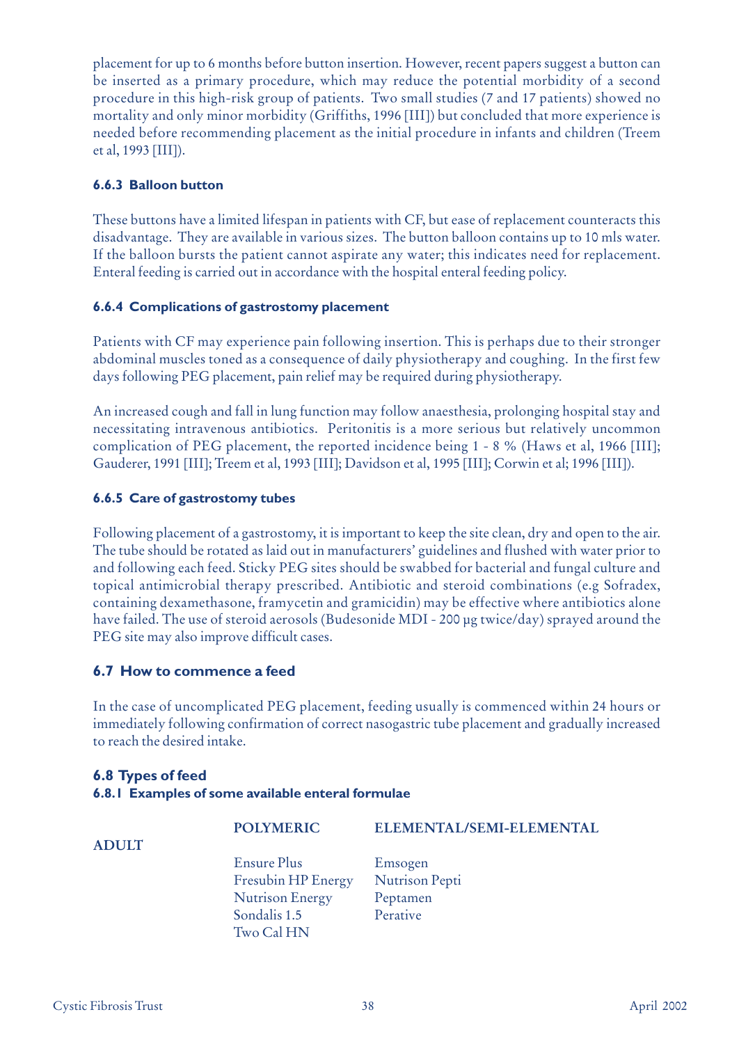placement for up to 6 months before button insertion. However, recent papers suggest a button can be inserted as a primary procedure, which may reduce the potential morbidity of a second procedure in this high-risk group of patients. Two small studies (7 and 17 patients) showed no mortality and only minor morbidity (Griffiths, 1996 [III]) but concluded that more experience is needed before recommending placement as the initial procedure in infants and children (Treem et al, 1993 [III]).

#### 6.6.3 Balloon button

These buttons have a limited lifespan in patients with CF, but ease of replacement counteracts this disadvantage. They are available in various sizes. The button balloon contains up to 10 mls water. If the balloon bursts the patient cannot aspirate any water; this indicates need for replacement. Enteral feeding is carried out in accordance with the hospital enteral feeding policy.

#### 6.6.4 Complications of gastrostomy placement

Patients with CF may experience pain following insertion. This is perhaps due to their stronger abdominal muscles toned as a consequence of daily physiotherapy and coughing. In the first few days following PEG placement, pain relief may be required during physiotherapy.

An increased cough and fall in lung function may follow anaesthesia, prolonging hospital stay and necessitating intravenous antibiotics. Peritonitis is a more serious but relatively uncommon complication of PEG placement, the reported incidence being 1 - 8 % (Haws et al, 1966 [III]; Gauderer, 1991 [III]; Treem et al, 1993 [III]; Davidson et al, 1995 [III]; Corwin et al; 1996 [III]).

#### 6.6.5 Care of gastrostomy tubes

Following placement of a gastrostomy, it is important to keep the site clean, dry and open to the air. The tube should be rotated as laid out in manufacturers' guidelines and flushed with water prior to and following each feed. Sticky PEG sites should be swabbed for bacterial and fungal culture and topical antimicrobial therapy prescribed. Antibiotic and steroid combinations (e.g Sofradex, containing dexamethasone, framycetin and gramicidin) may be effective where antibiotics alone have failed. The use of steroid aerosols (Budesonide MDI - 200 µg twice/day) sprayed around the PEG site may also improve difficult cases.

### 6.7 How to commence a feed

In the case of uncomplicated PEG placement, feeding usually is commenced within 24 hours or immediately following confirmation of correct nasogastric tube placement and gradually increased to reach the desired intake.

### 6.8 Types of feed

#### 6.8.1 Examples of some available enteral formulae

| | POLYMERIC | ELEMENTAL/SEMI-ELEMENTAL |
|---|---|---|
| ADULT | Ensure Plus | Emsogen |
| | Fresubin HP Energy | Nutrison Pepti |
| | Nutrison Energy | Peptamen |
| | Sondalis 1.5 | Perative |
| | Two Cal HN | |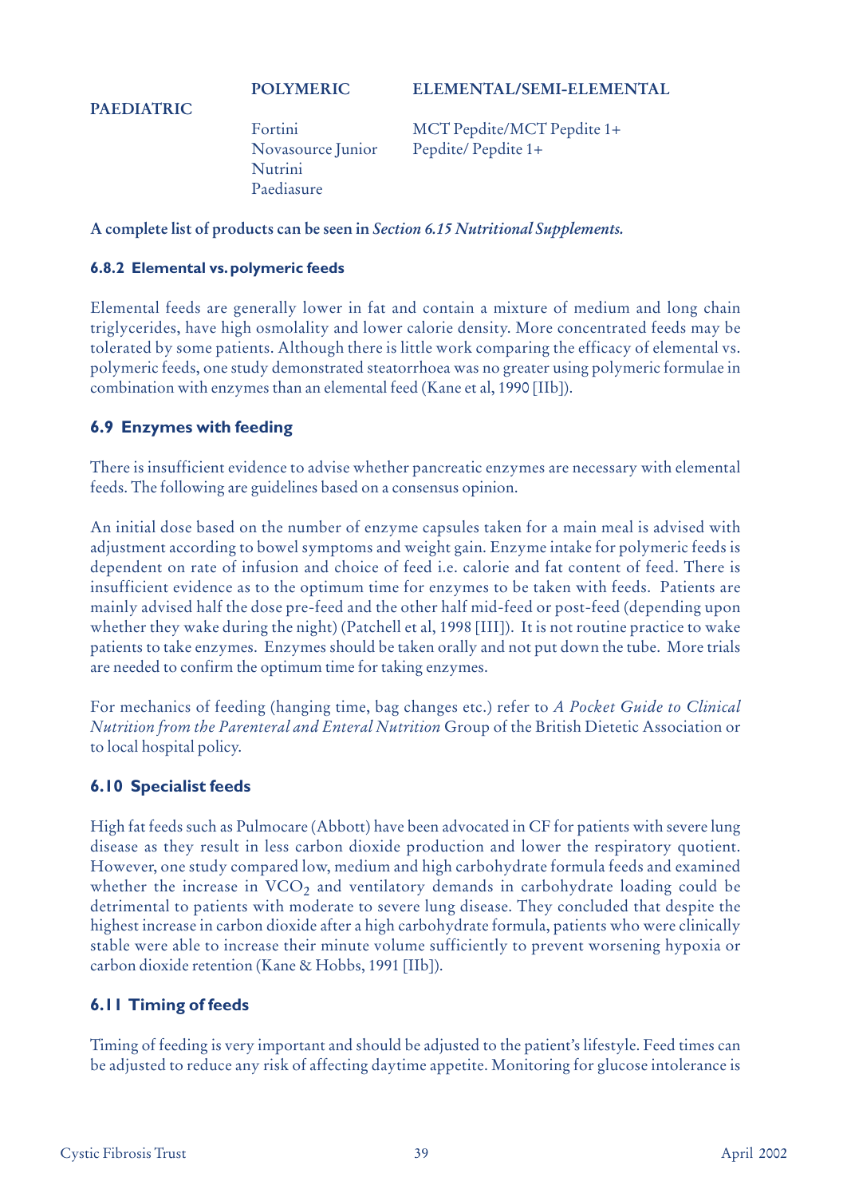| PAEDIATRIC | POLYMERIC | ELEMENTAL/SEMI-ELEMENTAL |
|---|---|---|
| | Fortini | MCT Pepdite/MCT Pepdite 1+ |
| | Novasource Junior | Pepdite/ Pepdite 1+ |
| | Nutrini | |
| | Paediasure | |

**A complete list of products can be seen in *Section 6.15 Nutritional Supplements.***

#### 6.8.2 Elemental vs. polymeric feeds

Elemental feeds are generally lower in fat and contain a mixture of medium and long chain triglycerides, have high osmolality and lower calorie density. More concentrated feeds may be tolerated by some patients. Although there is little work comparing the efficacy of elemental vs. polymeric feeds, one study demonstrated steatorrhoea was no greater using polymeric formulae in combination with enzymes than an elemental feed (Kane et al, 1990 [IIb]).

### 6.9 Enzymes with feeding

There is insufficient evidence to advise whether pancreatic enzymes are necessary with elemental feeds. The following are guidelines based on a consensus opinion.

An initial dose based on the number of enzyme capsules taken for a main meal is advised with adjustment according to bowel symptoms and weight gain. Enzyme intake for polymeric feeds is dependent on rate of infusion and choice of feed i.e. calorie and fat content of feed. There is insufficient evidence as to the optimum time for enzymes to be taken with feeds. Patients are mainly advised half the dose pre-feed and the other half mid-feed or post-feed (depending upon whether they wake during the night) (Patchell et al, 1998 [III]). It is not routine practice to wake patients to take enzymes. Enzymes should be taken orally and not put down the tube. More trials are needed to confirm the optimum time for taking enzymes.

For mechanics of feeding (hanging time, bag changes etc.) refer to *A Pocket Guide to Clinical Nutrition from the Parenteral and Enteral Nutrition* Group of the British Dietetic Association or to local hospital policy.

### 6.10 Specialist feeds

High fat feeds such as Pulmocare (Abbott) have been advocated in CF for patients with severe lung disease as they result in less carbon dioxide production and lower the respiratory quotient. However, one study compared low, medium and high carbohydrate formula feeds and examined whether the increase in $VCO_2$ and ventilatory demands in carbohydrate loading could be detrimental to patients with moderate to severe lung disease. They concluded that despite the highest increase in carbon dioxide after a high carbohydrate formula, patients who were clinically stable were able to increase their minute volume sufficiently to prevent worsening hypoxia or carbon dioxide retention (Kane & Hobbs, 1991 [IIb]).

### 6.11 Timing of feeds

Timing of feeding is very important and should be adjusted to the patient's lifestyle. Feed times can be adjusted to reduce any risk of affecting daytime appetite. Monitoring for glucose intolerance is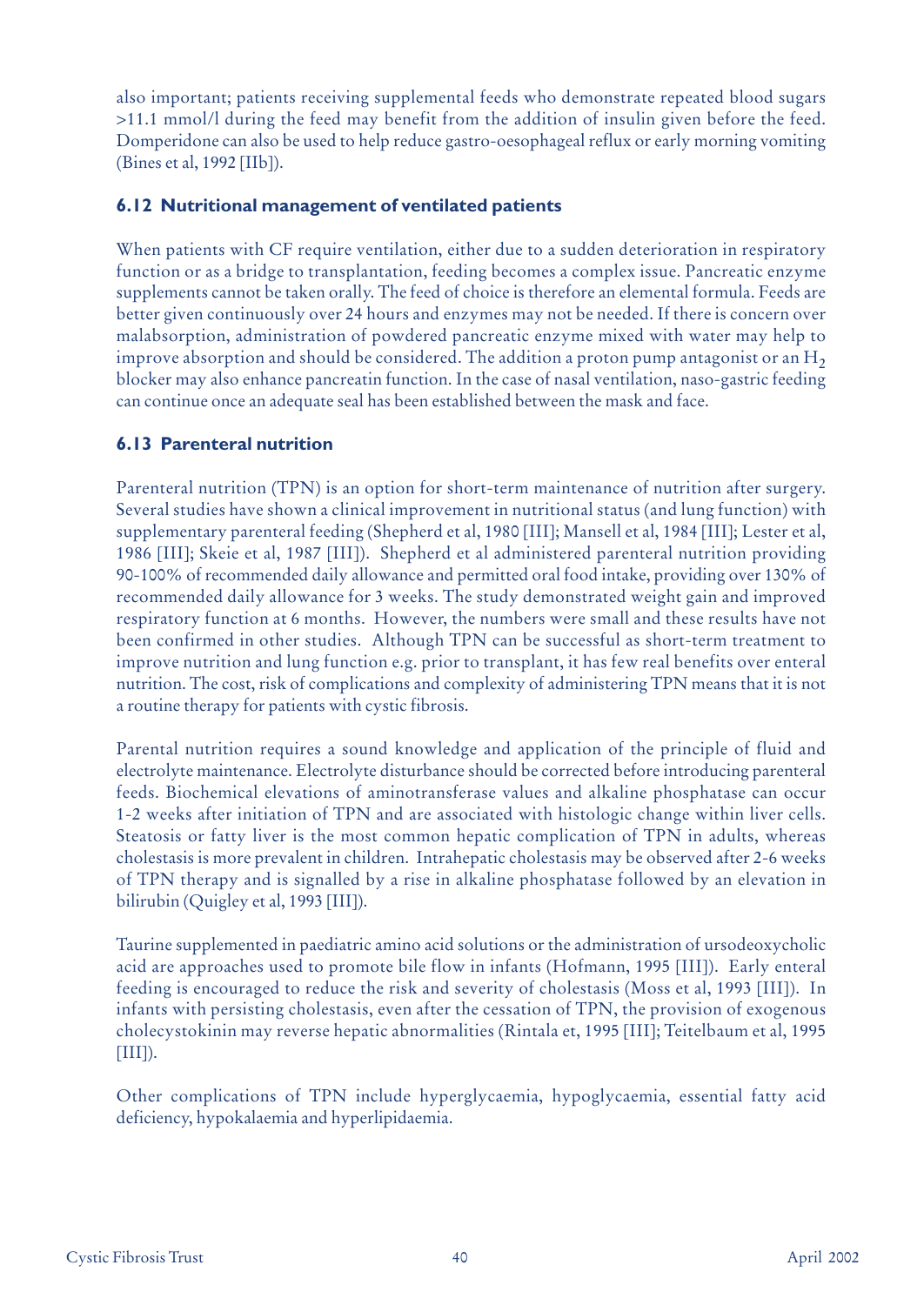also important; patients receiving supplemental feeds who demonstrate repeated blood sugars >11.1 mmol/l during the feed may benefit from the addition of insulin given before the feed. Domperidone can also be used to help reduce gastro-oesophageal reflux or early morning vomiting (Bines et al, 1992 [IIb]).

### 6.12 Nutritional management of ventilated patients

When patients with CF require ventilation, either due to a sudden deterioration in respiratory function or as a bridge to transplantation, feeding becomes a complex issue. Pancreatic enzyme supplements cannot be taken orally. The feed of choice is therefore an elemental formula. Feeds are better given continuously over 24 hours and enzymes may not be needed. If there is concern over malabsorption, administration of powdered pancreatic enzyme mixed with water may help to improve absorption and should be considered. The addition a proton pump antagonist or an $H_2$ blocker may also enhance pancreatin function. In the case of nasal ventilation, naso-gastric feeding can continue once an adequate seal has been established between the mask and face.

### 6.13 Parenteral nutrition

Parenteral nutrition (TPN) is an option for short-term maintenance of nutrition after surgery. Several studies have shown a clinical improvement in nutritional status (and lung function) with supplementary parenteral feeding (Shepherd et al, 1980 [III]; Mansell et al, 1984 [III]; Lester et al, 1986 [III]; Skeie et al, 1987 [III]). Shepherd et al administered parenteral nutrition providing 90-100% of recommended daily allowance and permitted oral food intake, providing over 130% of recommended daily allowance for 3 weeks. The study demonstrated weight gain and improved respiratory function at 6 months. However, the numbers were small and these results have not been confirmed in other studies. Although TPN can be successful as short-term treatment to improve nutrition and lung function e.g. prior to transplant, it has few real benefits over enteral nutrition. The cost, risk of complications and complexity of administering TPN means that it is not a routine therapy for patients with cystic fibrosis.

Parental nutrition requires a sound knowledge and application of the principle of fluid and electrolyte maintenance. Electrolyte disturbance should be corrected before introducing parenteral feeds. Biochemical elevations of aminotransferase values and alkaline phosphatase can occur 1-2 weeks after initiation of TPN and are associated with histologic change within liver cells. Steatosis or fatty liver is the most common hepatic complication of TPN in adults, whereas cholestasis is more prevalent in children. Intrahepatic cholestasis may be observed after 2-6 weeks of TPN therapy and is signalled by a rise in alkaline phosphatase followed by an elevation in bilirubin (Quigley et al, 1993 [III]).

Taurine supplemented in paediatric amino acid solutions or the administration of ursodeoxycholic acid are approaches used to promote bile flow in infants (Hofmann, 1995 [III]). Early enteral feeding is encouraged to reduce the risk and severity of cholestasis (Moss et al, 1993 [III]). In infants with persisting cholestasis, even after the cessation of TPN, the provision of exogenous cholecystokinin may reverse hepatic abnormalities (Rintala et, 1995 [III]; Teitelbaum et al, 1995 [III]).

Other complications of TPN include hyperglycaemia, hypoglycaemia, essential fatty acid deficiency, hypokalaemia and hyperlipidaemia.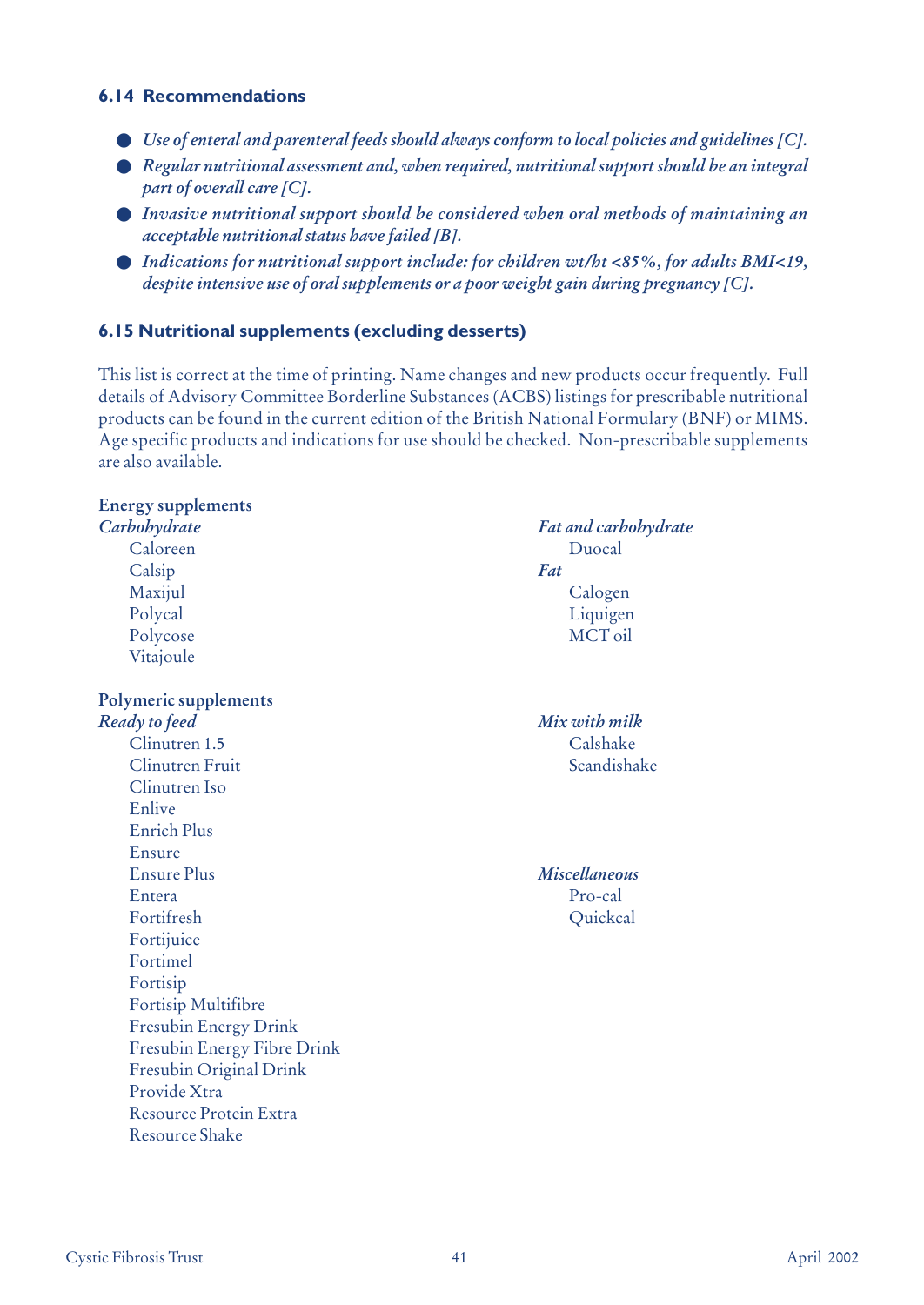### 6.14 Recommendations

- *Use of enteral and parenteral feeds should always conform to local policies and guidelines [C].*
- *Regular nutritional assessment and, when required, nutritional support should be an integral part of overall care [C].*
- *Invasive nutritional support should be considered when oral methods of maintaining an acceptable nutritional status have failed [B].*
- *Indications for nutritional support include: for children wt/ht <85%, for adults BMI<19, despite intensive use of oral supplements or a poor weight gain during pregnancy [C].*

### 6.15 Nutritional supplements (excluding desserts)

This list is correct at the time of printing. Name changes and new products occur frequently. Full details of Advisory Committee Borderline Substances (ACBS) listings for prescribable nutritional products can be found in the current edition of the British National Formulary (BNF) or MIMS. Age specific products and indications for use should be checked. Non-prescribable supplements are also available.

**Energy supplements**

*Carbohydrate*

- Caloreen
- Calsip
- Maxijul
- Polycal
- Polycose
- Vitajoule

*Fat and carbohydrate*

- Duocal

*Fat*

- Calogen
- Liquigen
- MCT oil

**Polymeric supplements**

*Ready to feed*

- Clinutren 1.5
- Clinutren Fruit
- Clinutren Iso
- Enlive
- Enrich Plus
- Ensure
- Ensure Plus
- Entera
- Fortifresh
- Fortijuice
- Fortimel
- Fortisip
- Fortisip Multifibre
- Fresubin Energy Drink
- Fresubin Energy Fibre Drink
- Fresubin Original Drink
- Provide Xtra
- Resource Protein Extra
- Resource Shake

*Mix with milk*

- Calshake
- Scandishake

*Miscellaneous*

- Pro-cal
- Quickcal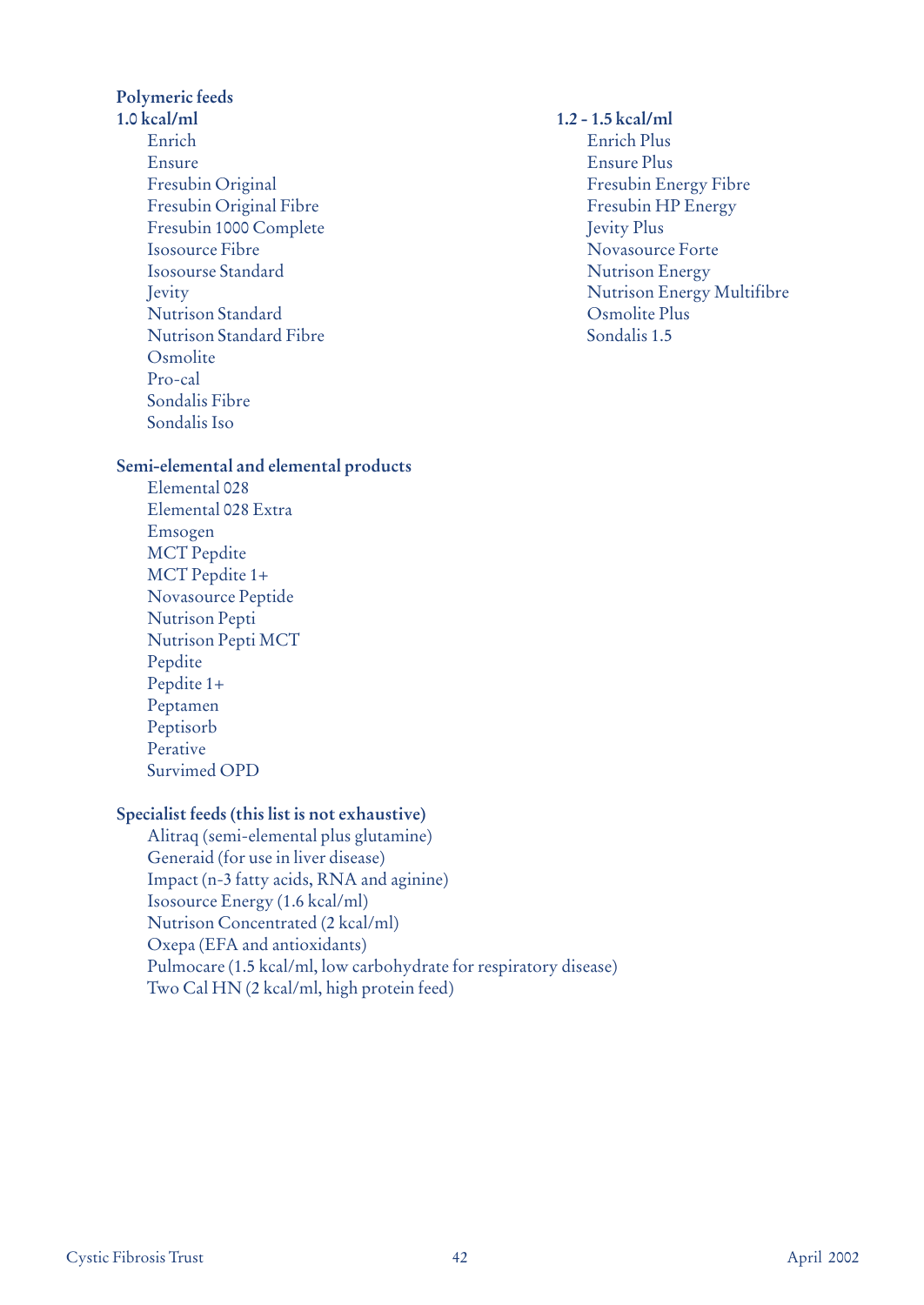**Polymeric feeds**

**1.0 kcal/ml**

- Enrich
- Ensure
- Fresubin Original
- Fresubin Original Fibre
- Fresubin 1000 Complete
- Isosource Fibre
- Isosourse Standard
- Jevity
- Nutrison Standard
- Nutrison Standard Fibre
- Osmolite
- Pro-cal
- Sondalis Fibre
- Sondalis Iso

**1.2 - 1.5 kcal/ml**

- Enrich Plus
- Ensure Plus
- Fresubin Energy Fibre
- Fresubin HP Energy
- Jevity Plus
- Novasource Forte
- Nutrison Energy
- Nutrison Energy Multifibre
- Osmolite Plus
- Sondalis 1.5

**Semi-elemental and elemental products**

- Elemental 028
- Elemental 028 Extra
- Emsogen
- MCT Pepdite
- MCT Pepdite 1+
- Novasource Peptide
- Nutrison Pepti
- Nutrison Pepti MCT
- Pepdite
- Pepdite 1+
- Peptamen
- Peptisorb
- Perative
- Survimed OPD

**Specialist feeds (this list is not exhaustive)**

- Alitraq (semi-elemental plus glutamine)
- Generaid (for use in liver disease)
- Impact (n-3 fatty acids, RNA and aginine)
- Isosource Energy (1.6 kcal/ml)
- Nutrison Concentrated (2 kcal/ml)
- Oxepa (EFA and antioxidants)
- Pulmocare (1.5 kcal/ml, low carbohydrate for respiratory disease)
- Two Cal HN (2 kcal/ml, high protein feed)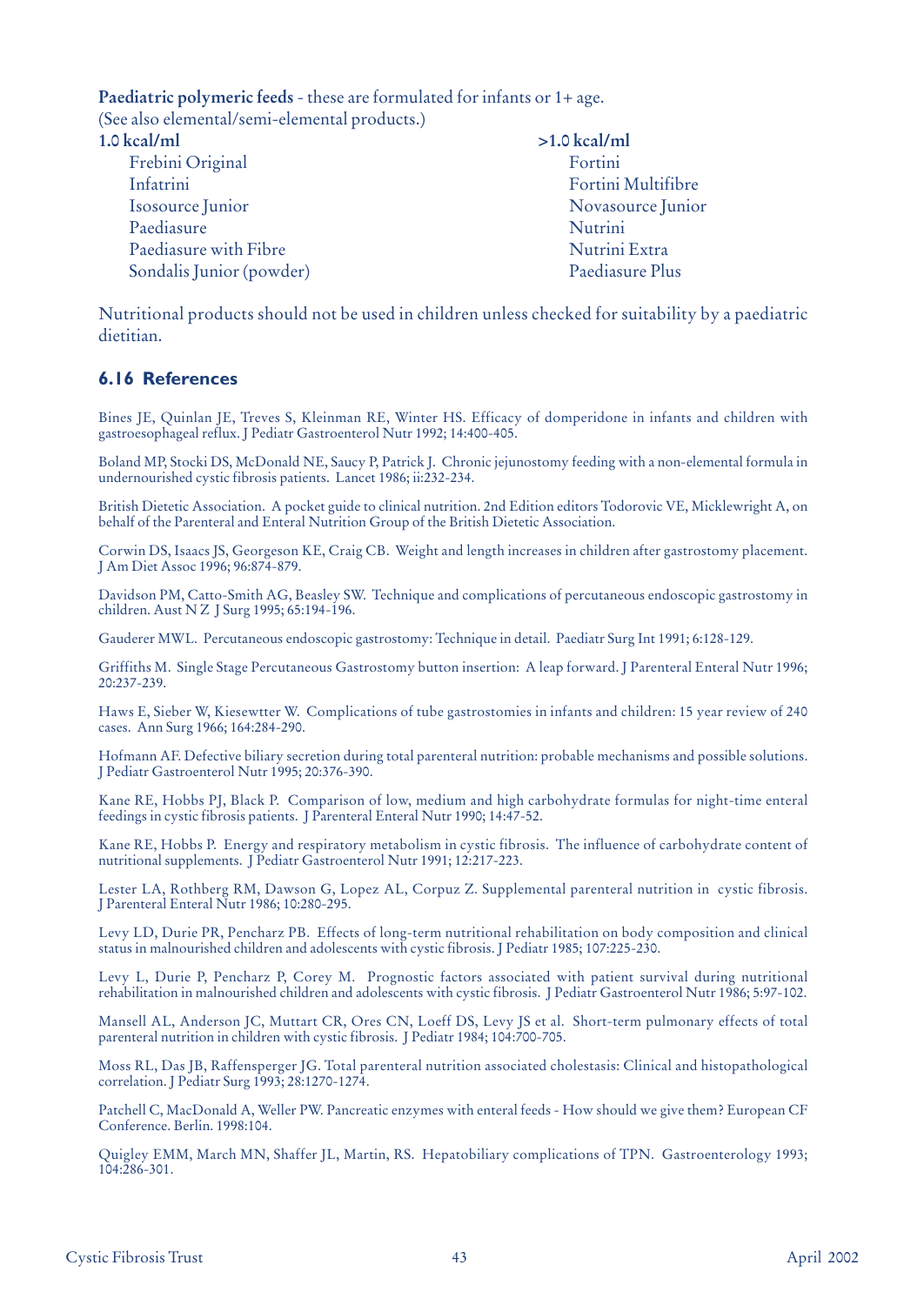**Paediatric polymeric feeds** - these are formulated for infants or 1+ age.
(See also elemental/semi-elemental products.)

| **1.0 kcal/ml** | **>1.0 kcal/ml** |
|---|---|
| Frebini Original | Fortini |
| Infatrini | Fortini Multifibre |
| Isosource Junior | Novasource Junior |
| Paediasure | Nutrini |
| Paediasure with Fibre | Nutrini Extra |
| Sondalis Junior (powder) | Paediasure Plus |

Nutritional products should not be used in children unless checked for suitability by a paediatric dietitian.

### 6.16 References

Bines JE, Quinlan JE, Treves S, Kleinman RE, Winter HS. Efficacy of domperidone in infants and children with gastroesophageal reflux. J Pediatr Gastroenterol Nutr 1992; 14:400-405.

Boland MP, Stocki DS, McDonald NE, Saucy P, Patrick J. Chronic jejunostomy feeding with a non-elemental formula in undernourished cystic fibrosis patients. Lancet 1986; ii:232-234.

British Dietetic Association. A pocket guide to clinical nutrition. 2nd Edition editors Todorovic VE, Micklewright A, on behalf of the Parenteral and Enteral Nutrition Group of the British Dietetic Association.

Corwin DS, Isaacs JS, Georgeson KE, Craig CB. Weight and length increases in children after gastrostomy placement. J Am Diet Assoc 1996; 96:874-879.

Davidson PM, Catto-Smith AG, Beasley SW. Technique and complications of percutaneous endoscopic gastrostomy in children. Aust N Z J Surg 1995; 65:194-196.

Gauderer MWL. Percutaneous endoscopic gastrostomy: Technique in detail. Paediatr Surg Int 1991; 6:128-129.

Griffiths M. Single Stage Percutaneous Gastrostomy button insertion: A leap forward. J Parenteral Enteral Nutr 1996; 20:237-239.

Haws E, Sieber W, Kiesewtter W. Complications of tube gastrostomies in infants and children: 15 year review of 240 cases. Ann Surg 1966; 164:284-290.

Hofmann AF. Defective biliary secretion during total parenteral nutrition: probable mechanisms and possible solutions. J Pediatr Gastroenterol Nutr 1995; 20:376-390.

Kane RE, Hobbs PJ, Black P. Comparison of low, medium and high carbohydrate formulas for night-time enteral feedings in cystic fibrosis patients. J Parenteral Enteral Nutr 1990; 14:47-52.

Kane RE, Hobbs P. Energy and respiratory metabolism in cystic fibrosis. The influence of carbohydrate content of nutritional supplements. J Pediatr Gastroenterol Nutr 1991; 12:217-223.

Lester LA, Rothberg RM, Dawson G, Lopez AL, Corpuz Z. Supplemental parenteral nutrition in cystic fibrosis. J Parenteral Enteral Nutr 1986; 10:280-295.

Levy LD, Durie PR, Pencharz PB. Effects of long-term nutritional rehabilitation on body composition and clinical status in malnourished children and adolescents with cystic fibrosis. J Pediatr 1985; 107:225-230.

Levy L, Durie P, Pencharz P, Corey M. Prognostic factors associated with patient survival during nutritional rehabilitation in malnourished children and adolescents with cystic fibrosis. J Pediatr Gastroenterol Nutr 1986; 5:97-102.

Mansell AL, Anderson JC, Muttart CR, Ores CN, Loeff DS, Levy JS et al. Short-term pulmonary effects of total parenteral nutrition in children with cystic fibrosis. J Pediatr 1984; 104:700-705.

Moss RL, Das JB, Raffensperger JG. Total parenteral nutrition associated cholestasis: Clinical and histopathological correlation. J Pediatr Surg 1993; 28:1270-1274.

Patchell C, MacDonald A, Weller PW. Pancreatic enzymes with enteral feeds - How should we give them? European CF Conference. Berlin. 1998:104.

Quigley EMM, March MN, Shaffer JL, Martin, RS. Hepatobiliary complications of TPN. Gastroenterology 1993; 104:286-301.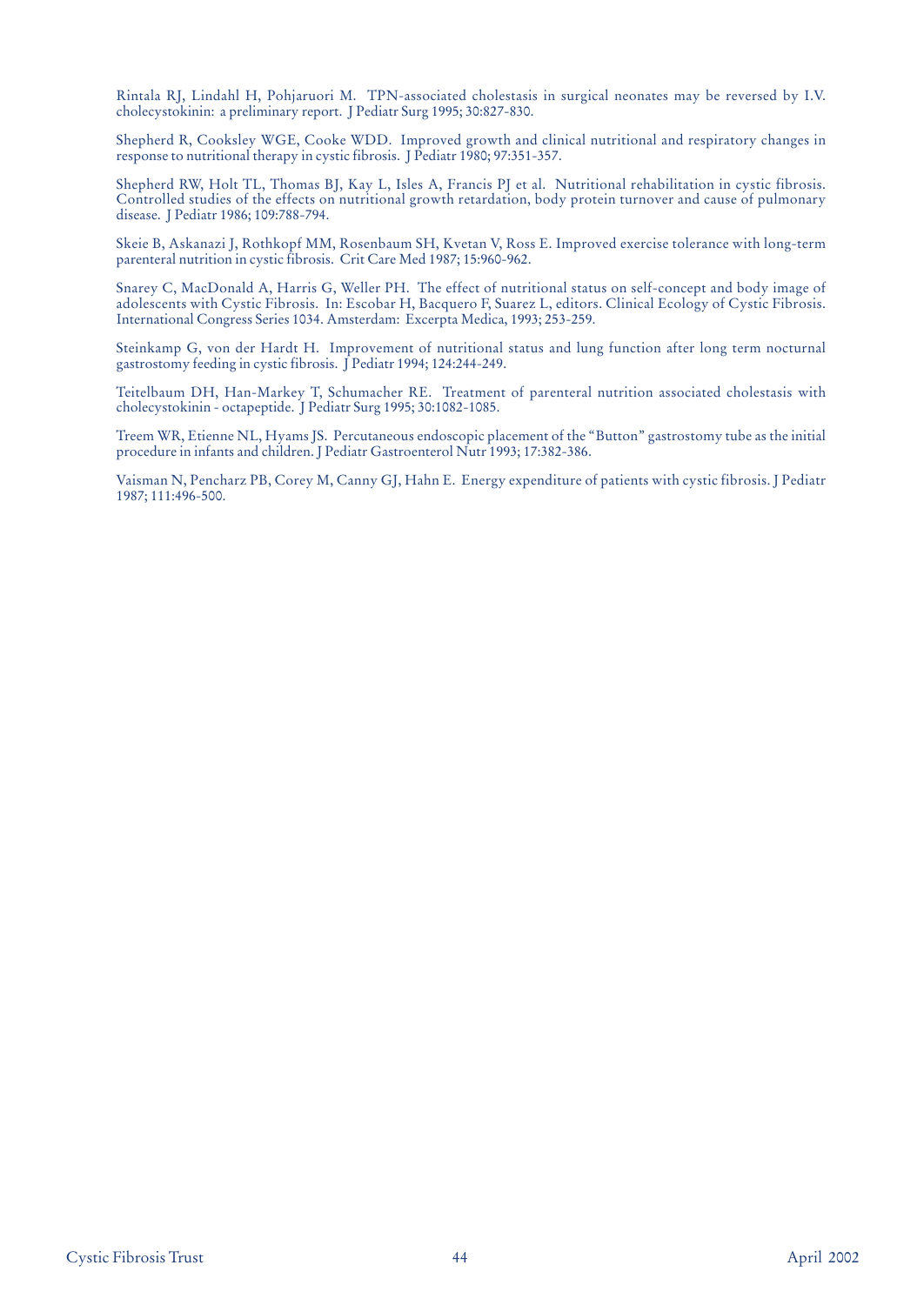Rintala RJ, Lindahl H, Pohjaruori M. TPN-associated cholestasis in surgical neonates may be reversed by I.V. cholecystokinin: a preliminary report. J Pediatr Surg 1995; 30:827-830.

Shepherd R, Cooksley WGE, Cooke WDD. Improved growth and clinical nutritional and respiratory changes in response to nutritional therapy in cystic fibrosis. J Pediatr 1980; 97:351-357.

Shepherd RW, Holt TL, Thomas BJ, Kay L, Isles A, Francis PJ et al. Nutritional rehabilitation in cystic fibrosis. Controlled studies of the effects on nutritional growth retardation, body protein turnover and cause of pulmonary disease. J Pediatr 1986; 109:788-794.

Skeie B, Askanazi J, Rothkopf MM, Rosenbaum SH, Kvetan V, Ross E. Improved exercise tolerance with long-term parenteral nutrition in cystic fibrosis. Crit Care Med 1987; 15:960-962.

Snarey C, MacDonald A, Harris G, Weller PH. The effect of nutritional status on self-concept and body image of adolescents with Cystic Fibrosis. In: Escobar H, Bacquero F, Suarez L, editors. Clinical Ecology of Cystic Fibrosis. International Congress Series 1034. Amsterdam: Excerpta Medica, 1993; 253-259.

Steinkamp G, von der Hardt H. Improvement of nutritional status and lung function after long term nocturnal gastrostomy feeding in cystic fibrosis. J Pediatr 1994; 124:244-249.

Teitelbaum DH, Han-Markey T, Schumacher RE. Treatment of parenteral nutrition associated cholestasis with cholecystokinin - octapeptide. J Pediatr Surg 1995; 30:1082-1085.

Treem WR, Etienne NL, Hyams JS. Percutaneous endoscopic placement of the "Button" gastrostomy tube as the initial procedure in infants and children. J Pediatr Gastroenterol Nutr 1993; 17:382-386.

Vaisman N, Pencharz PB, Corey M, Canny GJ, Hahn E. Energy expenditure of patients with cystic fibrosis. J Pediatr 1987; 111:496-500.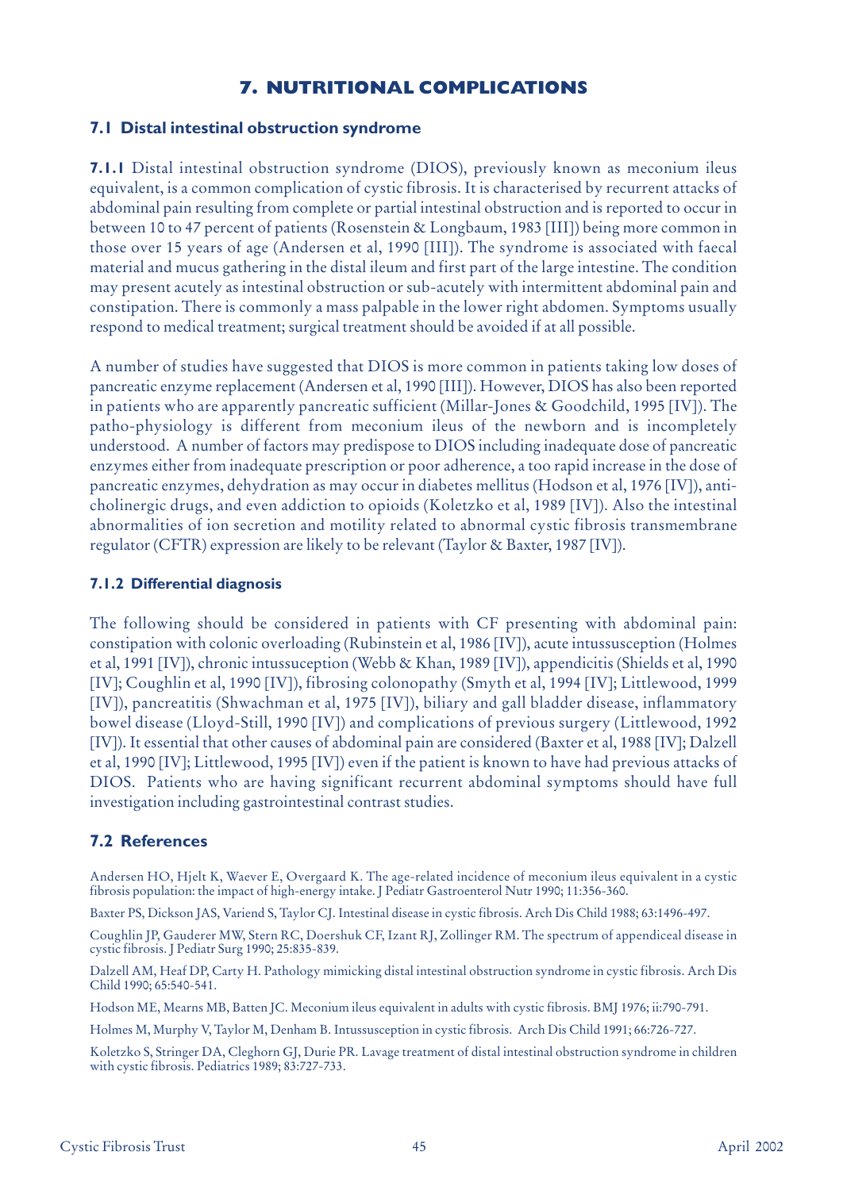# 7. NUTRITIONAL COMPLICATIONS

## 7.1 Distal intestinal obstruction syndrome

**7.1.1** Distal intestinal obstruction syndrome (DIOS), previously known as meconium ileus equivalent, is a common complication of cystic fibrosis. It is characterised by recurrent attacks of abdominal pain resulting from complete or partial intestinal obstruction and is reported to occur in between 10 to 47 percent of patients (Rosenstein & Longbaum, 1983 [III]) being more common in those over 15 years of age (Andersen et al, 1990 [III]). The syndrome is associated with faecal material and mucus gathering in the distal ileum and first part of the large intestine. The condition may present acutely as intestinal obstruction or sub-acutely with intermittent abdominal pain and constipation. There is commonly a mass palpable in the lower right abdomen. Symptoms usually respond to medical treatment; surgical treatment should be avoided if at all possible.

A number of studies have suggested that DIOS is more common in patients taking low doses of pancreatic enzyme replacement (Andersen et al, 1990 [III]). However, DIOS has also been reported in patients who are apparently pancreatic sufficient (Millar-Jones & Goodchild, 1995 [IV]). The patho-physiology is different from meconium ileus of the newborn and is incompletely understood. A number of factors may predispose to DIOS including inadequate dose of pancreatic enzymes either from inadequate prescription or poor adherence, a too rapid increase in the dose of pancreatic enzymes, dehydration as may occur in diabetes mellitus (Hodson et al, 1976 [IV]), anti-cholinergic drugs, and even addiction to opioids (Koletzko et al, 1989 [IV]). Also the intestinal abnormalities of ion secretion and motility related to abnormal cystic fibrosis transmembrane regulator (CFTR) expression are likely to be relevant (Taylor & Baxter, 1987 [IV]).

### 7.1.2 Differential diagnosis

The following should be considered in patients with CF presenting with abdominal pain: constipation with colonic overloading (Rubinstein et al, 1986 [IV]), acute intussusception (Holmes et al, 1991 [IV]), chronic intussusception (Webb & Khan, 1989 [IV]), appendicitis (Shields et al, 1990 [IV]; Coughlin et al, 1990 [IV]), fibrosing colonopathy (Smyth et al, 1994 [IV]; Littlewood, 1999 [IV]), pancreatitis (Shwachman et al, 1975 [IV]), biliary and gall bladder disease, inflammatory bowel disease (Lloyd-Still, 1990 [IV]) and complications of previous surgery (Littlewood, 1992 [IV]). It essential that other causes of abdominal pain are considered (Baxter et al, 1988 [IV]; Dalzell et al, 1990 [IV]; Littlewood, 1995 [IV]) even if the patient is known to have had previous attacks of DIOS. Patients who are having significant recurrent abdominal symptoms should have full investigation including gastrointestinal contrast studies.

## 7.2 References

Andersen HO, Hjelt K, Waever E, Overgaard K. The age-related incidence of meconium ileus equivalent in a cystic fibrosis population: the impact of high-energy intake. J Pediatr Gastroenterol Nutr 1990; 11:356-360.

Baxter PS, Dickson JAS, Variend S, Taylor CJ. Intestinal disease in cystic fibrosis. Arch Dis Child 1988; 63:1496-497.

Coughlin JP, Gauderer MW, Stern RC, Doershuk CF, Izant RJ, Zollinger RM. The spectrum of appendiceal disease in cystic fibrosis. J Pediatr Surg 1990; 25:835-839.

Dalzell AM, Heaf DP, Carty H. Pathology mimicking distal intestinal obstruction syndrome in cystic fibrosis. Arch Dis Child 1990; 65:540-541.

Hodson ME, Mearns MB, Batten JC. Meconium ileus equivalent in adults with cystic fibrosis. BMJ 1976; ii:790-791.

Holmes M, Murphy V, Taylor M, Denham B. Intussusception in cystic fibrosis. Arch Dis Child 1991; 66:726-727.

Koletzko S, Stringer DA, Cleghorn GJ, Durie PR. Lavage treatment of distal intestinal obstruction syndrome in children with cystic fibrosis. Pediatrics 1989; 83:727-733.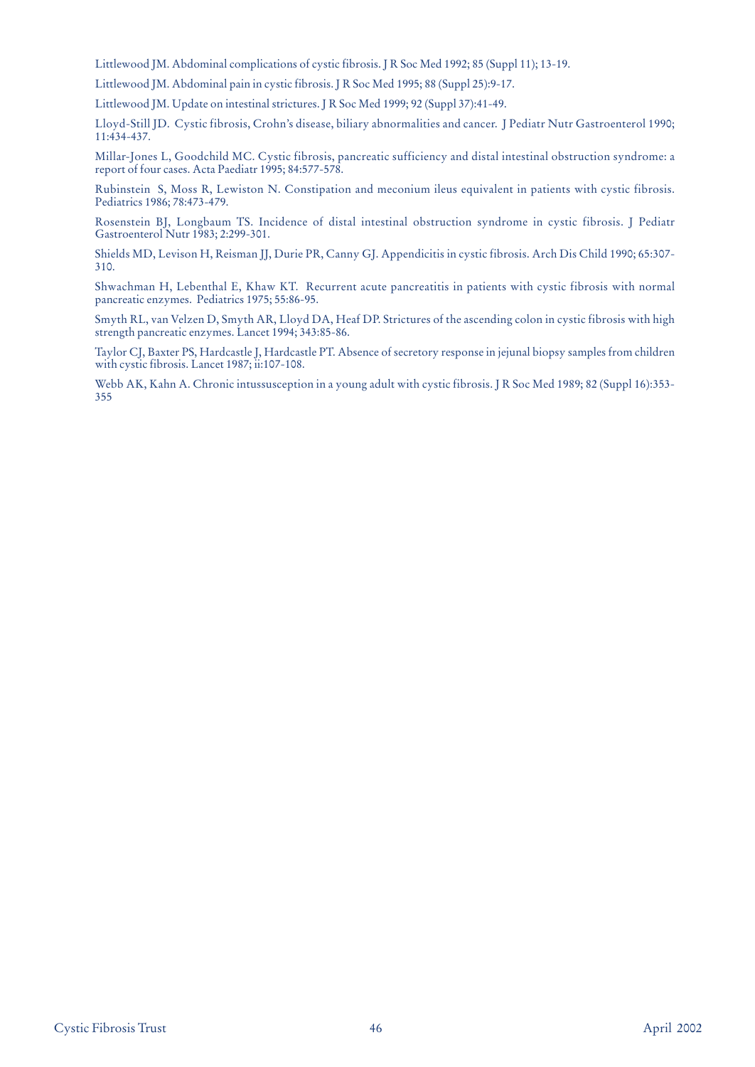Littlewood JM. Abdominal complications of cystic fibrosis. J R Soc Med 1992; 85 (Suppl 11); 13-19.

Littlewood JM. Abdominal pain in cystic fibrosis. J R Soc Med 1995; 88 (Suppl 25):9-17.

Littlewood JM. Update on intestinal strictures. J R Soc Med 1999; 92 (Suppl 37):41-49.

Lloyd-Still JD. Cystic fibrosis, Crohn's disease, biliary abnormalities and cancer. J Pediatr Nutr Gastroenterol 1990; 11:434-437.

Millar-Jones L, Goodchild MC. Cystic fibrosis, pancreatic sufficiency and distal intestinal obstruction syndrome: a report of four cases. Acta Paediatr 1995; 84:577-578.

Rubinstein S, Moss R, Lewiston N. Constipation and meconium ileus equivalent in patients with cystic fibrosis. Pediatrics 1986; 78:473-479.

Rosenstein BJ, Longbaum TS. Incidence of distal intestinal obstruction syndrome in cystic fibrosis. J Pediatr Gastroenterol Nutr 1983; 2:299-301.

Shields MD, Levison H, Reisman JJ, Durie PR, Canny GJ. Appendicitis in cystic fibrosis. Arch Dis Child 1990; 65:307-310.

Shwachman H, Lebenthal E, Khaw KT. Recurrent acute pancreatitis in patients with cystic fibrosis with normal pancreatic enzymes. Pediatrics 1975; 55:86-95.

Smyth RL, van Velzen D, Smyth AR, Lloyd DA, Heaf DP. Strictures of the ascending colon in cystic fibrosis with high strength pancreatic enzymes. Lancet 1994; 343:85-86.

Taylor CJ, Baxter PS, Hardcastle J, Hardcastle PT. Absence of secretory response in jejunal biopsy samples from children with cystic fibrosis. Lancet 1987; ii:107-108.

Webb AK, Kahn A. Chronic intussusception in a young adult with cystic fibrosis. J R Soc Med 1989; 82 (Suppl 16):353-355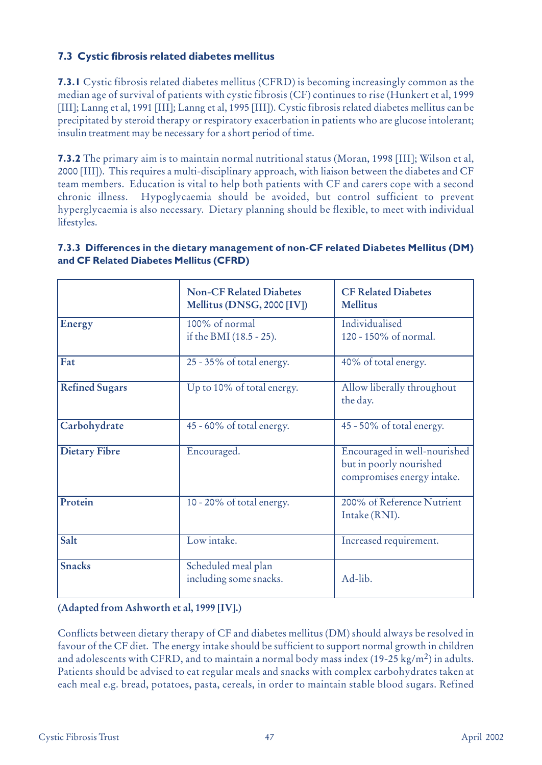### 7.3 Cystic fibrosis related diabetes mellitus

**7.3.1** Cystic fibrosis related diabetes mellitus (CFRD) is becoming increasingly common as the median age of survival of patients with cystic fibrosis (CF) continues to rise (Hunkert et al, 1999 [III]; Lanng et al, 1991 [III]; Lanng et al, 1995 [III]). Cystic fibrosis related diabetes mellitus can be precipitated by steroid therapy or respiratory exacerbation in patients who are glucose intolerant; insulin treatment may be necessary for a short period of time.

**7.3.2** The primary aim is to maintain normal nutritional status (Moran, 1998 [III]; Wilson et al, 2000 [III]). This requires a multi-disciplinary approach, with liaison between the diabetes and CF team members. Education is vital to help both patients with CF and carers cope with a second chronic illness. Hypoglycaemia should be avoided, but control sufficient to prevent hyperglycaemia is also necessary. Dietary planning should be flexible, to meet with individual lifestyles.

**7.3.3 Differences in the dietary management of non-CF related Diabetes Mellitus (DM) and CF Related Diabetes Mellitus (CFRD)**

| | Non-CF Related Diabetes Mellitus (DNSG, 2000 [IV]) | CF Related Diabetes Mellitus |
|---|---|---|
| **Energy** | 100% of normal if the BMI (18.5 - 25). | Individualised 120 - 150% of normal. |
| **Fat** | 25 - 35% of total energy. | 40% of total energy. |
| **Refined Sugars** | Up to 10% of total energy. | Allow liberally throughout the day. |
| **Carbohydrate** | 45 - 60% of total energy. | 45 - 50% of total energy. |
| **Dietary Fibre** | Encouraged. | Encouraged in well-nourished but in poorly nourished compromises energy intake. |
| **Protein** | 10 - 20% of total energy. | 200% of Reference Nutrient Intake (RNI). |
| **Salt** | Low intake. | Increased requirement. |
| **Snacks** | Scheduled meal plan including some snacks. | Ad-lib. |

**(Adapted from Ashworth et al, 1999 [IV].)**

Conflicts between dietary therapy of CF and diabetes mellitus (DM) should always be resolved in favour of the CF diet. The energy intake should be sufficient to support normal growth in children and adolescents with CFRD, and to maintain a normal body mass index (19-25 kg/m$^2$) in adults. Patients should be advised to eat regular meals and snacks with complex carbohydrates taken at each meal e.g. bread, potatoes, pasta, cereals, in order to maintain stable blood sugars. Refined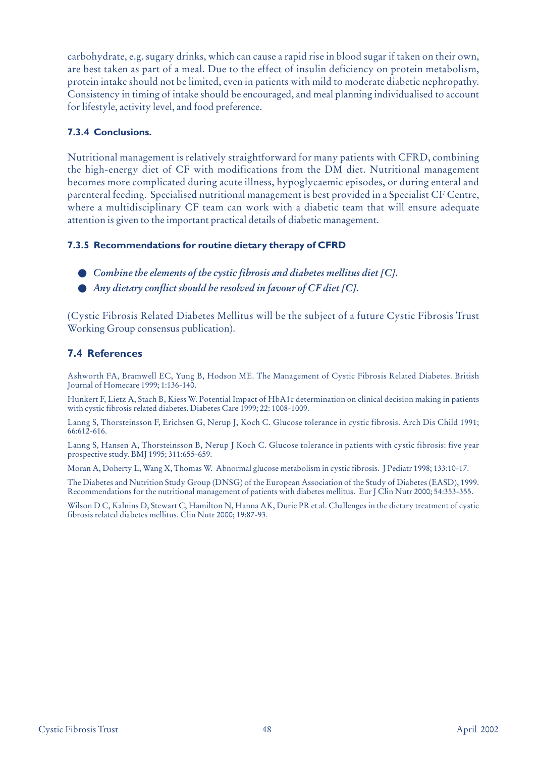carbohydrate, e.g. sugary drinks, which can cause a rapid rise in blood sugar if taken on their own, are best taken as part of a meal. Due to the effect of insulin deficiency on protein metabolism, protein intake should not be limited, even in patients with mild to moderate diabetic nephropathy. Consistency in timing of intake should be encouraged, and meal planning individualised to account for lifestyle, activity level, and food preference.

#### 7.3.4 Conclusions.

Nutritional management is relatively straightforward for many patients with CFRD, combining the high-energy diet of CF with modifications from the DM diet. Nutritional management becomes more complicated during acute illness, hypoglycaemic episodes, or during enteral and parenteral feeding. Specialised nutritional management is best provided in a Specialist CF Centre, where a multidisciplinary CF team can work with a diabetic team that will ensure adequate attention is given to the important practical details of diabetic management.

#### 7.3.5 Recommendations for routine dietary therapy of CFRD

- *Combine the elements of the cystic fibrosis and diabetes mellitus diet [C].*
- *Any dietary conflict should be resolved in favour of CF diet [C].*

(Cystic Fibrosis Related Diabetes Mellitus will be the subject of a future Cystic Fibrosis Trust Working Group consensus publication).

### 7.4 References

Ashworth FA, Bramwell EC, Yung B, Hodson ME. The Management of Cystic Fibrosis Related Diabetes. British Journal of Homecare 1999; 1:136-140.

Hunkert F, Lietz A, Stach B, Kiess W. Potential Impact of HbA1c determination on clinical decision making in patients with cystic fibrosis related diabetes. Diabetes Care 1999; 22: 1008-1009.

Lanng S, Thorsteinsson F, Erichsen G, Nerup J, Koch C. Glucose tolerance in cystic fibrosis. Arch Dis Child 1991; 66:612-616.

Lanng S, Hansen A, Thorsteinsson B, Nerup J Koch C. Glucose tolerance in patients with cystic fibrosis: five year prospective study. BMJ 1995; 311:655-659.

Moran A, Doherty L, Wang X, Thomas W. Abnormal glucose metabolism in cystic fibrosis. J Pediatr 1998; 133:10-17.

The Diabetes and Nutrition Study Group (DNSG) of the European Association of the Study of Diabetes (EASD), 1999. Recommendations for the nutritional management of patients with diabetes mellitus. Eur J Clin Nutr 2000; 54:353-355.

Wilson D C, Kalnins D, Stewart C, Hamilton N, Hanna AK, Durie PR et al. Challenges in the dietary treatment of cystic fibrosis related diabetes mellitus. Clin Nutr 2000; 19:87-93.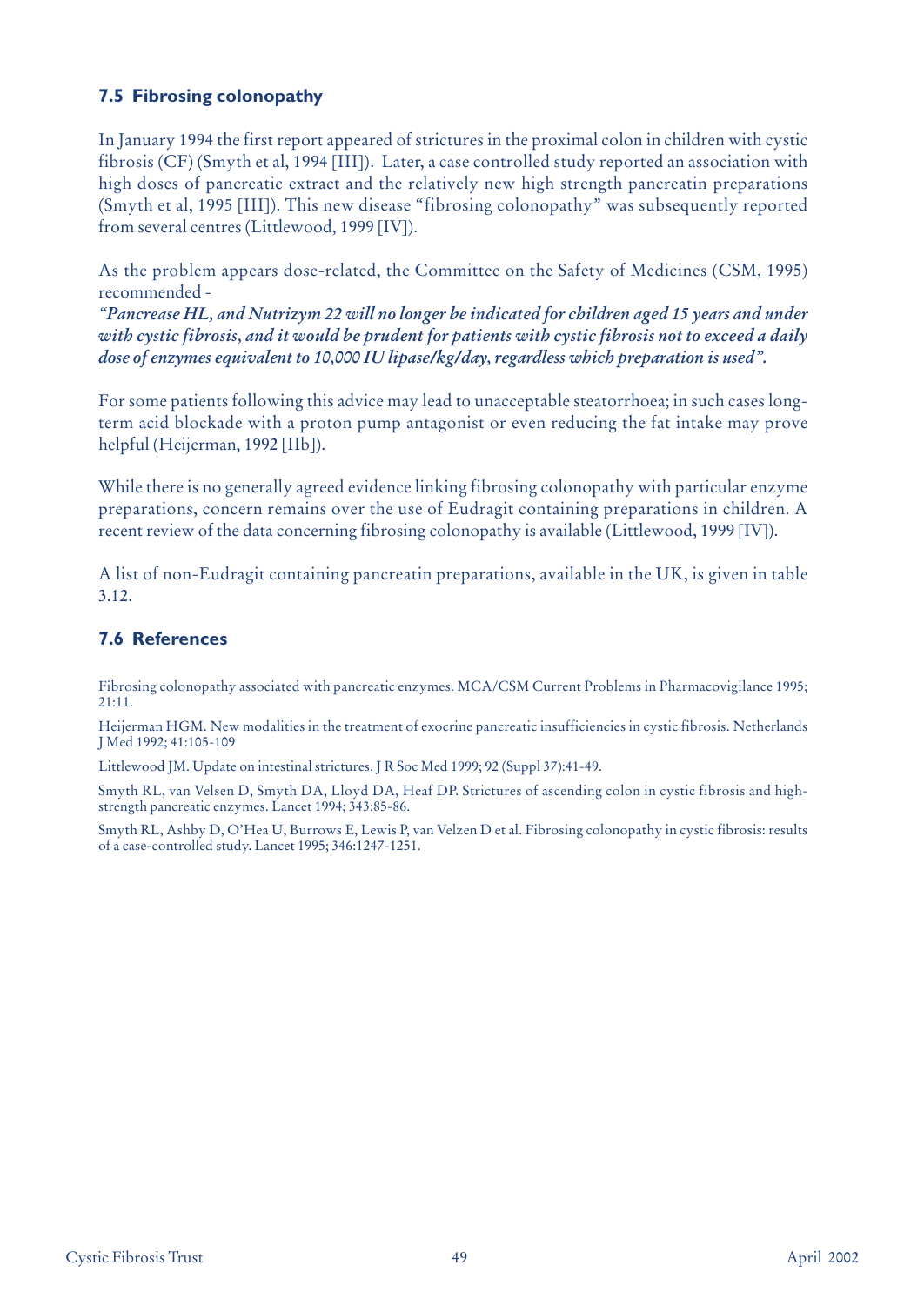### 7.5 Fibrosing colonopathy

In January 1994 the first report appeared of strictures in the proximal colon in children with cystic fibrosis (CF) (Smyth et al, 1994 [III]). Later, a case controlled study reported an association with high doses of pancreatic extract and the relatively new high strength pancreatin preparations (Smyth et al, 1995 [III]). This new disease "fibrosing colonopathy" was subsequently reported from several centres (Littlewood, 1999 [IV]).

As the problem appears dose-related, the Committee on the Safety of Medicines (CSM, 1995) recommended -
***"Pancrease HL, and Nutrizym 22 will no longer be indicated for children aged 15 years and under with cystic fibrosis, and it would be prudent for patients with cystic fibrosis not to exceed a daily dose of enzymes equivalent to 10,000 IU lipase/kg/day, regardless which preparation is used".***

For some patients following this advice may lead to unacceptable steatorrhoea; in such cases long-term acid blockade with a proton pump antagonist or even reducing the fat intake may prove helpful (Heijerman, 1992 [IIb]).

While there is no generally agreed evidence linking fibrosing colonopathy with particular enzyme preparations, concern remains over the use of Eudragit containing preparations in children. A recent review of the data concerning fibrosing colonopathy is available (Littlewood, 1999 [IV]).

A list of non-Eudragit containing pancreatin preparations, available in the UK, is given in table 3.12.

### 7.6 References

Fibrosing colonopathy associated with pancreatic enzymes. MCA/CSM Current Problems in Pharmacovigilance 1995; 21:11.

Heijerman HGM. New modalities in the treatment of exocrine pancreatic insufficiencies in cystic fibrosis. Netherlands J Med 1992; 41:105-109

Littlewood JM. Update on intestinal strictures. J R Soc Med 1999; 92 (Suppl 37):41-49.

Smyth RL, van Velsen D, Smyth DA, Lloyd DA, Heaf DP. Strictures of ascending colon in cystic fibrosis and high-strength pancreatic enzymes. Lancet 1994; 343:85-86.

Smyth RL, Ashby D, O'Hea U, Burrows E, Lewis P, van Velzen D et al. Fibrosing colonopathy in cystic fibrosis: results of a case-controlled study. Lancet 1995; 346:1247-1251.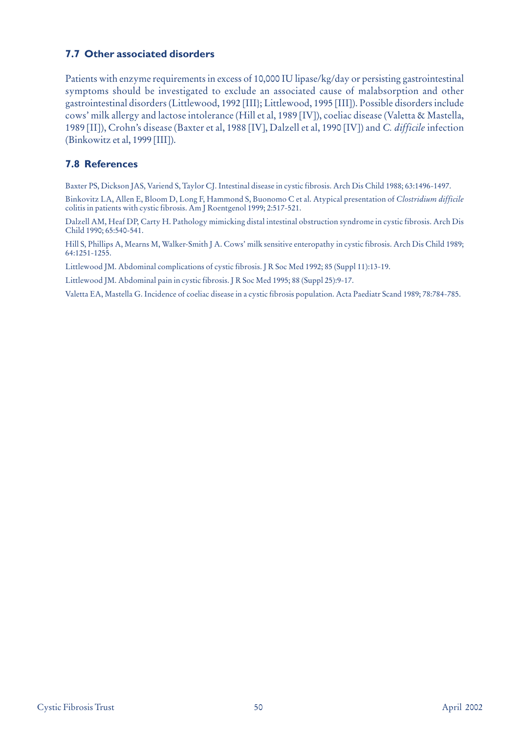### 7.7 Other associated disorders

Patients with enzyme requirements in excess of 10,000 IU lipase/kg/day or persisting gastrointestinal symptoms should be investigated to exclude an associated cause of malabsorption and other gastrointestinal disorders (Littlewood, 1992 [III}; Littlewood, 1995 [III]). Possible disorders include cows' milk allergy and lactose intolerance (Hill et al, 1989 [IV]), coeliac disease (Valetta & Mastella, 1989 [II]), Crohn's disease (Baxter et al, 1988 [IV], Dalzell et al, 1990 [IV]) and *C. difficile* infection (Binkowitz et al, 1999 [III]).

### 7.8 References

Baxter PS, Dickson JAS, Variend S, Taylor CJ. Intestinal disease in cystic fibrosis. Arch Dis Child 1988; 63:1496-1497.

Binkovitz LA, Allen E, Bloom D, Long F, Hammond S, Buonomo C et al. Atypical presentation of *Clostridium difficile* colitis in patients with cystic fibrosis. Am J Roentgenol 1999; 2:517-521.

Dalzell AM, Heaf DP, Carty H. Pathology mimicking distal intestinal obstruction syndrome in cystic fibrosis. Arch Dis Child 1990; 65:540-541.

Hill S, Phillips A, Mearns M, Walker-Smith J A. Cows' milk sensitive enteropathy in cystic fibrosis. Arch Dis Child 1989; 64:1251-1255.

Littlewood JM. Abdominal complications of cystic fibrosis. J R Soc Med 1992; 85 (Suppl 11):13-19.

Littlewood JM. Abdominal pain in cystic fibrosis. J R Soc Med 1995; 88 (Suppl 25):9-17.

Valetta EA, Mastella G. Incidence of coeliac disease in a cystic fibrosis population. Acta Paediatr Scand 1989; 78:784-785.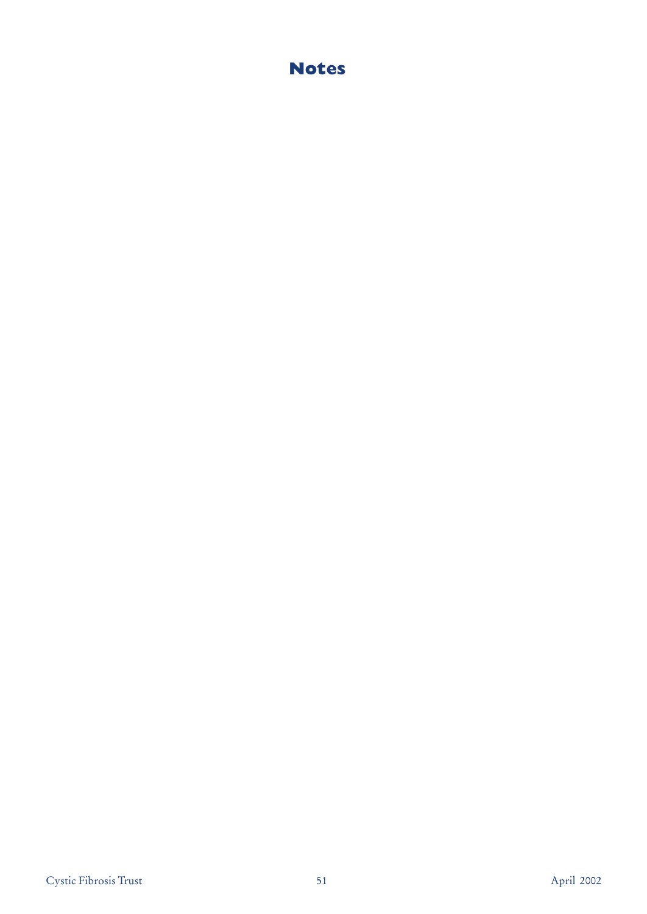# Notes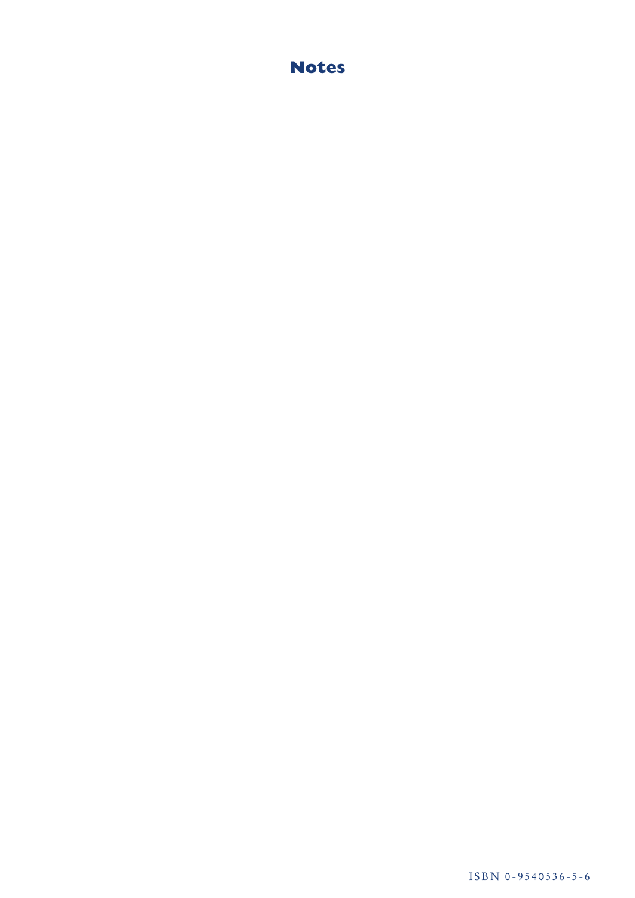# Notes

ISBN 0-9540536-5-6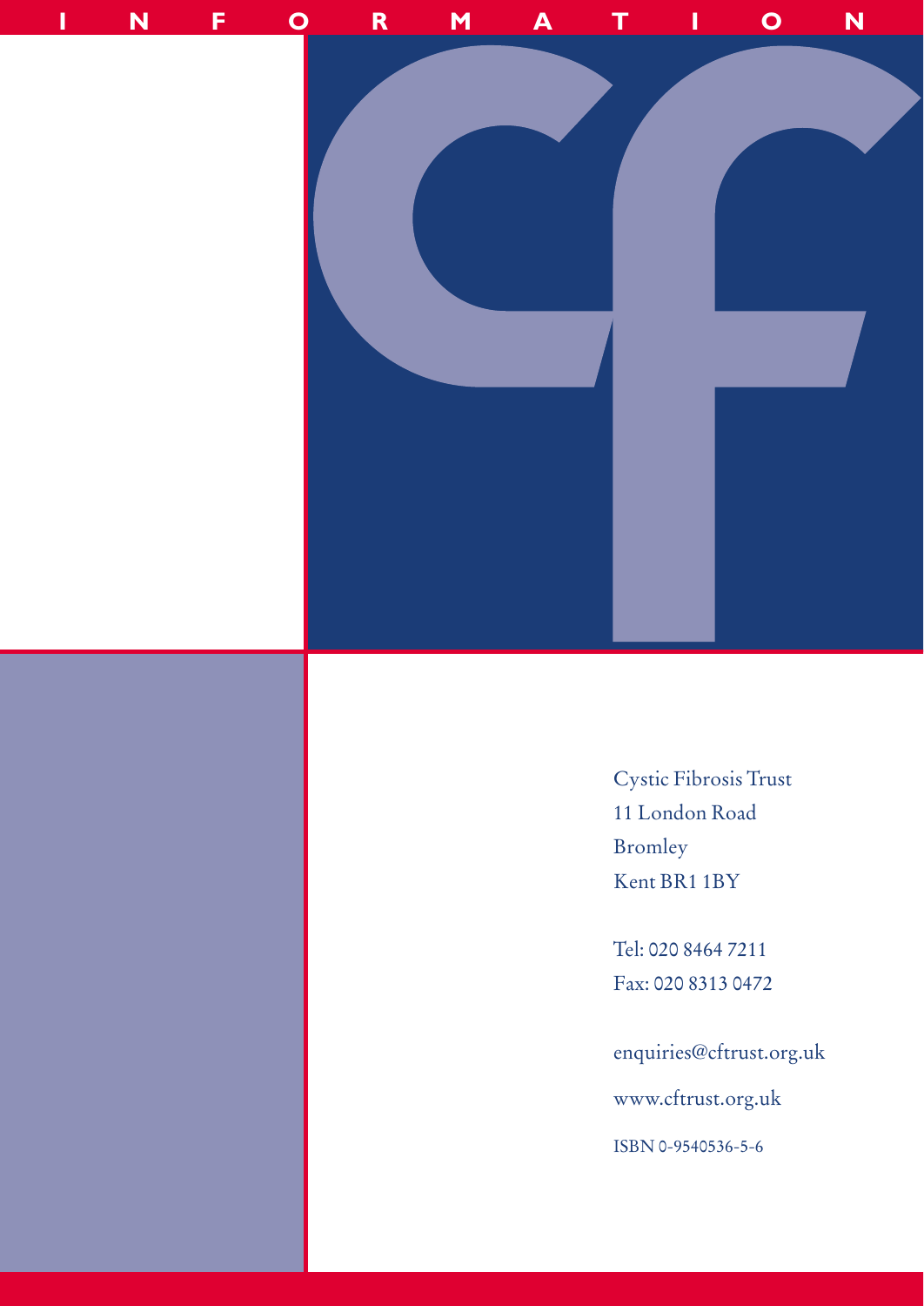I N F O R M A T I O N

Cystic Fibrosis Trust
11 London Road
Bromley
Kent BR1 1BY

Tel: 020 8464 7211
Fax: 020 8313 0472

enquiries@cftrust.org.uk

www.cftrust.org.uk

ISBN 0-9540536-5-6